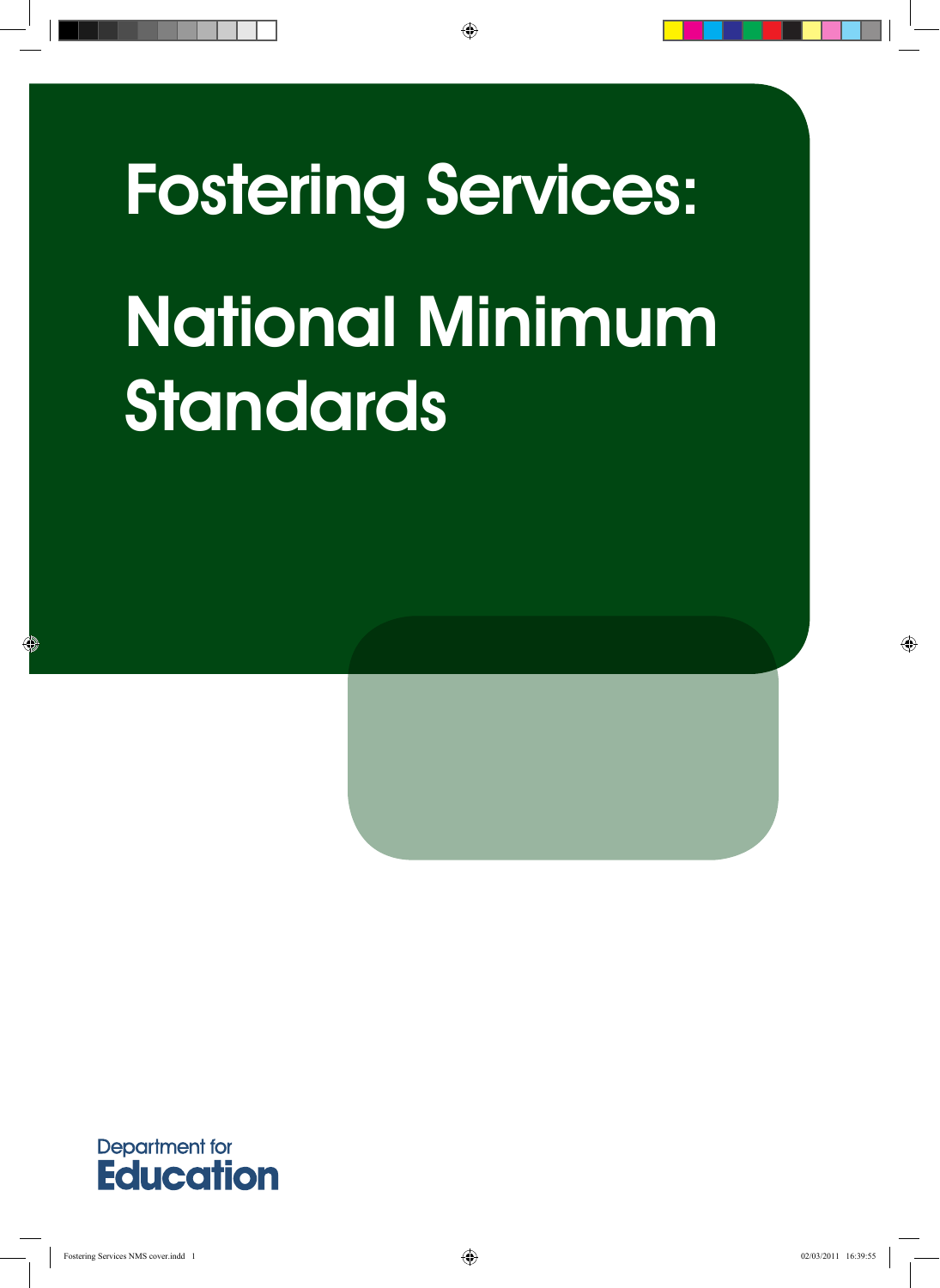# Fostering Services:

# National Minimum Standards

Department for Education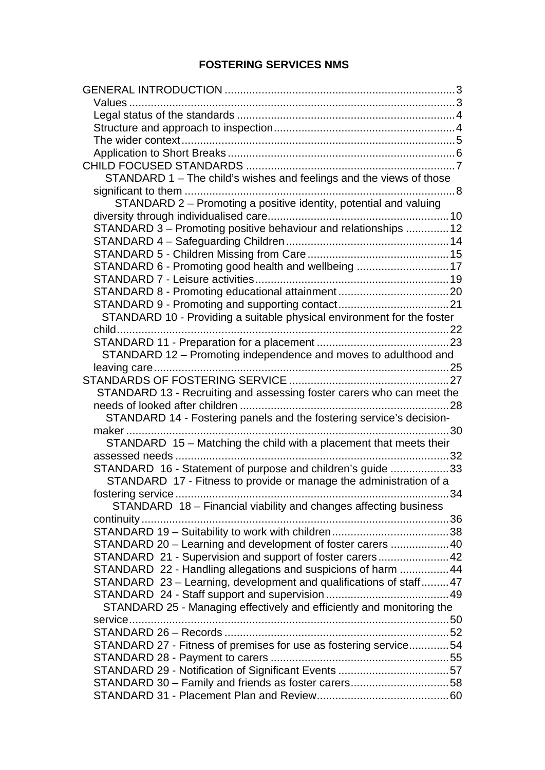**FOSTERING SERVICES NMS**

- GENERAL INTRODUCTION .......... 3
  - Values .......... 3
  - Legal status of the standards .......... 4
  - Structure and approach to inspection .......... 4
  - The wider context .......... 5
  - Application to Short Breaks .......... 6
- CHILD FOCUSED STANDARDS .......... 7
  - STANDARD 1 – The child's wishes and feelings and the views of those significant to them .......... 8
  - STANDARD 2 – Promoting a positive identity, potential and valuing diversity through individualised care .......... 10
  - STANDARD 3 – Promoting positive behaviour and relationships .......... 12
  - STANDARD 4 – Safeguarding Children .......... 14
  - STANDARD 5 - Children Missing from Care .......... 15
  - STANDARD 6 - Promoting good health and wellbeing .......... 17
  - STANDARD 7 - Leisure activities .......... 19
  - STANDARD 8 - Promoting educational attainment .......... 20
  - STANDARD 9 - Promoting and supporting contact .......... 21
  - STANDARD 10 - Providing a suitable physical environment for the foster child .......... 22
  - STANDARD 11 - Preparation for a placement .......... 23
  - STANDARD 12 – Promoting independence and moves to adulthood and leaving care .......... 25
- STANDARDS OF FOSTERING SERVICE .......... 27
  - STANDARD 13 - Recruiting and assessing foster carers who can meet the needs of looked after children .......... 28
  - STANDARD 14 - Fostering panels and the fostering service's decision-maker .......... 30
  - STANDARD 15 – Matching the child with a placement that meets their assessed needs .......... 32
  - STANDARD 16 - Statement of purpose and children's guide .......... 33
  - STANDARD 17 - Fitness to provide or manage the administration of a fostering service .......... 34
  - STANDARD 18 – Financial viability and changes affecting business continuity .......... 36
  - STANDARD 19 – Suitability to work with children .......... 38
  - STANDARD 20 – Learning and development of foster carers .......... 40
  - STANDARD 21 - Supervision and support of foster carers .......... 42
  - STANDARD 22 - Handling allegations and suspicions of harm .......... 44
  - STANDARD 23 – Learning, development and qualifications of staff .......... 47
  - STANDARD 24 - Staff support and supervision .......... 49
  - STANDARD 25 - Managing effectively and efficiently and monitoring the service .......... 50
  - STANDARD 26 – Records .......... 52
  - STANDARD 27 - Fitness of premises for use as fostering service .......... 54
  - STANDARD 28 - Payment to carers .......... 55
  - STANDARD 29 - Notification of Significant Events .......... 57
  - STANDARD 30 – Family and friends as foster carers .......... 58
  - STANDARD 31 - Placement Plan and Review .......... 60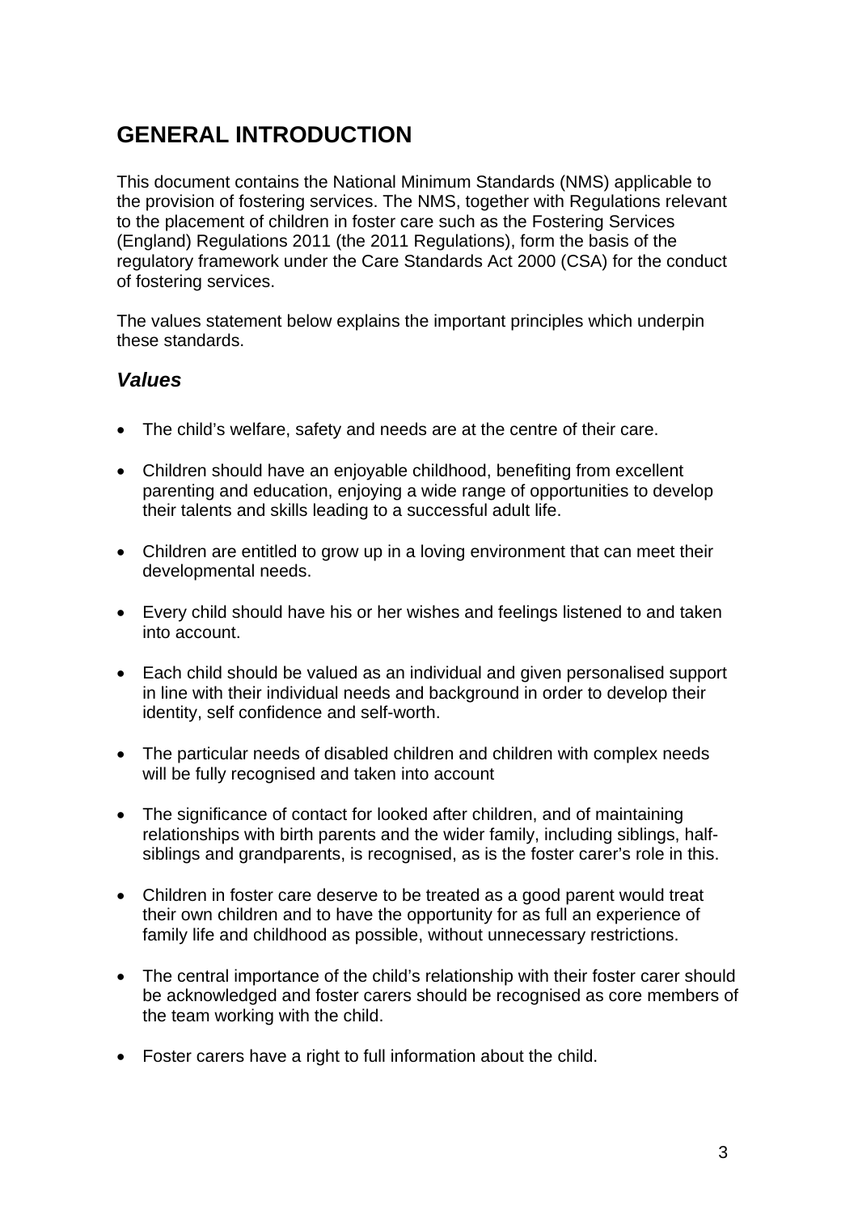# GENERAL INTRODUCTION

This document contains the National Minimum Standards (NMS) applicable to the provision of fostering services. The NMS, together with Regulations relevant to the placement of children in foster care such as the Fostering Services (England) Regulations 2011 (the 2011 Regulations), form the basis of the regulatory framework under the Care Standards Act 2000 (CSA) for the conduct of fostering services.

The values statement below explains the important principles which underpin these standards.

## *Values*

- The child's welfare, safety and needs are at the centre of their care.
- Children should have an enjoyable childhood, benefiting from excellent parenting and education, enjoying a wide range of opportunities to develop their talents and skills leading to a successful adult life.
- Children are entitled to grow up in a loving environment that can meet their developmental needs.
- Every child should have his or her wishes and feelings listened to and taken into account.
- Each child should be valued as an individual and given personalised support in line with their individual needs and background in order to develop their identity, self confidence and self-worth.
- The particular needs of disabled children and children with complex needs will be fully recognised and taken into account
- The significance of contact for looked after children, and of maintaining relationships with birth parents and the wider family, including siblings, half-siblings and grandparents, is recognised, as is the foster carer's role in this.
- Children in foster care deserve to be treated as a good parent would treat their own children and to have the opportunity for as full an experience of family life and childhood as possible, without unnecessary restrictions.
- The central importance of the child's relationship with their foster carer should be acknowledged and foster carers should be recognised as core members of the team working with the child.
- Foster carers have a right to full information about the child.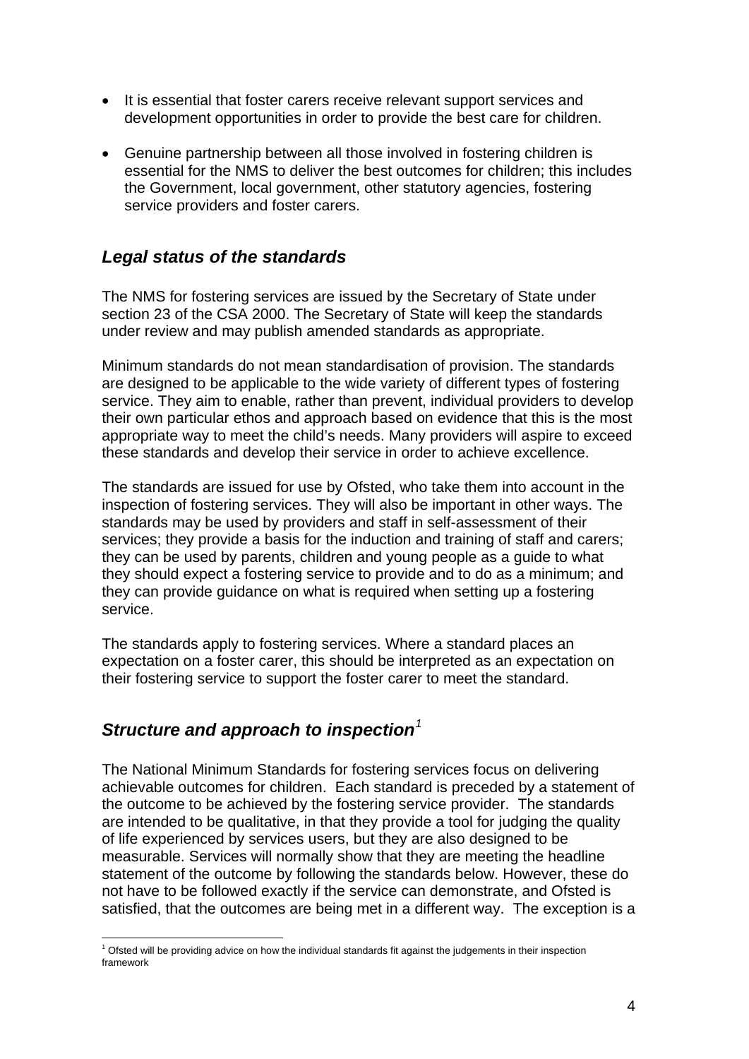- It is essential that foster carers receive relevant support services and development opportunities in order to provide the best care for children.

- Genuine partnership between all those involved in fostering children is essential for the NMS to deliver the best outcomes for children; this includes the Government, local government, other statutory agencies, fostering service providers and foster carers.

## *Legal status of the standards*

The NMS for fostering services are issued by the Secretary of State under section 23 of the CSA 2000. The Secretary of State will keep the standards under review and may publish amended standards as appropriate.

Minimum standards do not mean standardisation of provision. The standards are designed to be applicable to the wide variety of different types of fostering service. They aim to enable, rather than prevent, individual providers to develop their own particular ethos and approach based on evidence that this is the most appropriate way to meet the child's needs. Many providers will aspire to exceed these standards and develop their service in order to achieve excellence.

The standards are issued for use by Ofsted, who take them into account in the inspection of fostering services. They will also be important in other ways. The standards may be used by providers and staff in self-assessment of their services; they provide a basis for the induction and training of staff and carers; they can be used by parents, children and young people as a guide to what they should expect a fostering service to provide and to do as a minimum; and they can provide guidance on what is required when setting up a fostering service.

The standards apply to fostering services. Where a standard places an expectation on a foster carer, this should be interpreted as an expectation on their fostering service to support the foster carer to meet the standard.

## *Structure and approach to inspection*[1]

The National Minimum Standards for fostering services focus on delivering achievable outcomes for children. Each standard is preceded by a statement of the outcome to be achieved by the fostering service provider. The standards are intended to be qualitative, in that they provide a tool for judging the quality of life experienced by services users, but they are also designed to be measurable. Services will normally show that they are meeting the headline statement of the outcome by following the standards below. However, these do not have to be followed exactly if the service can demonstrate, and Ofsted is satisfied, that the outcomes are being met in a different way. The exception is a

[1] Ofsted will be providing advice on how the individual standards fit against the judgements in their inspection framework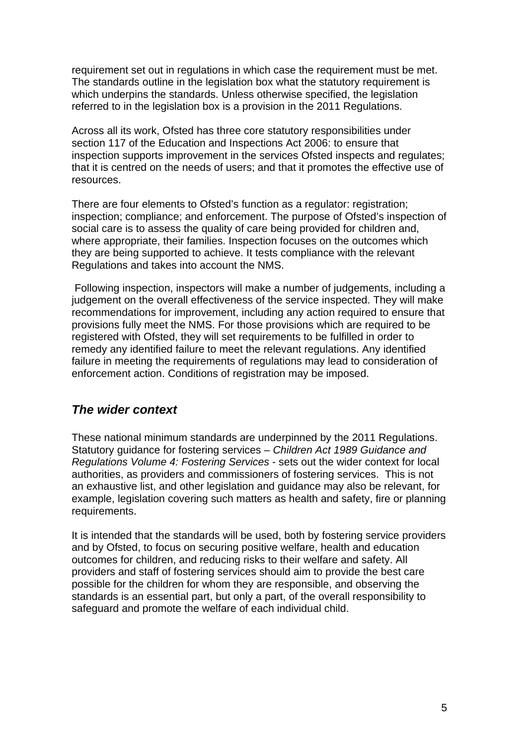requirement set out in regulations in which case the requirement must be met. The standards outline in the legislation box what the statutory requirement is which underpins the standards. Unless otherwise specified, the legislation referred to in the legislation box is a provision in the 2011 Regulations.

Across all its work, Ofsted has three core statutory responsibilities under section 117 of the Education and Inspections Act 2006: to ensure that inspection supports improvement in the services Ofsted inspects and regulates; that it is centred on the needs of users; and that it promotes the effective use of resources.

There are four elements to Ofsted's function as a regulator: registration; inspection; compliance; and enforcement. The purpose of Ofsted's inspection of social care is to assess the quality of care being provided for children and, where appropriate, their families. Inspection focuses on the outcomes which they are being supported to achieve. It tests compliance with the relevant Regulations and takes into account the NMS.

Following inspection, inspectors will make a number of judgements, including a judgement on the overall effectiveness of the service inspected. They will make recommendations for improvement, including any action required to ensure that provisions fully meet the NMS. For those provisions which are required to be registered with Ofsted, they will set requirements to be fulfilled in order to remedy any identified failure to meet the relevant regulations. Any identified failure in meeting the requirements of regulations may lead to consideration of enforcement action. Conditions of registration may be imposed.

## *The wider context*

These national minimum standards are underpinned by the 2011 Regulations. Statutory guidance for fostering services – *Children Act 1989 Guidance and Regulations Volume 4: Fostering Services* - sets out the wider context for local authorities, as providers and commissioners of fostering services. This is not an exhaustive list, and other legislation and guidance may also be relevant, for example, legislation covering such matters as health and safety, fire or planning requirements.

It is intended that the standards will be used, both by fostering service providers and by Ofsted, to focus on securing positive welfare, health and education outcomes for children, and reducing risks to their welfare and safety. All providers and staff of fostering services should aim to provide the best care possible for the children for whom they are responsible, and observing the standards is an essential part, but only a part, of the overall responsibility to safeguard and promote the welfare of each individual child.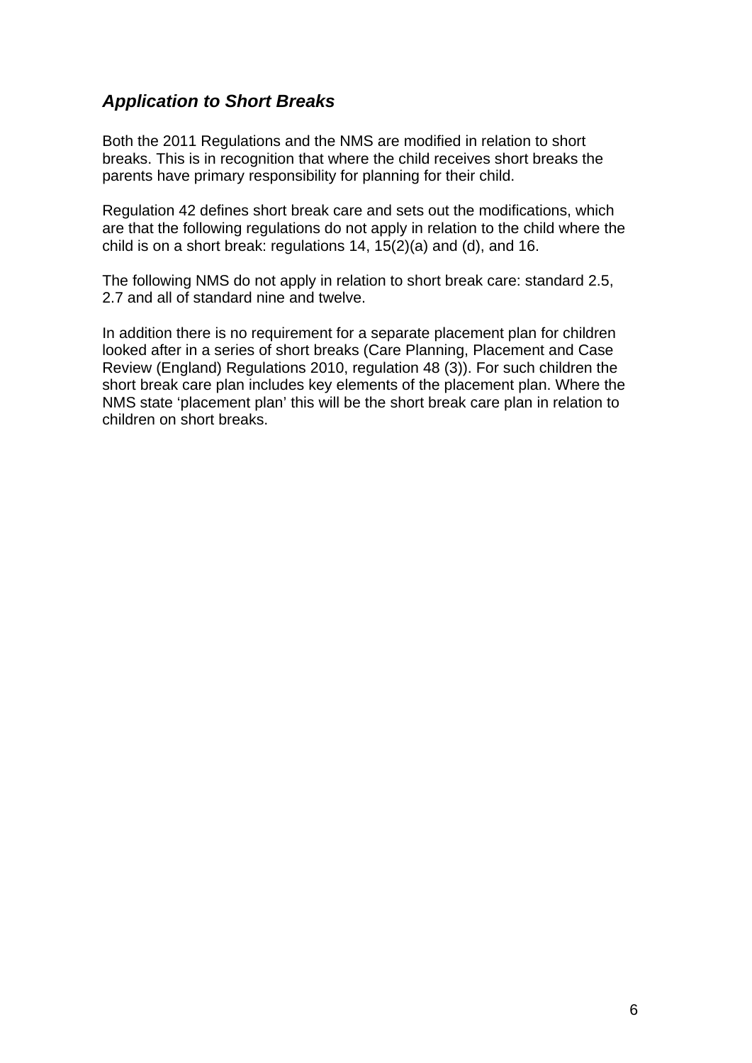## *Application to Short Breaks*

Both the 2011 Regulations and the NMS are modified in relation to short breaks. This is in recognition that where the child receives short breaks the parents have primary responsibility for planning for their child.

Regulation 42 defines short break care and sets out the modifications, which are that the following regulations do not apply in relation to the child where the child is on a short break: regulations 14, 15(2)(a) and (d), and 16.

The following NMS do not apply in relation to short break care: standard 2.5, 2.7 and all of standard nine and twelve.

In addition there is no requirement for a separate placement plan for children looked after in a series of short breaks (Care Planning, Placement and Case Review (England) Regulations 2010, regulation 48 (3)). For such children the short break care plan includes key elements of the placement plan. Where the NMS state 'placement plan' this will be the short break care plan in relation to children on short breaks.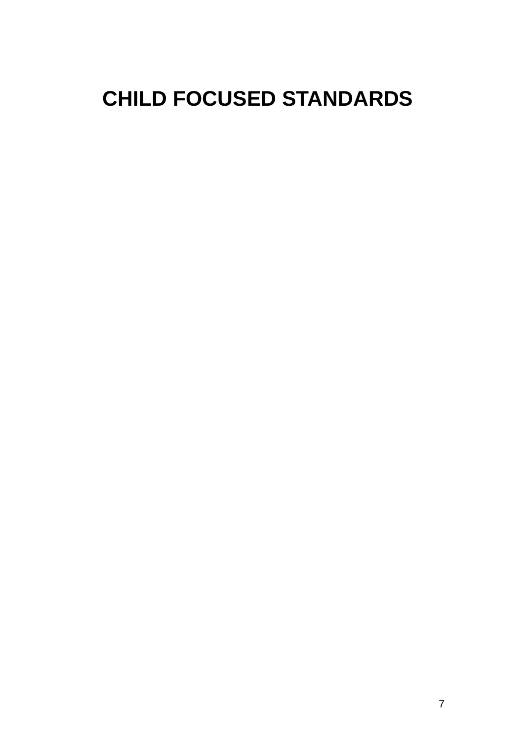# CHILD FOCUSED STANDARDS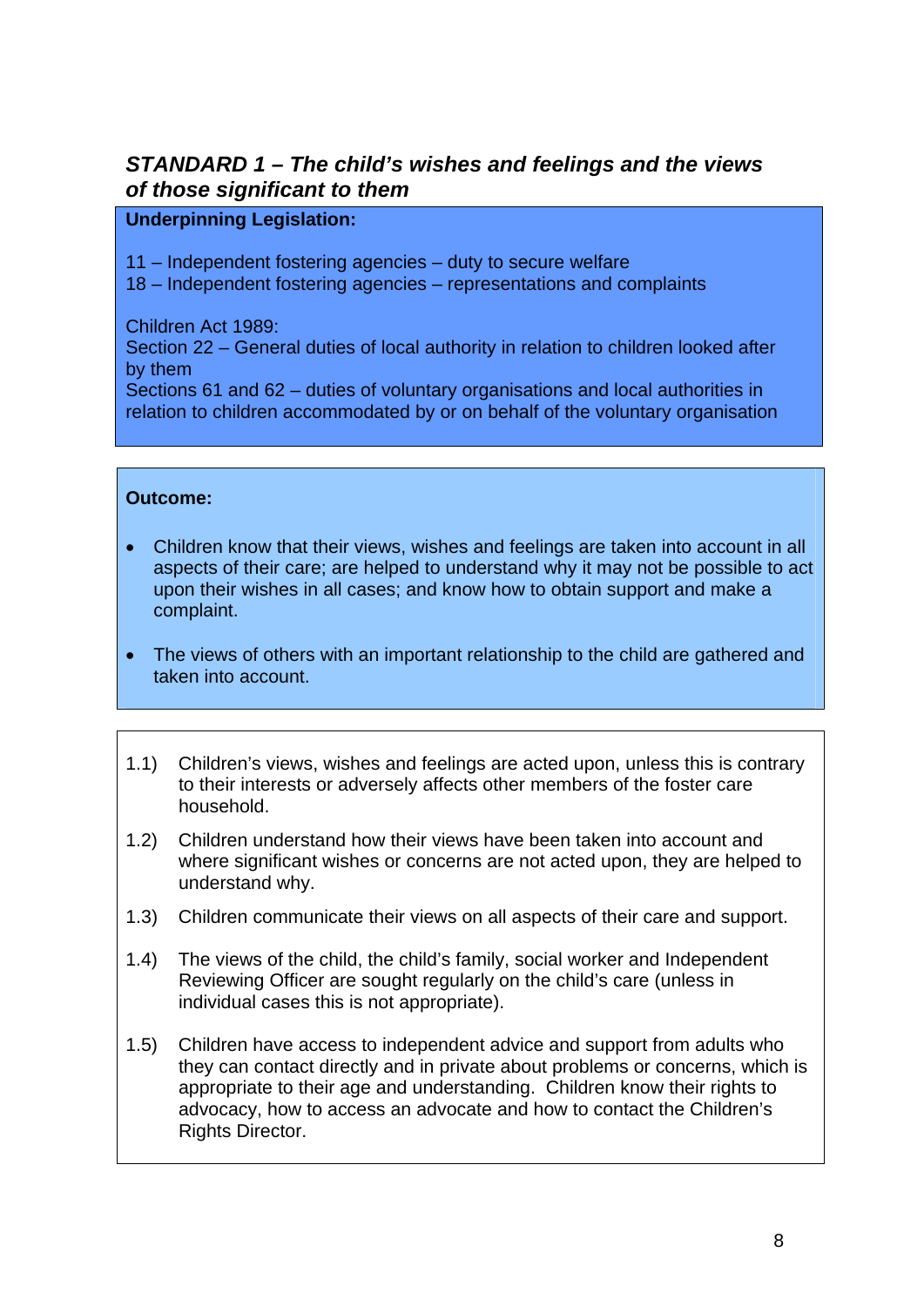### *STANDARD 1 – The child's wishes and feelings and the views of those significant to them*

**Underpinning Legislation:**

11 – Independent fostering agencies – duty to secure welfare
18 – Independent fostering agencies – representations and complaints

Children Act 1989:
Section 22 – General duties of local authority in relation to children looked after by them
Sections 61 and 62 – duties of voluntary organisations and local authorities in relation to children accommodated by or on behalf of the voluntary organisation

**Outcome:**

- Children know that their views, wishes and feelings are taken into account in all aspects of their care; are helped to understand why it may not be possible to act upon their wishes in all cases; and know how to obtain support and make a complaint.
- The views of others with an important relationship to the child are gathered and taken into account.

1.1) Children's views, wishes and feelings are acted upon, unless this is contrary to their interests or adversely affects other members of the foster care household.

1.2) Children understand how their views have been taken into account and where significant wishes or concerns are not acted upon, they are helped to understand why.

1.3) Children communicate their views on all aspects of their care and support.

1.4) The views of the child, the child's family, social worker and Independent Reviewing Officer are sought regularly on the child's care (unless in individual cases this is not appropriate).

1.5) Children have access to independent advice and support from adults who they can contact directly and in private about problems or concerns, which is appropriate to their age and understanding. Children know their rights to advocacy, how to access an advocate and how to contact the Children's Rights Director.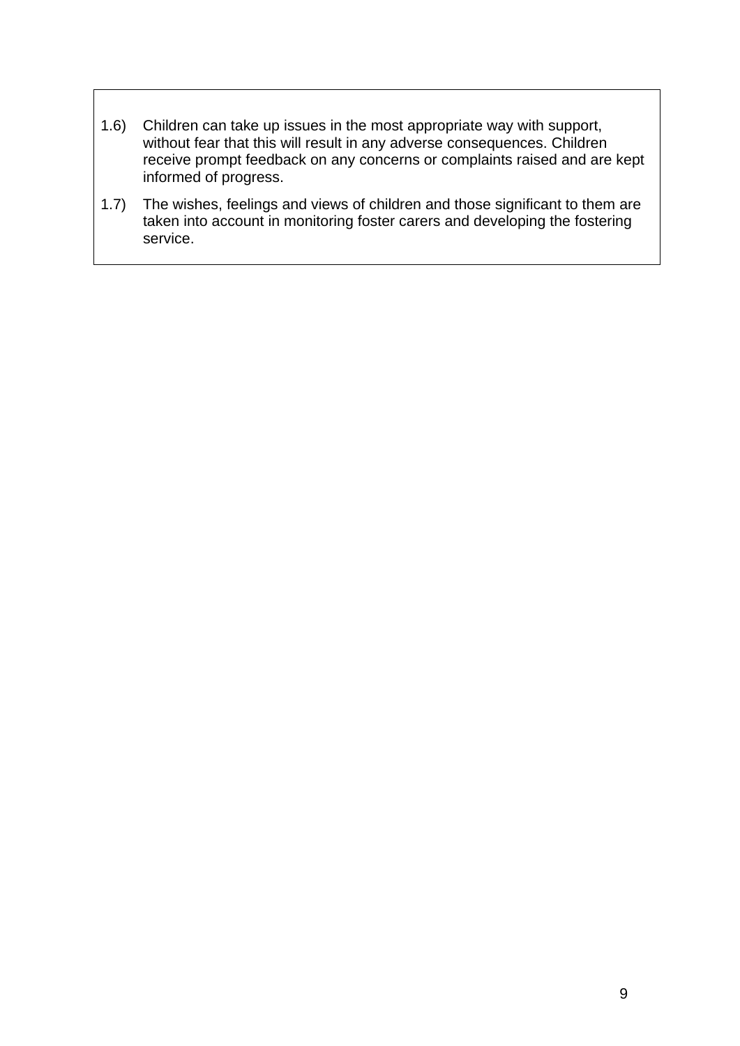1.6) Children can take up issues in the most appropriate way with support, without fear that this will result in any adverse consequences. Children receive prompt feedback on any concerns or complaints raised and are kept informed of progress.

1.7) The wishes, feelings and views of children and those significant to them are taken into account in monitoring foster carers and developing the fostering service.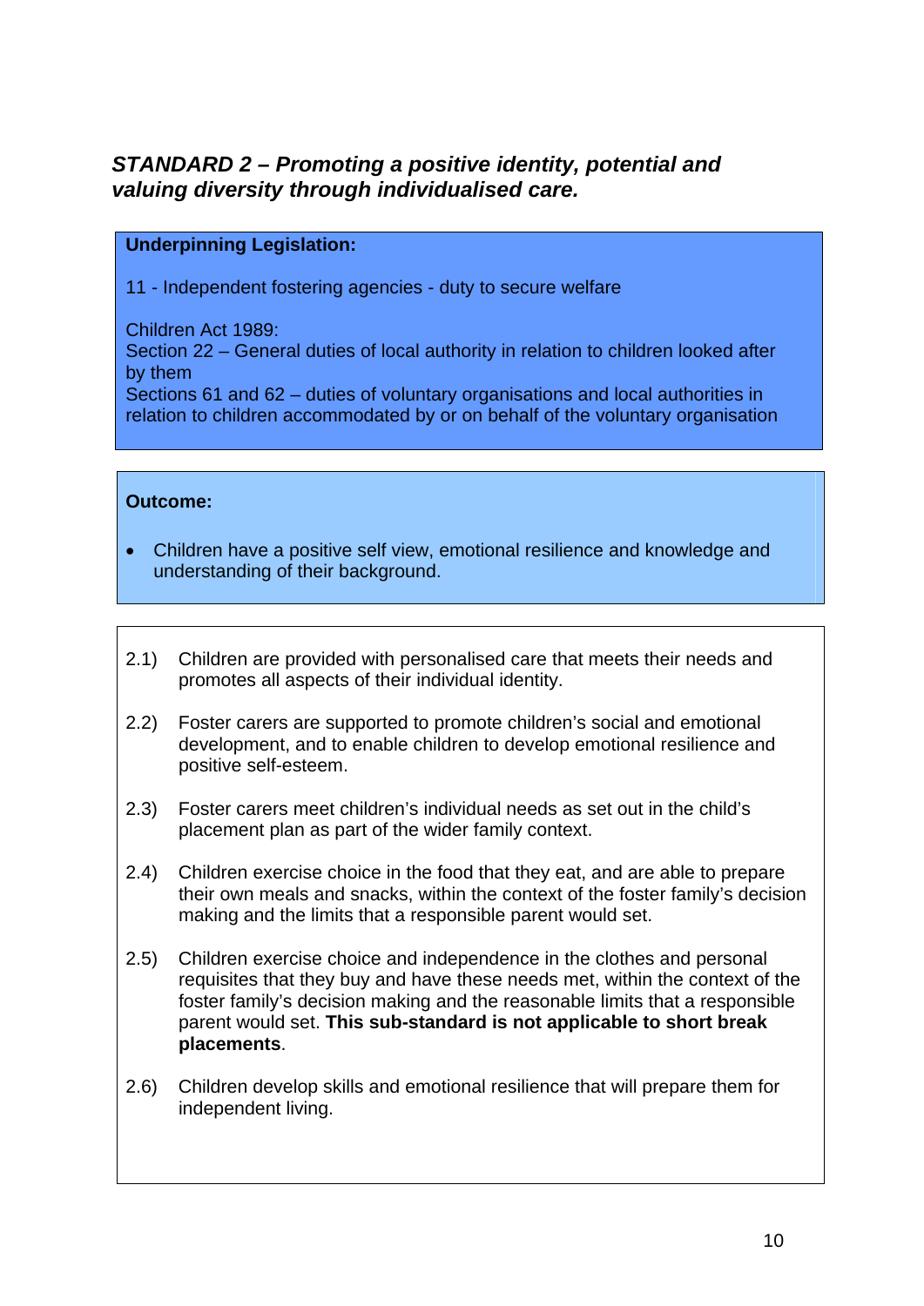## *STANDARD 2 – Promoting a positive identity, potential and valuing diversity through individualised care.*

**Underpinning Legislation:**

11 - Independent fostering agencies - duty to secure welfare

Children Act 1989:
Section 22 – General duties of local authority in relation to children looked after by them
Sections 61 and 62 – duties of voluntary organisations and local authorities in relation to children accommodated by or on behalf of the voluntary organisation

**Outcome:**

- Children have a positive self view, emotional resilience and knowledge and understanding of their background.

2.1) Children are provided with personalised care that meets their needs and promotes all aspects of their individual identity.

2.2) Foster carers are supported to promote children's social and emotional development, and to enable children to develop emotional resilience and positive self-esteem.

2.3) Foster carers meet children's individual needs as set out in the child's placement plan as part of the wider family context.

2.4) Children exercise choice in the food that they eat, and are able to prepare their own meals and snacks, within the context of the foster family's decision making and the limits that a responsible parent would set.

2.5) Children exercise choice and independence in the clothes and personal requisites that they buy and have these needs met, within the context of the foster family's decision making and the reasonable limits that a responsible parent would set. **This sub-standard is not applicable to short break placements**.

2.6) Children develop skills and emotional resilience that will prepare them for independent living.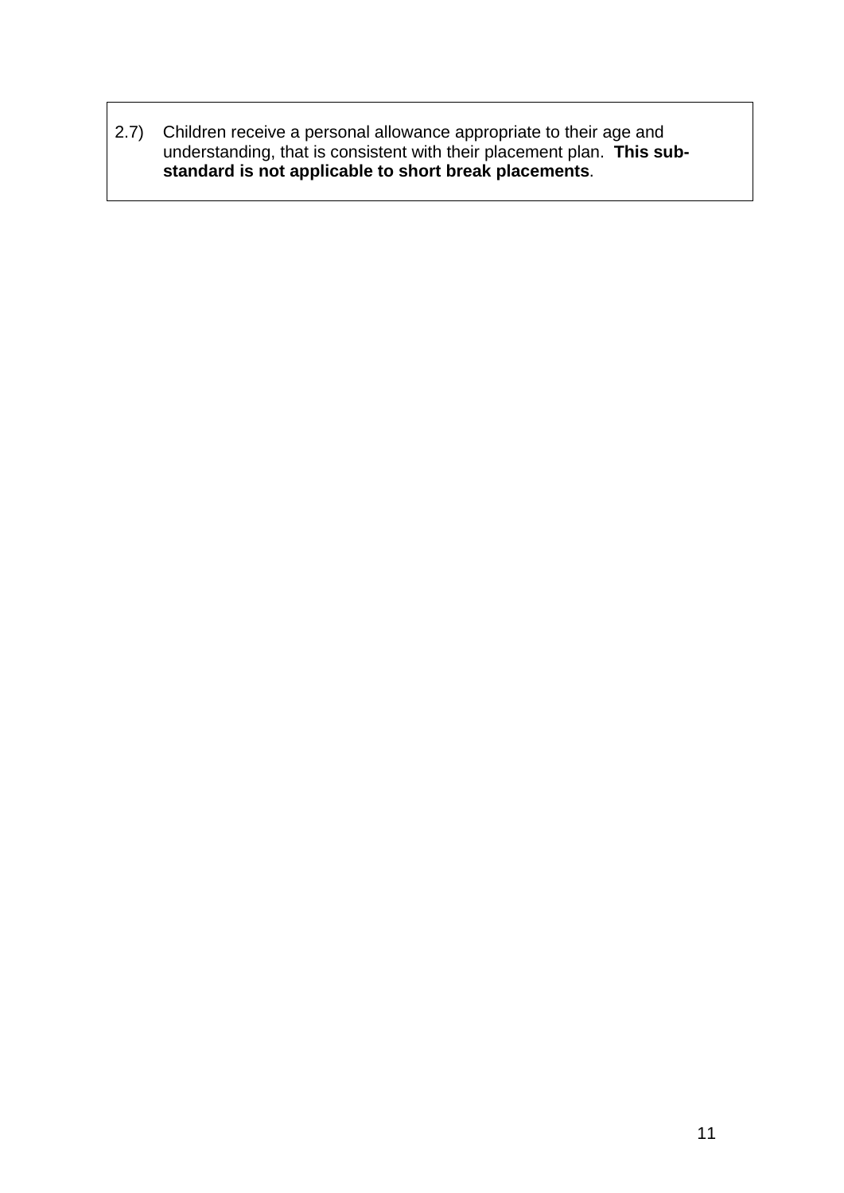2.7) Children receive a personal allowance appropriate to their age and understanding, that is consistent with their placement plan. **This sub-standard is not applicable to short break placements**.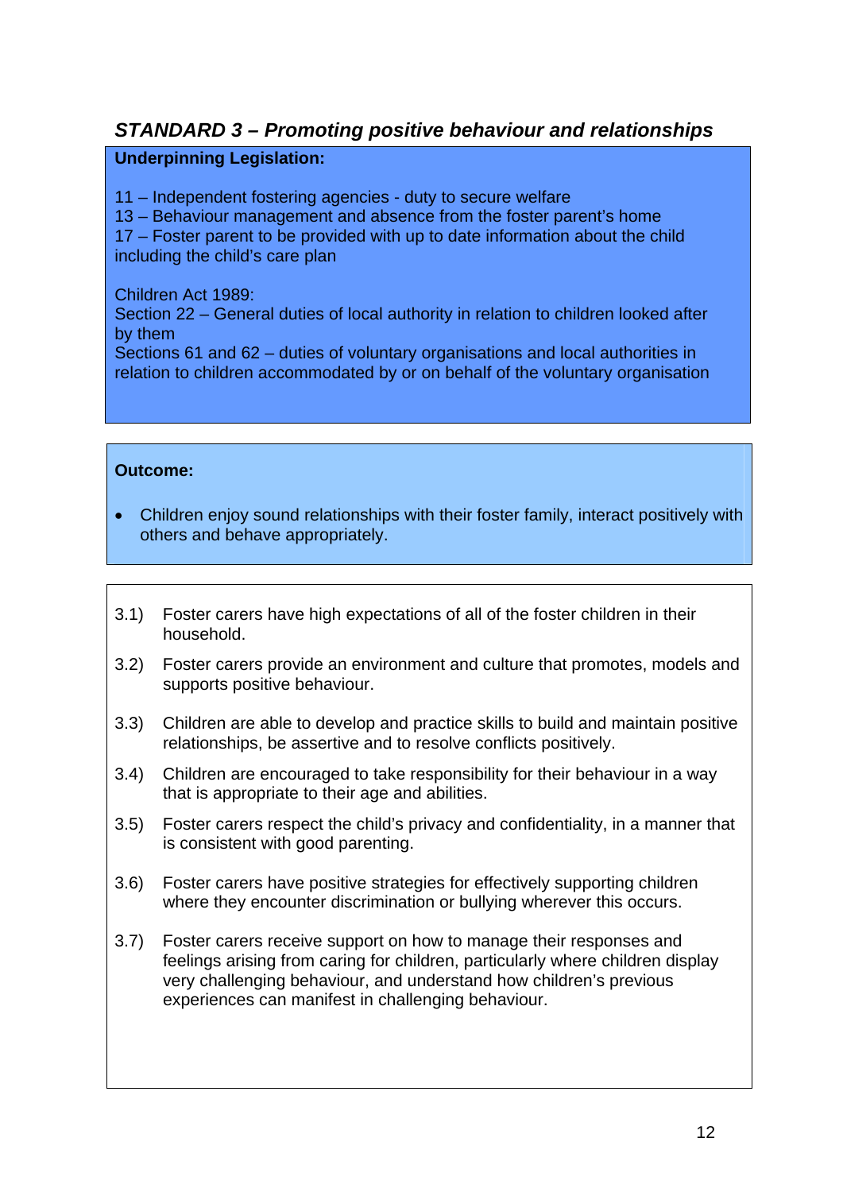## *STANDARD 3 – Promoting positive behaviour and relationships*

**Underpinning Legislation:**

11 – Independent fostering agencies - duty to secure welfare
13 – Behaviour management and absence from the foster parent's home
17 – Foster parent to be provided with up to date information about the child including the child's care plan

Children Act 1989:
Section 22 – General duties of local authority in relation to children looked after by them
Sections 61 and 62 – duties of voluntary organisations and local authorities in relation to children accommodated by or on behalf of the voluntary organisation

**Outcome:**

- Children enjoy sound relationships with their foster family, interact positively with others and behave appropriately.

3.1) Foster carers have high expectations of all of the foster children in their household.

3.2) Foster carers provide an environment and culture that promotes, models and supports positive behaviour.

3.3) Children are able to develop and practice skills to build and maintain positive relationships, be assertive and to resolve conflicts positively.

3.4) Children are encouraged to take responsibility for their behaviour in a way that is appropriate to their age and abilities.

3.5) Foster carers respect the child's privacy and confidentiality, in a manner that is consistent with good parenting.

3.6) Foster carers have positive strategies for effectively supporting children where they encounter discrimination or bullying wherever this occurs.

3.7) Foster carers receive support on how to manage their responses and feelings arising from caring for children, particularly where children display very challenging behaviour, and understand how children's previous experiences can manifest in challenging behaviour.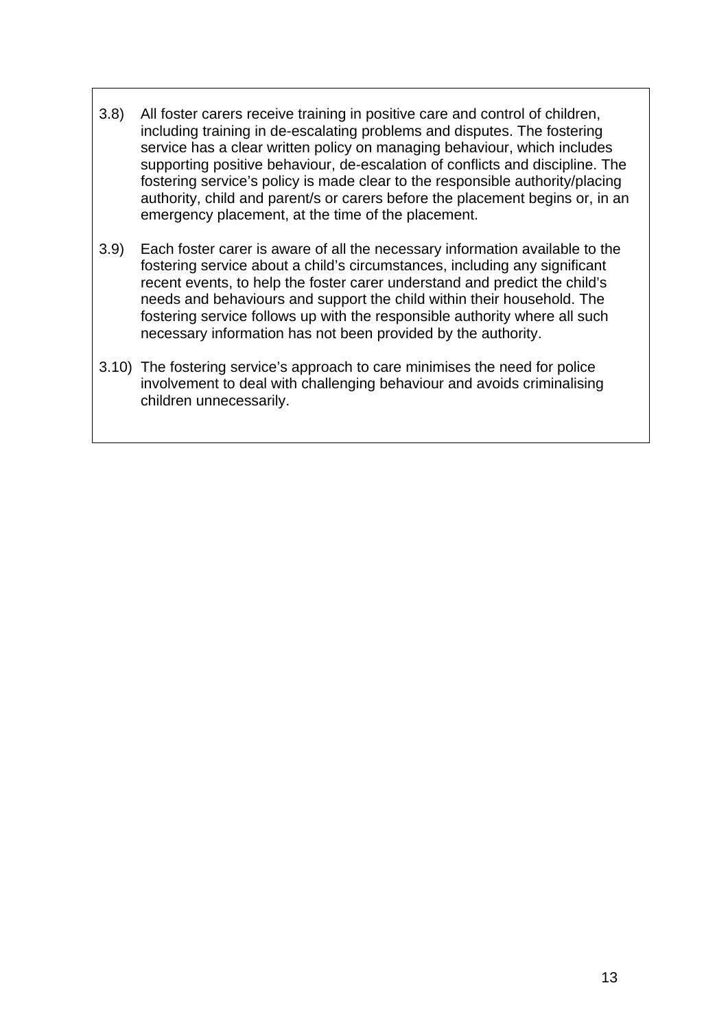3.8) All foster carers receive training in positive care and control of children, including training in de-escalating problems and disputes. The fostering service has a clear written policy on managing behaviour, which includes supporting positive behaviour, de-escalation of conflicts and discipline. The fostering service's policy is made clear to the responsible authority/placing authority, child and parent/s or carers before the placement begins or, in an emergency placement, at the time of the placement.

3.9) Each foster carer is aware of all the necessary information available to the fostering service about a child's circumstances, including any significant recent events, to help the foster carer understand and predict the child's needs and behaviours and support the child within their household. The fostering service follows up with the responsible authority where all such necessary information has not been provided by the authority.

3.10) The fostering service's approach to care minimises the need for police involvement to deal with challenging behaviour and avoids criminalising children unnecessarily.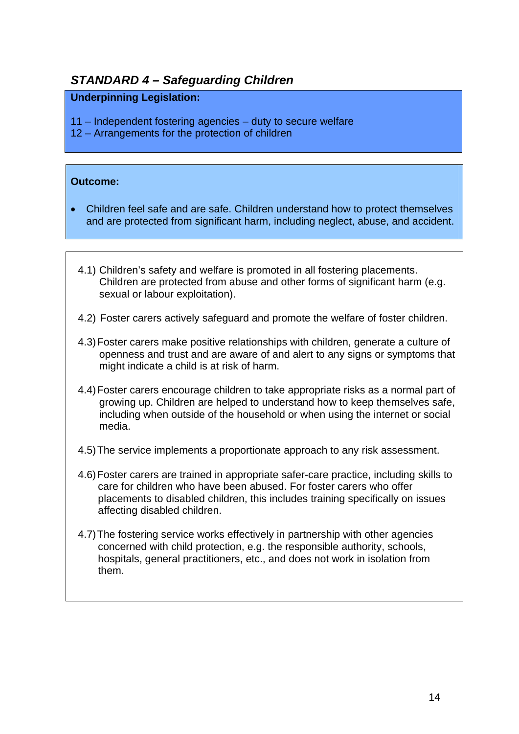## *STANDARD 4 – Safeguarding Children*

**Underpinning Legislation:**

11 – Independent fostering agencies – duty to secure welfare
12 – Arrangements for the protection of children

**Outcome:**

- Children feel safe and are safe. Children understand how to protect themselves and are protected from significant harm, including neglect, abuse, and accident.

4.1) Children's safety and welfare is promoted in all fostering placements. Children are protected from abuse and other forms of significant harm (e.g. sexual or labour exploitation).

4.2) Foster carers actively safeguard and promote the welfare of foster children.

4.3) Foster carers make positive relationships with children, generate a culture of openness and trust and are aware of and alert to any signs or symptoms that might indicate a child is at risk of harm.

4.4) Foster carers encourage children to take appropriate risks as a normal part of growing up. Children are helped to understand how to keep themselves safe, including when outside of the household or when using the internet or social media.

4.5) The service implements a proportionate approach to any risk assessment.

4.6) Foster carers are trained in appropriate safer-care practice, including skills to care for children who have been abused. For foster carers who offer placements to disabled children, this includes training specifically on issues affecting disabled children.

4.7) The fostering service works effectively in partnership with other agencies concerned with child protection, e.g. the responsible authority, schools, hospitals, general practitioners, etc., and does not work in isolation from them.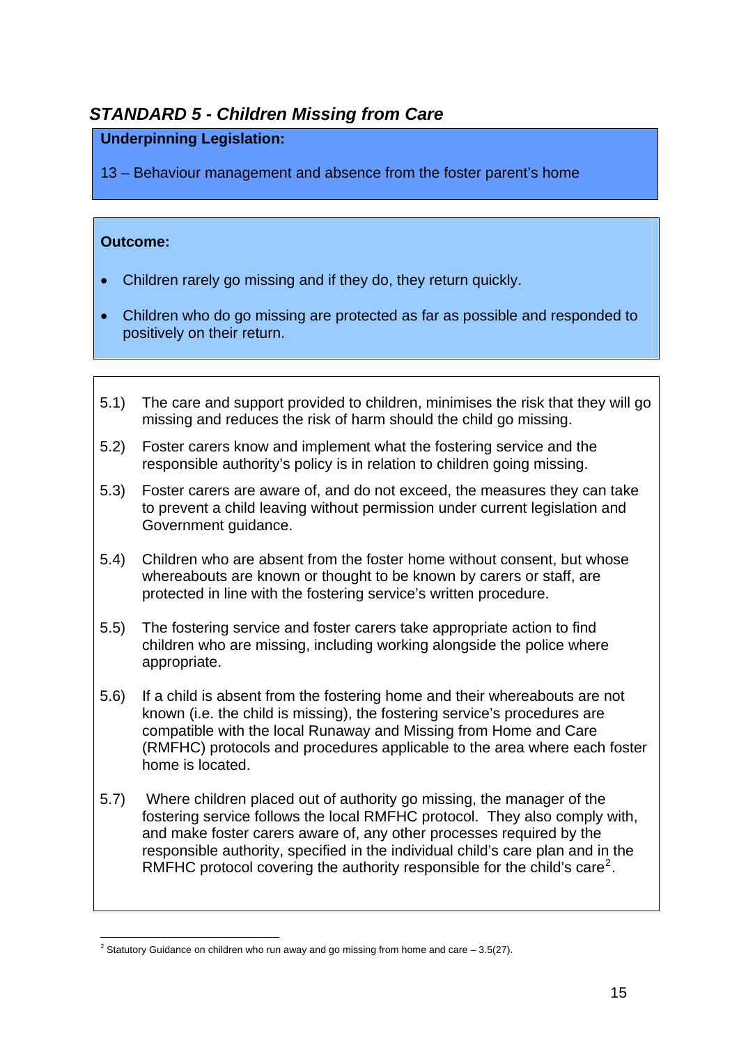## *STANDARD 5 - Children Missing from Care*

**Underpinning Legislation:**

13 – Behaviour management and absence from the foster parent's home

**Outcome:**

- Children rarely go missing and if they do, they return quickly.
- Children who do go missing are protected as far as possible and responded to positively on their return.

5.1) The care and support provided to children, minimises the risk that they will go missing and reduces the risk of harm should the child go missing.

5.2) Foster carers know and implement what the fostering service and the responsible authority's policy is in relation to children going missing.

5.3) Foster carers are aware of, and do not exceed, the measures they can take to prevent a child leaving without permission under current legislation and Government guidance.

5.4) Children who are absent from the foster home without consent, but whose whereabouts are known or thought to be known by carers or staff, are protected in line with the fostering service's written procedure.

5.5) The fostering service and foster carers take appropriate action to find children who are missing, including working alongside the police where appropriate.

5.6) If a child is absent from the fostering home and their whereabouts are not known (i.e. the child is missing), the fostering service's procedures are compatible with the local Runaway and Missing from Home and Care (RMFHC) protocols and procedures applicable to the area where each foster home is located.

5.7) Where children placed out of authority go missing, the manager of the fostering service follows the local RMFHC protocol. They also comply with, and make foster carers aware of, any other processes required by the responsible authority, specified in the individual child's care plan and in the RMFHC protocol covering the authority responsible for the child's care[2].

---

[2] Statutory Guidance on children who run away and go missing from home and care – 3.5(27).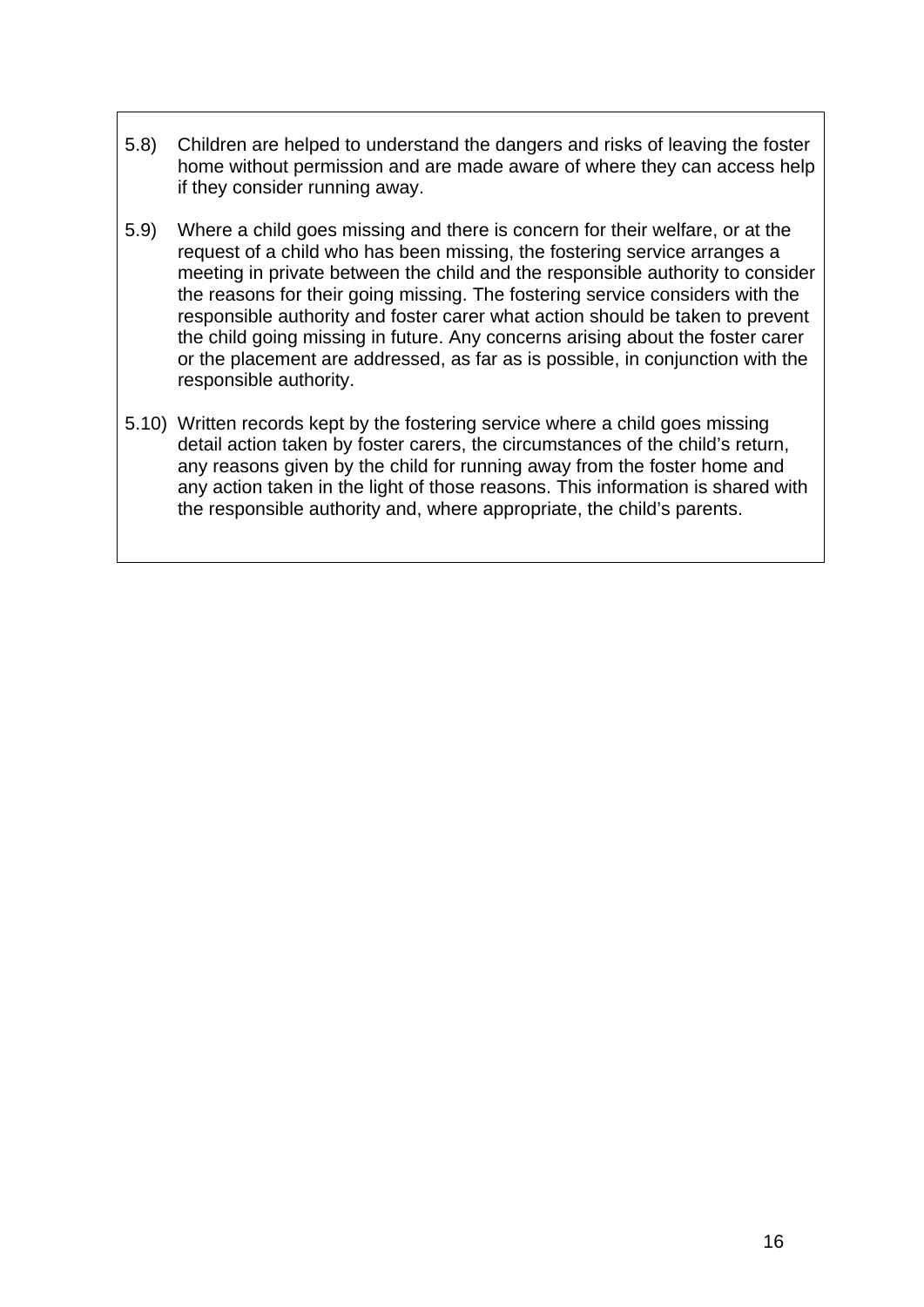5.8) Children are helped to understand the dangers and risks of leaving the foster home without permission and are made aware of where they can access help if they consider running away.

5.9) Where a child goes missing and there is concern for their welfare, or at the request of a child who has been missing, the fostering service arranges a meeting in private between the child and the responsible authority to consider the reasons for their going missing. The fostering service considers with the responsible authority and foster carer what action should be taken to prevent the child going missing in future. Any concerns arising about the foster carer or the placement are addressed, as far as is possible, in conjunction with the responsible authority.

5.10) Written records kept by the fostering service where a child goes missing detail action taken by foster carers, the circumstances of the child's return, any reasons given by the child for running away from the foster home and any action taken in the light of those reasons. This information is shared with the responsible authority and, where appropriate, the child's parents.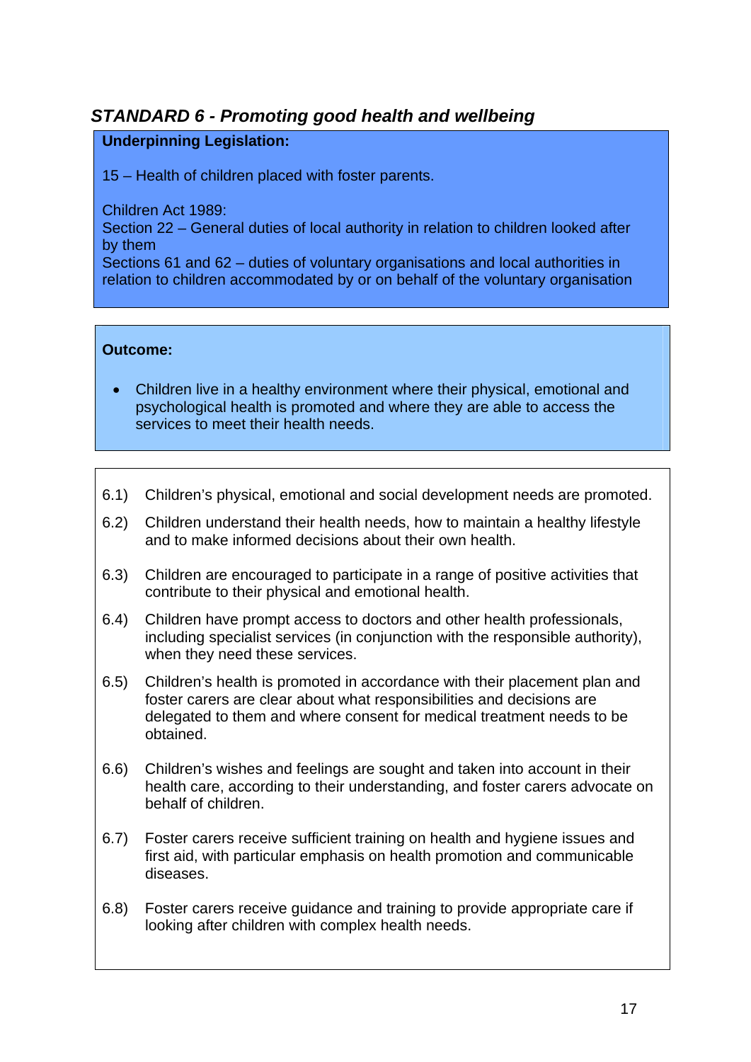## *STANDARD 6 - Promoting good health and wellbeing*

**Underpinning Legislation:**

15 – Health of children placed with foster parents.

Children Act 1989:
Section 22 – General duties of local authority in relation to children looked after by them
Sections 61 and 62 – duties of voluntary organisations and local authorities in relation to children accommodated by or on behalf of the voluntary organisation

**Outcome:**

- Children live in a healthy environment where their physical, emotional and psychological health is promoted and where they are able to access the services to meet their health needs.

6.1) Children's physical, emotional and social development needs are promoted.

6.2) Children understand their health needs, how to maintain a healthy lifestyle and to make informed decisions about their own health.

6.3) Children are encouraged to participate in a range of positive activities that contribute to their physical and emotional health.

6.4) Children have prompt access to doctors and other health professionals, including specialist services (in conjunction with the responsible authority), when they need these services.

6.5) Children's health is promoted in accordance with their placement plan and foster carers are clear about what responsibilities and decisions are delegated to them and where consent for medical treatment needs to be obtained.

6.6) Children's wishes and feelings are sought and taken into account in their health care, according to their understanding, and foster carers advocate on behalf of children.

6.7) Foster carers receive sufficient training on health and hygiene issues and first aid, with particular emphasis on health promotion and communicable diseases.

6.8) Foster carers receive guidance and training to provide appropriate care if looking after children with complex health needs.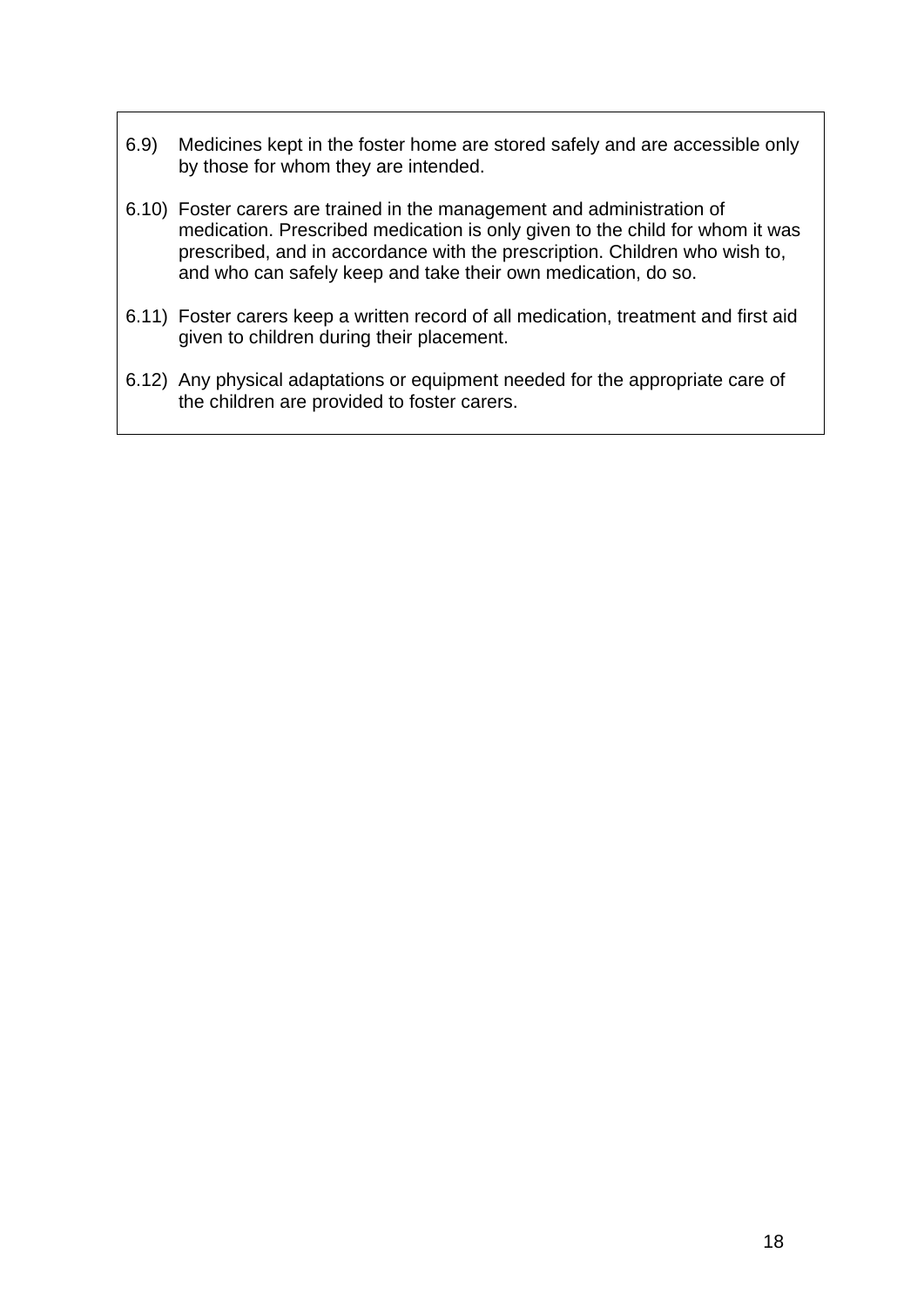6.9) Medicines kept in the foster home are stored safely and are accessible only by those for whom they are intended.

6.10) Foster carers are trained in the management and administration of medication. Prescribed medication is only given to the child for whom it was prescribed, and in accordance with the prescription. Children who wish to, and who can safely keep and take their own medication, do so.

6.11) Foster carers keep a written record of all medication, treatment and first aid given to children during their placement.

6.12) Any physical adaptations or equipment needed for the appropriate care of the children are provided to foster carers.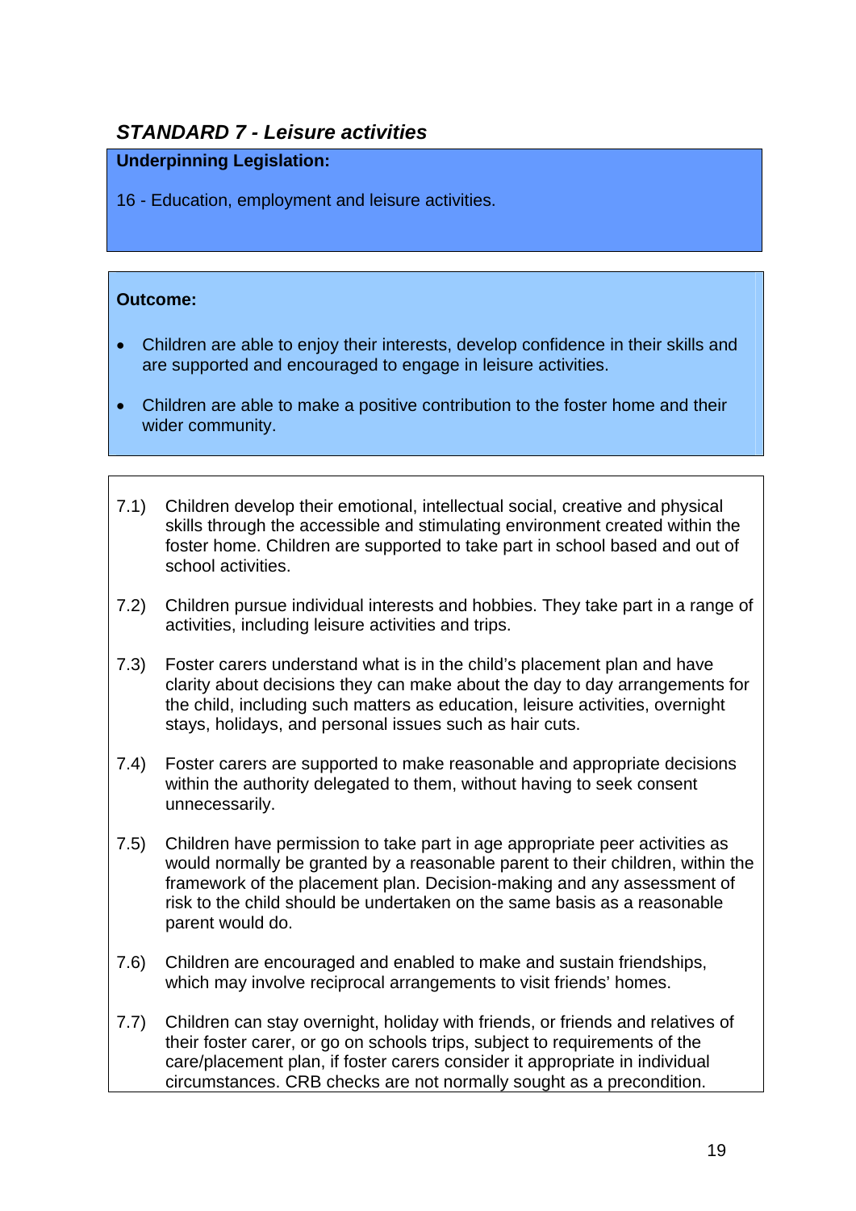## *STANDARD 7 - Leisure activities*

**Underpinning Legislation:**

16 - Education, employment and leisure activities.

**Outcome:**

- Children are able to enjoy their interests, develop confidence in their skills and are supported and encouraged to engage in leisure activities.
- Children are able to make a positive contribution to the foster home and their wider community.

7.1) Children develop their emotional, intellectual social, creative and physical skills through the accessible and stimulating environment created within the foster home. Children are supported to take part in school based and out of school activities.

7.2) Children pursue individual interests and hobbies. They take part in a range of activities, including leisure activities and trips.

7.3) Foster carers understand what is in the child's placement plan and have clarity about decisions they can make about the day to day arrangements for the child, including such matters as education, leisure activities, overnight stays, holidays, and personal issues such as hair cuts.

7.4) Foster carers are supported to make reasonable and appropriate decisions within the authority delegated to them, without having to seek consent unnecessarily.

7.5) Children have permission to take part in age appropriate peer activities as would normally be granted by a reasonable parent to their children, within the framework of the placement plan. Decision-making and any assessment of risk to the child should be undertaken on the same basis as a reasonable parent would do.

7.6) Children are encouraged and enabled to make and sustain friendships, which may involve reciprocal arrangements to visit friends' homes.

7.7) Children can stay overnight, holiday with friends, or friends and relatives of their foster carer, or go on schools trips, subject to requirements of the care/placement plan, if foster carers consider it appropriate in individual circumstances. CRB checks are not normally sought as a precondition.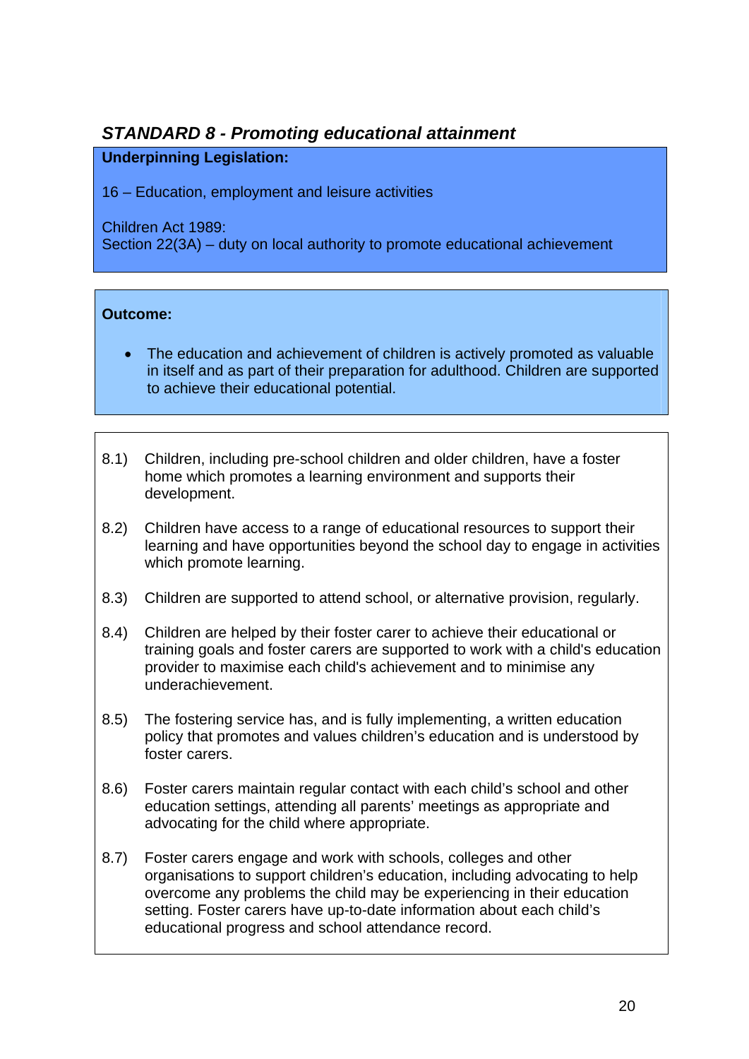## *STANDARD 8 - Promoting educational attainment*

**Underpinning Legislation:**

16 – Education, employment and leisure activities

Children Act 1989:
Section 22(3A) – duty on local authority to promote educational achievement

**Outcome:**

- The education and achievement of children is actively promoted as valuable in itself and as part of their preparation for adulthood. Children are supported to achieve their educational potential.

8.1) Children, including pre-school children and older children, have a foster home which promotes a learning environment and supports their development.

8.2) Children have access to a range of educational resources to support their learning and have opportunities beyond the school day to engage in activities which promote learning.

8.3) Children are supported to attend school, or alternative provision, regularly.

8.4) Children are helped by their foster carer to achieve their educational or training goals and foster carers are supported to work with a child's education provider to maximise each child's achievement and to minimise any underachievement.

8.5) The fostering service has, and is fully implementing, a written education policy that promotes and values children's education and is understood by foster carers.

8.6) Foster carers maintain regular contact with each child's school and other education settings, attending all parents' meetings as appropriate and advocating for the child where appropriate.

8.7) Foster carers engage and work with schools, colleges and other organisations to support children's education, including advocating to help overcome any problems the child may be experiencing in their education setting. Foster carers have up-to-date information about each child's educational progress and school attendance record.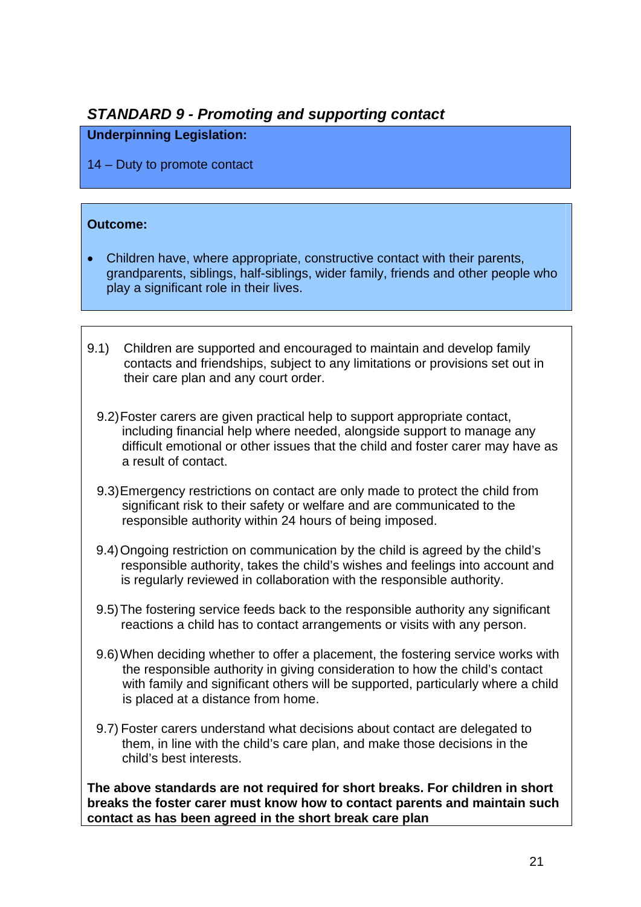## *STANDARD 9 - Promoting and supporting contact*

**Underpinning Legislation:**

14 – Duty to promote contact

**Outcome:**

- Children have, where appropriate, constructive contact with their parents, grandparents, siblings, half-siblings, wider family, friends and other people who play a significant role in their lives.

9.1) Children are supported and encouraged to maintain and develop family contacts and friendships, subject to any limitations or provisions set out in their care plan and any court order.

9.2) Foster carers are given practical help to support appropriate contact, including financial help where needed, alongside support to manage any difficult emotional or other issues that the child and foster carer may have as a result of contact.

9.3) Emergency restrictions on contact are only made to protect the child from significant risk to their safety or welfare and are communicated to the responsible authority within 24 hours of being imposed.

9.4) Ongoing restriction on communication by the child is agreed by the child's responsible authority, takes the child's wishes and feelings into account and is regularly reviewed in collaboration with the responsible authority.

9.5) The fostering service feeds back to the responsible authority any significant reactions a child has to contact arrangements or visits with any person.

9.6) When deciding whether to offer a placement, the fostering service works with the responsible authority in giving consideration to how the child's contact with family and significant others will be supported, particularly where a child is placed at a distance from home.

9.7) Foster carers understand what decisions about contact are delegated to them, in line with the child's care plan, and make those decisions in the child's best interests.

**The above standards are not required for short breaks. For children in short breaks the foster carer must know how to contact parents and maintain such contact as has been agreed in the short break care plan**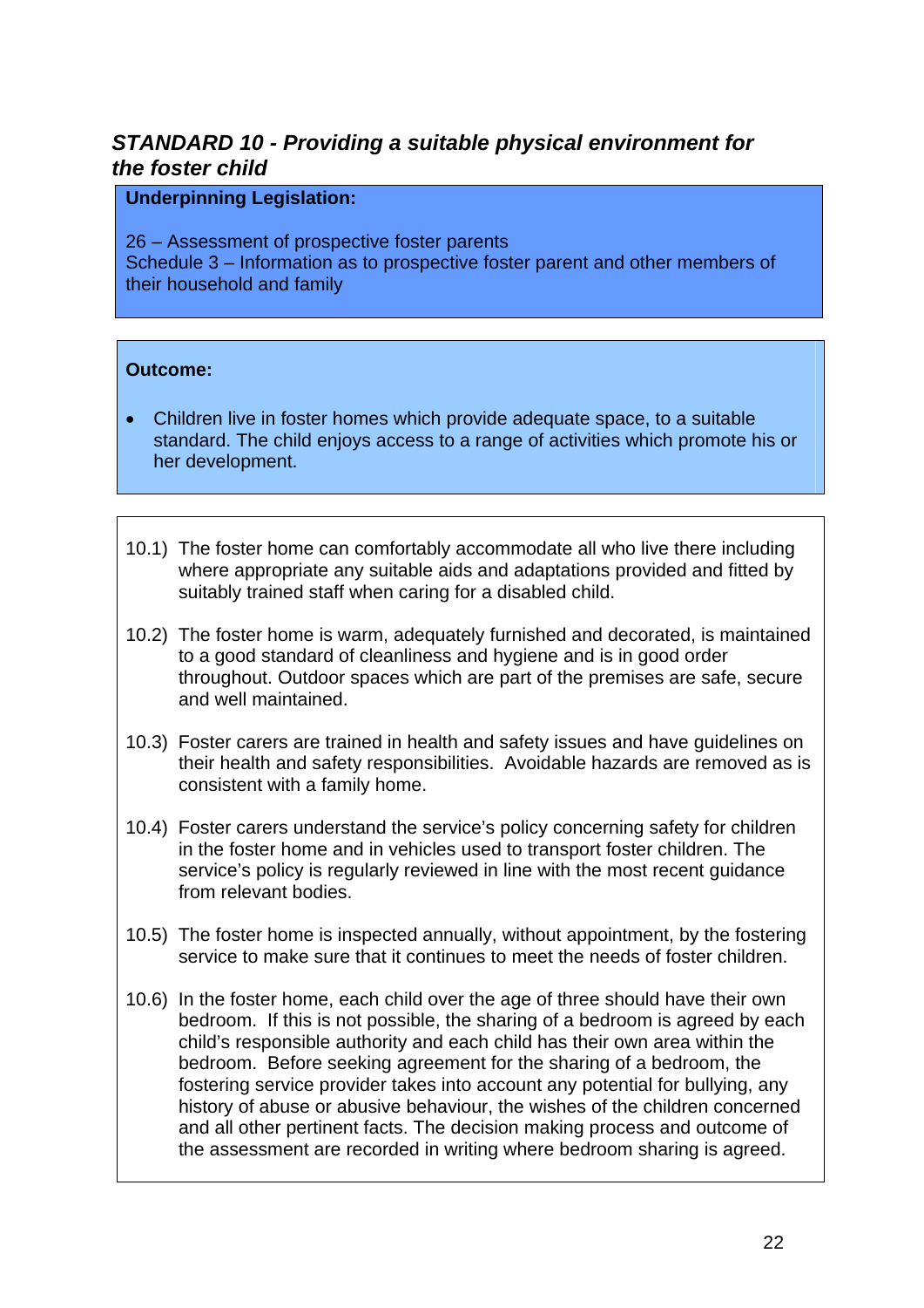## *STANDARD 10 - Providing a suitable physical environment for the foster child*

**Underpinning Legislation:**

26 – Assessment of prospective foster parents
Schedule 3 – Information as to prospective foster parent and other members of their household and family

**Outcome:**

- Children live in foster homes which provide adequate space, to a suitable standard. The child enjoys access to a range of activities which promote his or her development.

10.1) The foster home can comfortably accommodate all who live there including where appropriate any suitable aids and adaptations provided and fitted by suitably trained staff when caring for a disabled child.

10.2) The foster home is warm, adequately furnished and decorated, is maintained to a good standard of cleanliness and hygiene and is in good order throughout. Outdoor spaces which are part of the premises are safe, secure and well maintained.

10.3) Foster carers are trained in health and safety issues and have guidelines on their health and safety responsibilities. Avoidable hazards are removed as is consistent with a family home.

10.4) Foster carers understand the service's policy concerning safety for children in the foster home and in vehicles used to transport foster children. The service's policy is regularly reviewed in line with the most recent guidance from relevant bodies.

10.5) The foster home is inspected annually, without appointment, by the fostering service to make sure that it continues to meet the needs of foster children.

10.6) In the foster home, each child over the age of three should have their own bedroom. If this is not possible, the sharing of a bedroom is agreed by each child's responsible authority and each child has their own area within the bedroom. Before seeking agreement for the sharing of a bedroom, the fostering service provider takes into account any potential for bullying, any history of abuse or abusive behaviour, the wishes of the children concerned and all other pertinent facts. The decision making process and outcome of the assessment are recorded in writing where bedroom sharing is agreed.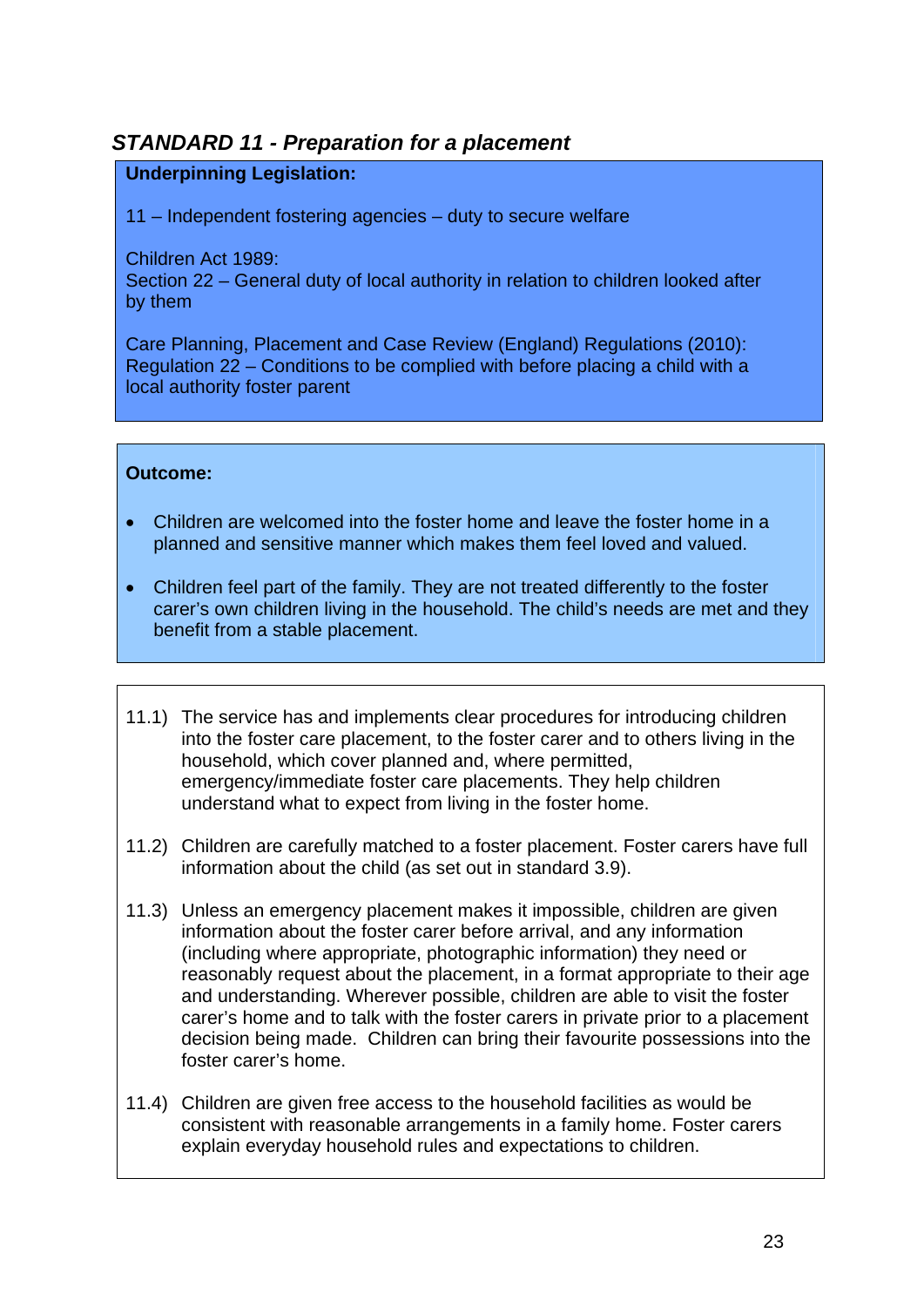## *STANDARD 11 - Preparation for a placement*

**Underpinning Legislation:**

11 – Independent fostering agencies – duty to secure welfare

Children Act 1989:
Section 22 – General duty of local authority in relation to children looked after by them

Care Planning, Placement and Case Review (England) Regulations (2010):
Regulation 22 – Conditions to be complied with before placing a child with a local authority foster parent

**Outcome:**

- Children are welcomed into the foster home and leave the foster home in a planned and sensitive manner which makes them feel loved and valued.
- Children feel part of the family. They are not treated differently to the foster carer's own children living in the household. The child's needs are met and they benefit from a stable placement.

11.1) The service has and implements clear procedures for introducing children into the foster care placement, to the foster carer and to others living in the household, which cover planned and, where permitted, emergency/immediate foster care placements. They help children understand what to expect from living in the foster home.

11.2) Children are carefully matched to a foster placement. Foster carers have full information about the child (as set out in standard 3.9).

11.3) Unless an emergency placement makes it impossible, children are given information about the foster carer before arrival, and any information (including where appropriate, photographic information) they need or reasonably request about the placement, in a format appropriate to their age and understanding. Wherever possible, children are able to visit the foster carer's home and to talk with the foster carers in private prior to a placement decision being made. Children can bring their favourite possessions into the foster carer's home.

11.4) Children are given free access to the household facilities as would be consistent with reasonable arrangements in a family home. Foster carers explain everyday household rules and expectations to children.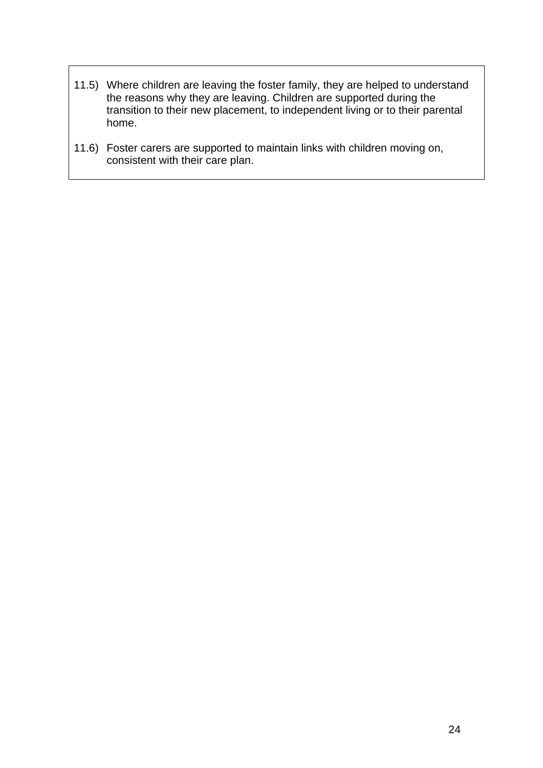11.5) Where children are leaving the foster family, they are helped to understand the reasons why they are leaving. Children are supported during the transition to their new placement, to independent living or to their parental home.

11.6) Foster carers are supported to maintain links with children moving on, consistent with their care plan.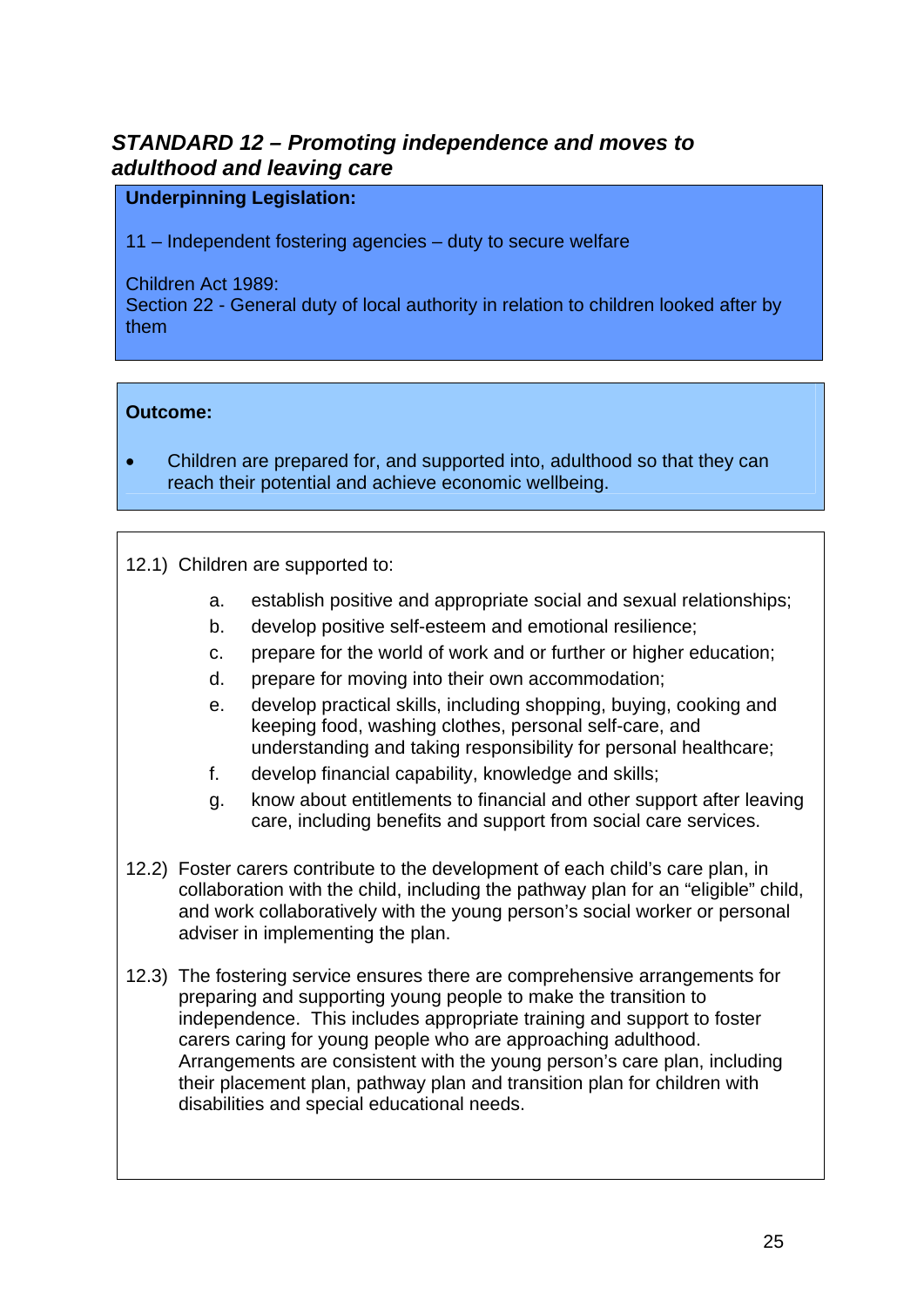## *STANDARD 12 – Promoting independence and moves to adulthood and leaving care*

**Underpinning Legislation:**

11 – Independent fostering agencies – duty to secure welfare

Children Act 1989:
Section 22 - General duty of local authority in relation to children looked after by them

**Outcome:**

- Children are prepared for, and supported into, adulthood so that they can reach their potential and achieve economic wellbeing.

12.1) Children are supported to:

a. establish positive and appropriate social and sexual relationships;
b. develop positive self-esteem and emotional resilience;
c. prepare for the world of work and or further or higher education;
d. prepare for moving into their own accommodation;
e. develop practical skills, including shopping, buying, cooking and keeping food, washing clothes, personal self-care, and understanding and taking responsibility for personal healthcare;
f. develop financial capability, knowledge and skills;
g. know about entitlements to financial and other support after leaving care, including benefits and support from social care services.

12.2) Foster carers contribute to the development of each child's care plan, in collaboration with the child, including the pathway plan for an "eligible" child, and work collaboratively with the young person's social worker or personal adviser in implementing the plan.

12.3) The fostering service ensures there are comprehensive arrangements for preparing and supporting young people to make the transition to independence. This includes appropriate training and support to foster carers caring for young people who are approaching adulthood. Arrangements are consistent with the young person's care plan, including their placement plan, pathway plan and transition plan for children with disabilities and special educational needs.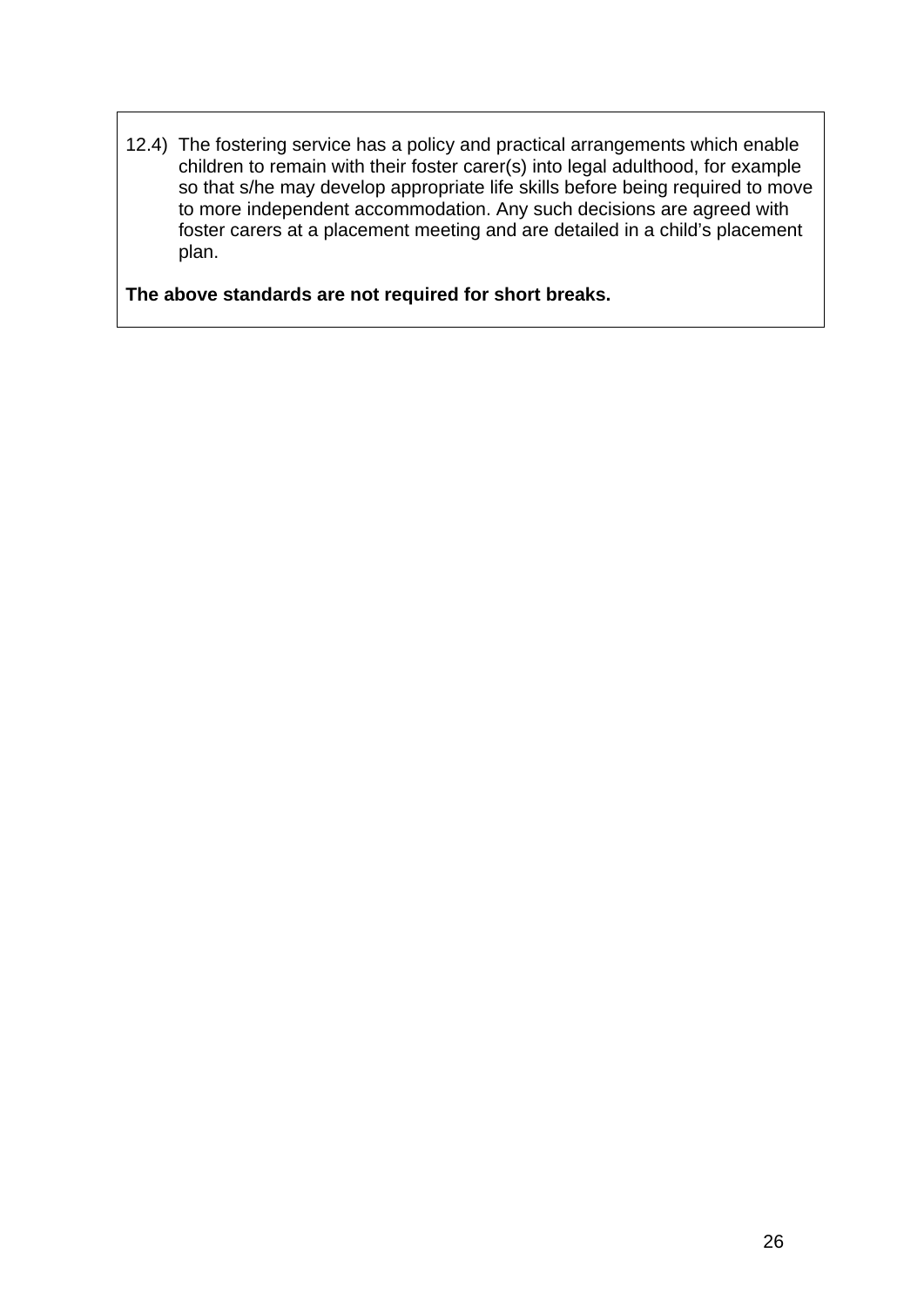12.4) The fostering service has a policy and practical arrangements which enable children to remain with their foster carer(s) into legal adulthood, for example so that s/he may develop appropriate life skills before being required to move to more independent accommodation. Any such decisions are agreed with foster carers at a placement meeting and are detailed in a child's placement plan.

**The above standards are not required for short breaks.**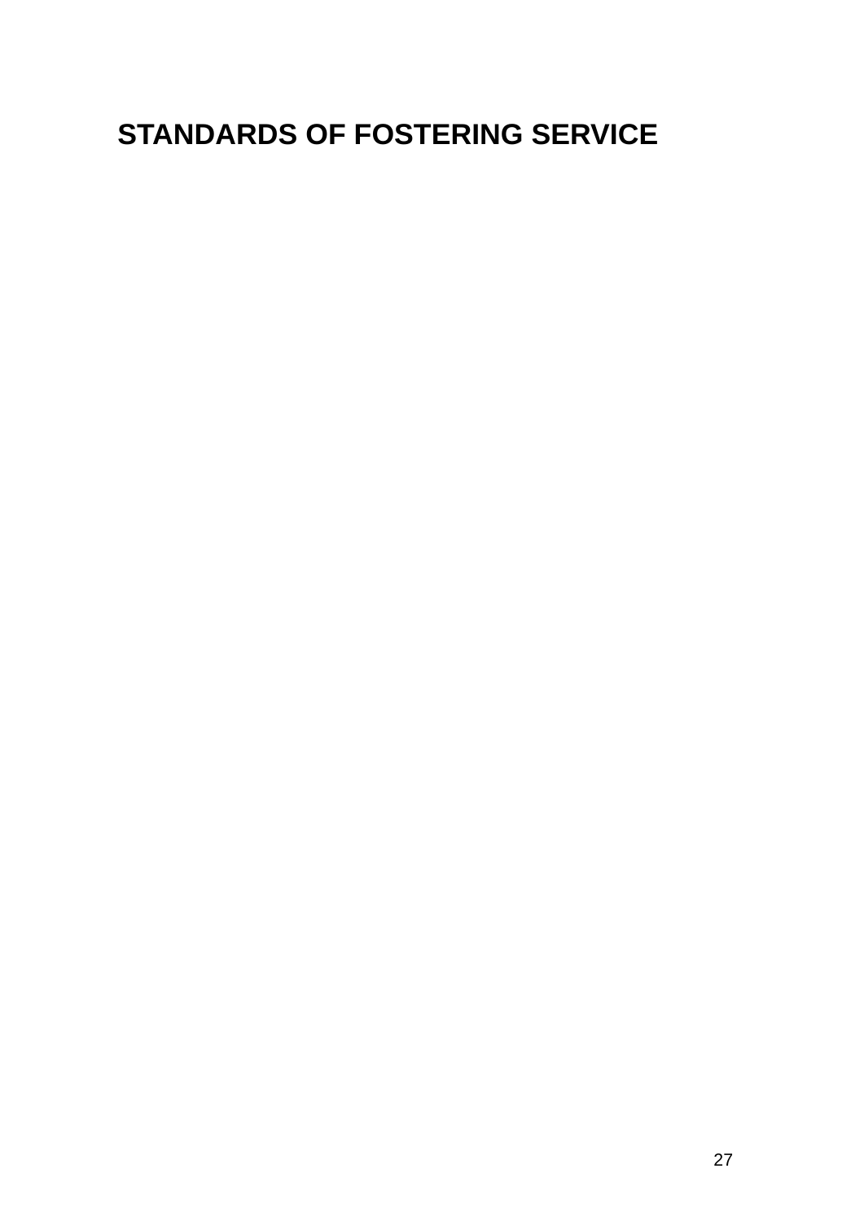# STANDARDS OF FOSTERING SERVICE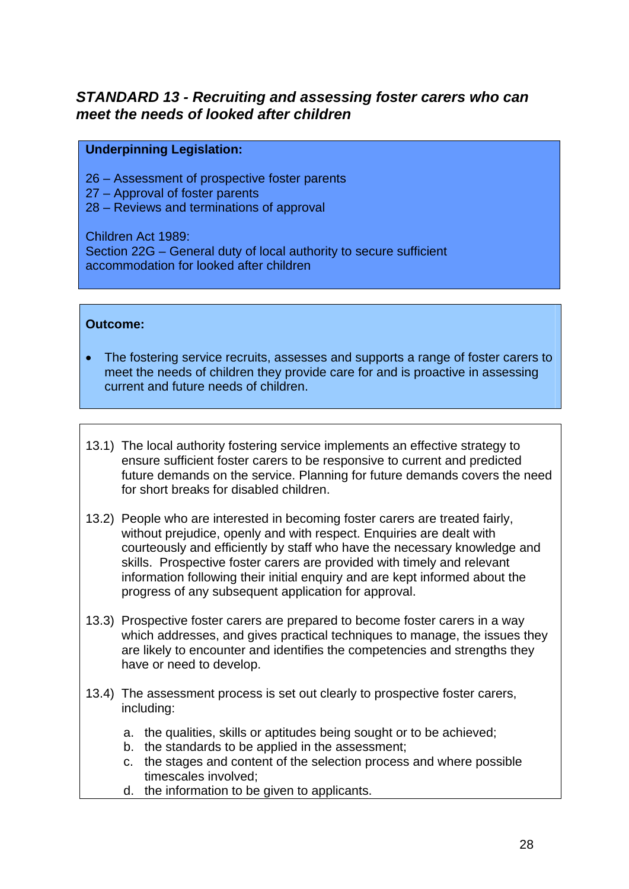### *STANDARD 13 - Recruiting and assessing foster carers who can meet the needs of looked after children*

**Underpinning Legislation:**

26 – Assessment of prospective foster parents
27 – Approval of foster parents
28 – Reviews and terminations of approval

Children Act 1989:
Section 22G – General duty of local authority to secure sufficient accommodation for looked after children

**Outcome:**

- The fostering service recruits, assesses and supports a range of foster carers to meet the needs of children they provide care for and is proactive in assessing current and future needs of children.

13.1) The local authority fostering service implements an effective strategy to ensure sufficient foster carers to be responsive to current and predicted future demands on the service. Planning for future demands covers the need for short breaks for disabled children.

13.2) People who are interested in becoming foster carers are treated fairly, without prejudice, openly and with respect. Enquiries are dealt with courteously and efficiently by staff who have the necessary knowledge and skills. Prospective foster carers are provided with timely and relevant information following their initial enquiry and are kept informed about the progress of any subsequent application for approval.

13.3) Prospective foster carers are prepared to become foster carers in a way which addresses, and gives practical techniques to manage, the issues they are likely to encounter and identifies the competencies and strengths they have or need to develop.

13.4) The assessment process is set out clearly to prospective foster carers, including:

a. the qualities, skills or aptitudes being sought or to be achieved;
b. the standards to be applied in the assessment;
c. the stages and content of the selection process and where possible timescales involved;
d. the information to be given to applicants.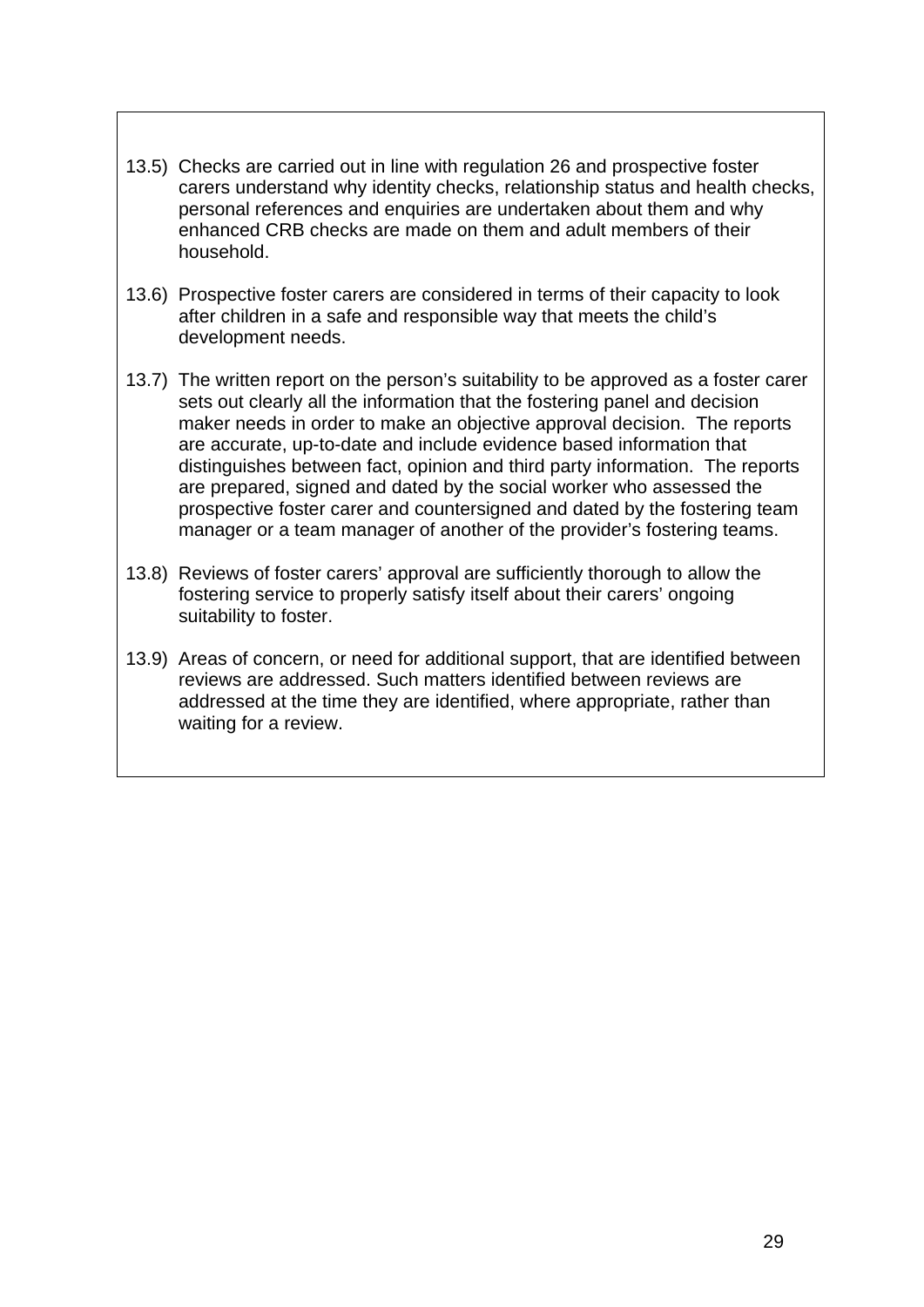13.5) Checks are carried out in line with regulation 26 and prospective foster carers understand why identity checks, relationship status and health checks, personal references and enquiries are undertaken about them and why enhanced CRB checks are made on them and adult members of their household.

13.6) Prospective foster carers are considered in terms of their capacity to look after children in a safe and responsible way that meets the child's development needs.

13.7) The written report on the person's suitability to be approved as a foster carer sets out clearly all the information that the fostering panel and decision maker needs in order to make an objective approval decision. The reports are accurate, up-to-date and include evidence based information that distinguishes between fact, opinion and third party information. The reports are prepared, signed and dated by the social worker who assessed the prospective foster carer and countersigned and dated by the fostering team manager or a team manager of another of the provider's fostering teams.

13.8) Reviews of foster carers' approval are sufficiently thorough to allow the fostering service to properly satisfy itself about their carers' ongoing suitability to foster.

13.9) Areas of concern, or need for additional support, that are identified between reviews are addressed. Such matters identified between reviews are addressed at the time they are identified, where appropriate, rather than waiting for a review.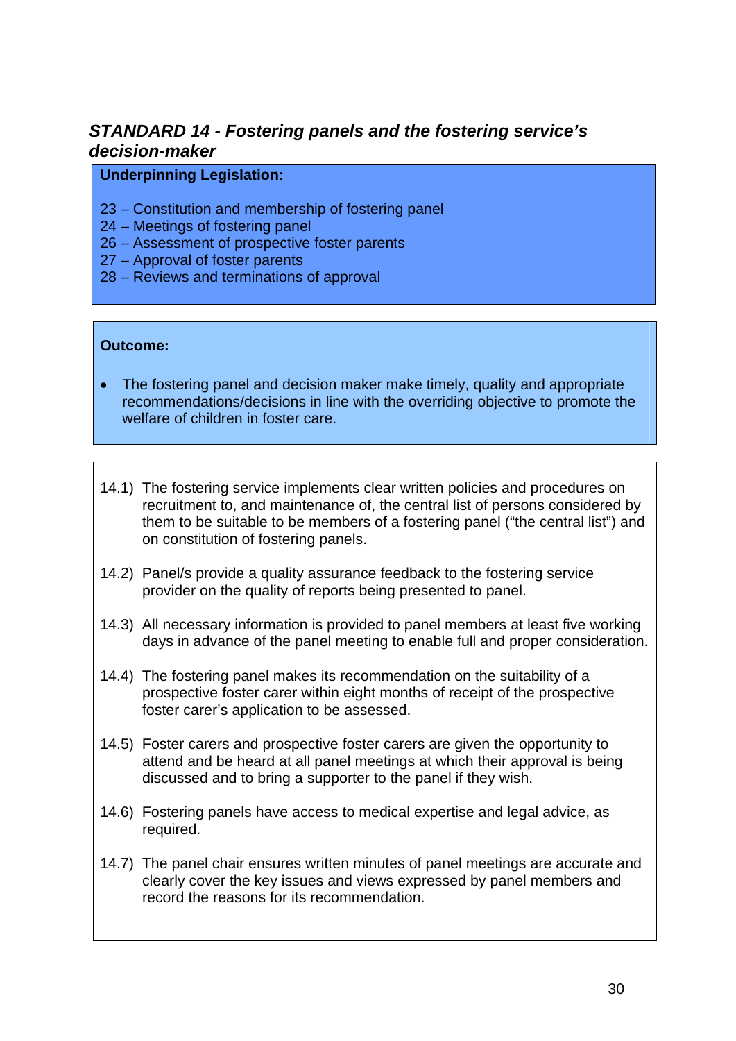## *STANDARD 14 - Fostering panels and the fostering service's decision-maker*

**Underpinning Legislation:**

23 – Constitution and membership of fostering panel
24 – Meetings of fostering panel
26 – Assessment of prospective foster parents
27 – Approval of foster parents
28 – Reviews and terminations of approval

**Outcome:**

- The fostering panel and decision maker make timely, quality and appropriate recommendations/decisions in line with the overriding objective to promote the welfare of children in foster care.

14.1) The fostering service implements clear written policies and procedures on recruitment to, and maintenance of, the central list of persons considered by them to be suitable to be members of a fostering panel ("the central list") and on constitution of fostering panels.

14.2) Panel/s provide a quality assurance feedback to the fostering service provider on the quality of reports being presented to panel.

14.3) All necessary information is provided to panel members at least five working days in advance of the panel meeting to enable full and proper consideration.

14.4) The fostering panel makes its recommendation on the suitability of a prospective foster carer within eight months of receipt of the prospective foster carer's application to be assessed.

14.5) Foster carers and prospective foster carers are given the opportunity to attend and be heard at all panel meetings at which their approval is being discussed and to bring a supporter to the panel if they wish.

14.6) Fostering panels have access to medical expertise and legal advice, as required.

14.7) The panel chair ensures written minutes of panel meetings are accurate and clearly cover the key issues and views expressed by panel members and record the reasons for its recommendation.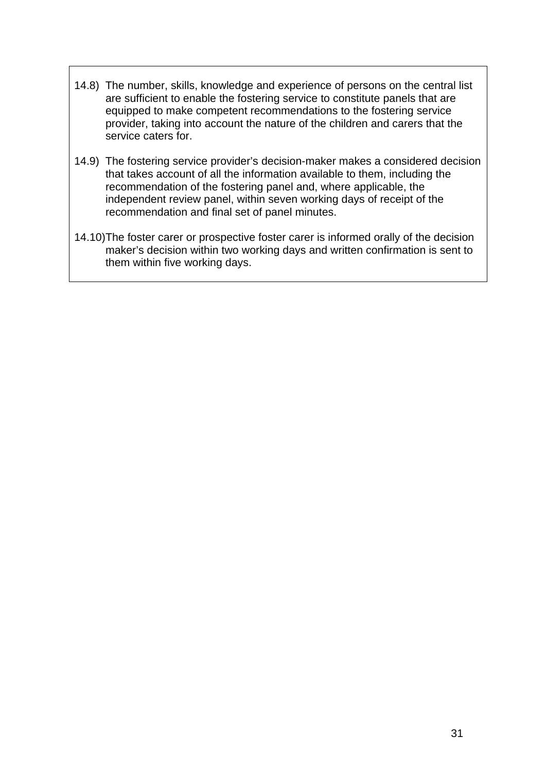14.8) The number, skills, knowledge and experience of persons on the central list are sufficient to enable the fostering service to constitute panels that are equipped to make competent recommendations to the fostering service provider, taking into account the nature of the children and carers that the service caters for.

14.9) The fostering service provider's decision-maker makes a considered decision that takes account of all the information available to them, including the recommendation of the fostering panel and, where applicable, the independent review panel, within seven working days of receipt of the recommendation and final set of panel minutes.

14.10) The foster carer or prospective foster carer is informed orally of the decision maker's decision within two working days and written confirmation is sent to them within five working days.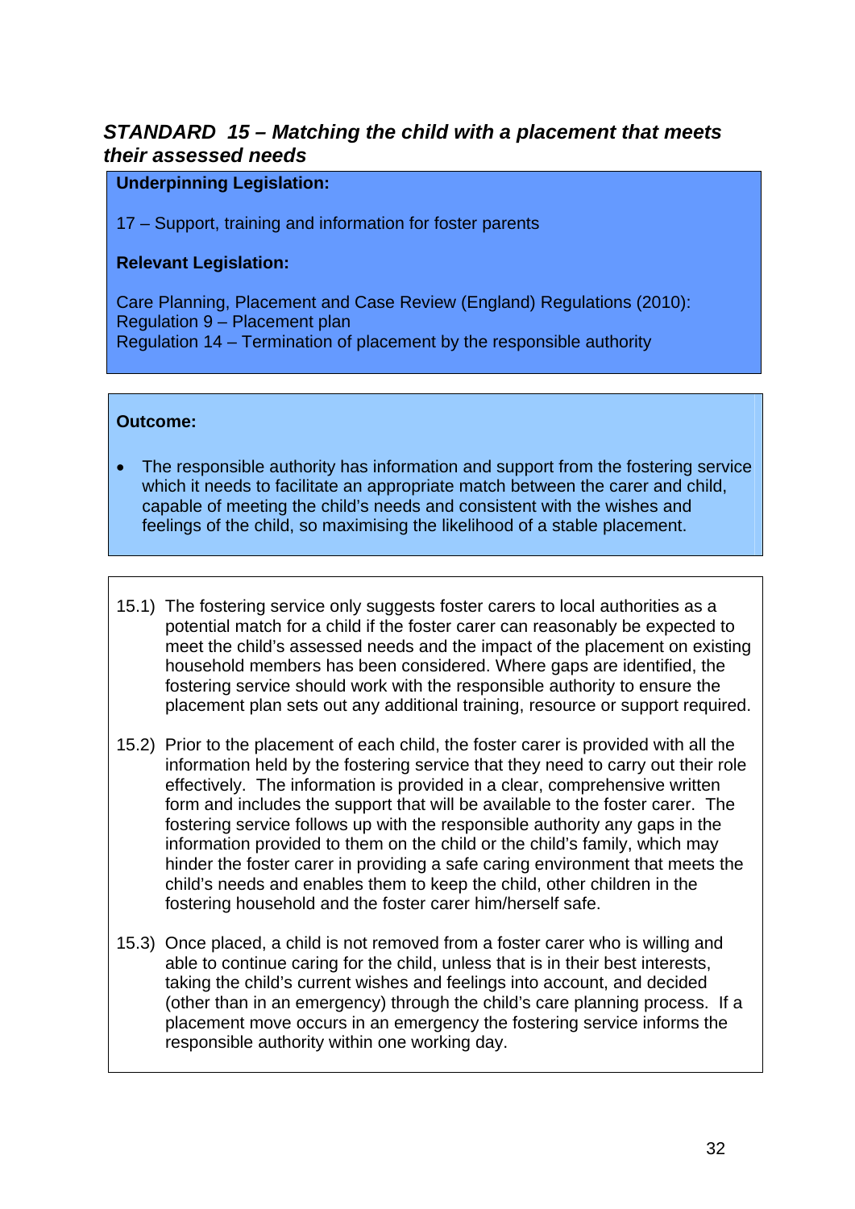## *STANDARD 15 – Matching the child with a placement that meets their assessed needs*

**Underpinning Legislation:**

17 – Support, training and information for foster parents

**Relevant Legislation:**

Care Planning, Placement and Case Review (England) Regulations (2010):
Regulation 9 – Placement plan
Regulation 14 – Termination of placement by the responsible authority

**Outcome:**

- The responsible authority has information and support from the fostering service which it needs to facilitate an appropriate match between the carer and child, capable of meeting the child's needs and consistent with the wishes and feelings of the child, so maximising the likelihood of a stable placement.

15.1) The fostering service only suggests foster carers to local authorities as a potential match for a child if the foster carer can reasonably be expected to meet the child's assessed needs and the impact of the placement on existing household members has been considered. Where gaps are identified, the fostering service should work with the responsible authority to ensure the placement plan sets out any additional training, resource or support required.

15.2) Prior to the placement of each child, the foster carer is provided with all the information held by the fostering service that they need to carry out their role effectively. The information is provided in a clear, comprehensive written form and includes the support that will be available to the foster carer. The fostering service follows up with the responsible authority any gaps in the information provided to them on the child or the child's family, which may hinder the foster carer in providing a safe caring environment that meets the child's needs and enables them to keep the child, other children in the fostering household and the foster carer him/herself safe.

15.3) Once placed, a child is not removed from a foster carer who is willing and able to continue caring for the child, unless that is in their best interests, taking the child's current wishes and feelings into account, and decided (other than in an emergency) through the child's care planning process. If a placement move occurs in an emergency the fostering service informs the responsible authority within one working day.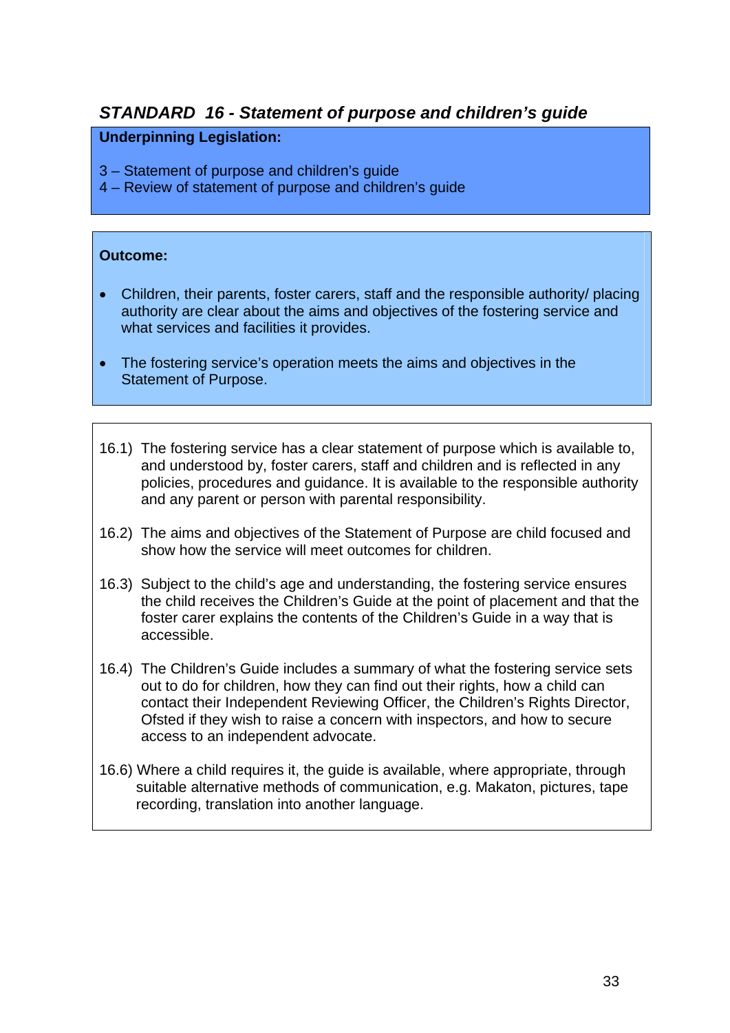## *STANDARD 16 - Statement of purpose and children's guide*

**Underpinning Legislation:**

3 – Statement of purpose and children's guide
4 – Review of statement of purpose and children's guide

**Outcome:**

- Children, their parents, foster carers, staff and the responsible authority/ placing authority are clear about the aims and objectives of the fostering service and what services and facilities it provides.
- The fostering service's operation meets the aims and objectives in the Statement of Purpose.

16.1) The fostering service has a clear statement of purpose which is available to, and understood by, foster carers, staff and children and is reflected in any policies, procedures and guidance. It is available to the responsible authority and any parent or person with parental responsibility.

16.2) The aims and objectives of the Statement of Purpose are child focused and show how the service will meet outcomes for children.

16.3) Subject to the child's age and understanding, the fostering service ensures the child receives the Children's Guide at the point of placement and that the foster carer explains the contents of the Children's Guide in a way that is accessible.

16.4) The Children's Guide includes a summary of what the fostering service sets out to do for children, how they can find out their rights, how a child can contact their Independent Reviewing Officer, the Children's Rights Director, Ofsted if they wish to raise a concern with inspectors, and how to secure access to an independent advocate.

16.6) Where a child requires it, the guide is available, where appropriate, through suitable alternative methods of communication, e.g. Makaton, pictures, tape recording, translation into another language.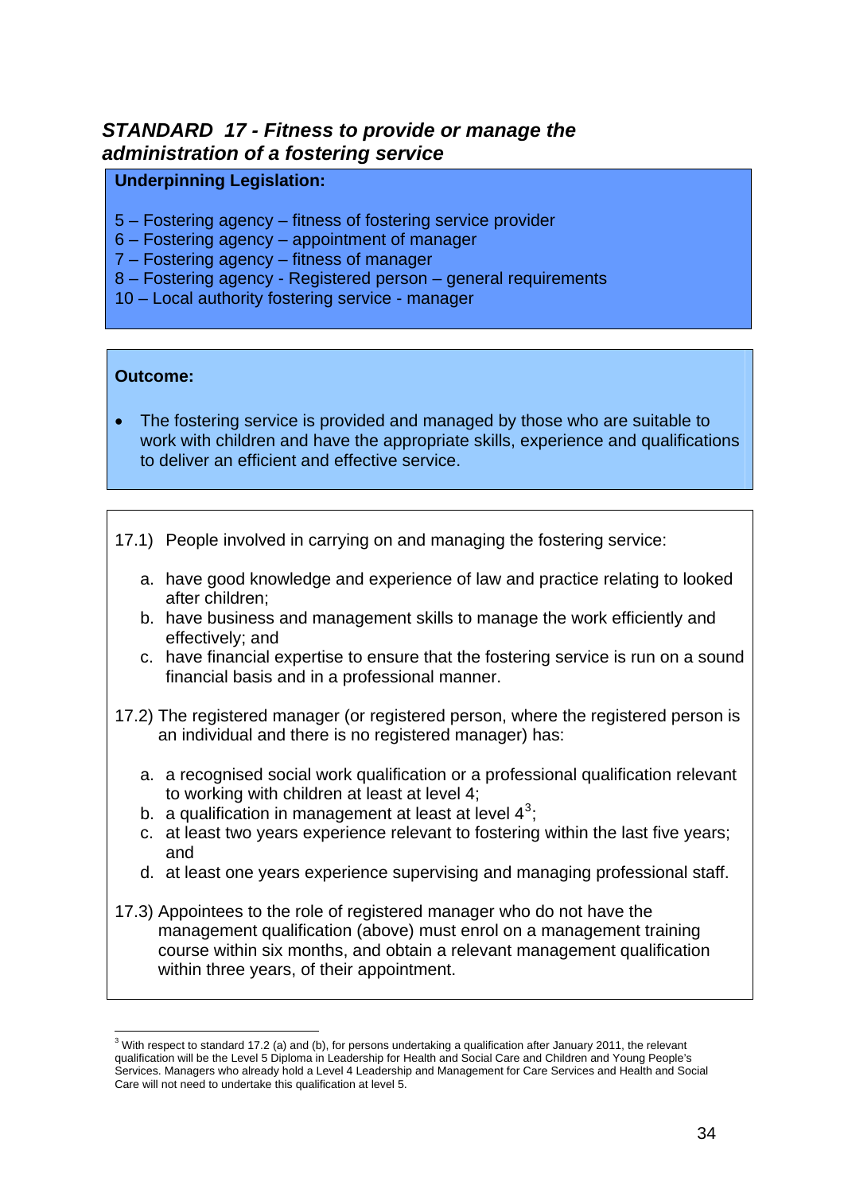## *STANDARD 17 - Fitness to provide or manage the administration of a fostering service*

**Underpinning Legislation:**

5 – Fostering agency – fitness of fostering service provider
6 – Fostering agency – appointment of manager
7 – Fostering agency – fitness of manager
8 – Fostering agency - Registered person – general requirements
10 – Local authority fostering service - manager

**Outcome:**

- The fostering service is provided and managed by those who are suitable to work with children and have the appropriate skills, experience and qualifications to deliver an efficient and effective service.

17.1) People involved in carrying on and managing the fostering service:

a. have good knowledge and experience of law and practice relating to looked after children;
b. have business and management skills to manage the work efficiently and effectively; and
c. have financial expertise to ensure that the fostering service is run on a sound financial basis and in a professional manner.

17.2) The registered manager (or registered person, where the registered person is an individual and there is no registered manager) has:

a. a recognised social work qualification or a professional qualification relevant to working with children at least at level 4;
b. a qualification in management at least at level 4[3];
c. at least two years experience relevant to fostering within the last five years; and
d. at least one years experience supervising and managing professional staff.

17.3) Appointees to the role of registered manager who do not have the management qualification (above) must enrol on a management training course within six months, and obtain a relevant management qualification within three years, of their appointment.

[3] With respect to standard 17.2 (a) and (b), for persons undertaking a qualification after January 2011, the relevant qualification will be the Level 5 Diploma in Leadership for Health and Social Care and Children and Young People's Services. Managers who already hold a Level 4 Leadership and Management for Care Services and Health and Social Care will not need to undertake this qualification at level 5.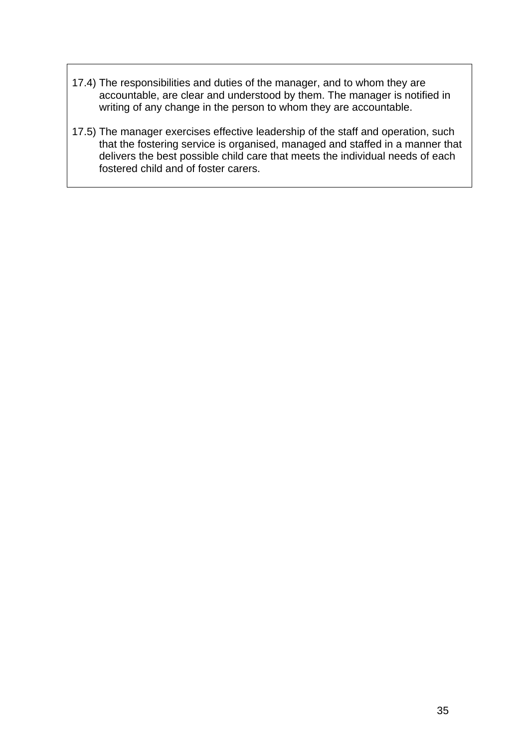17.4) The responsibilities and duties of the manager, and to whom they are accountable, are clear and understood by them. The manager is notified in writing of any change in the person to whom they are accountable.

17.5) The manager exercises effective leadership of the staff and operation, such that the fostering service is organised, managed and staffed in a manner that delivers the best possible child care that meets the individual needs of each fostered child and of foster carers.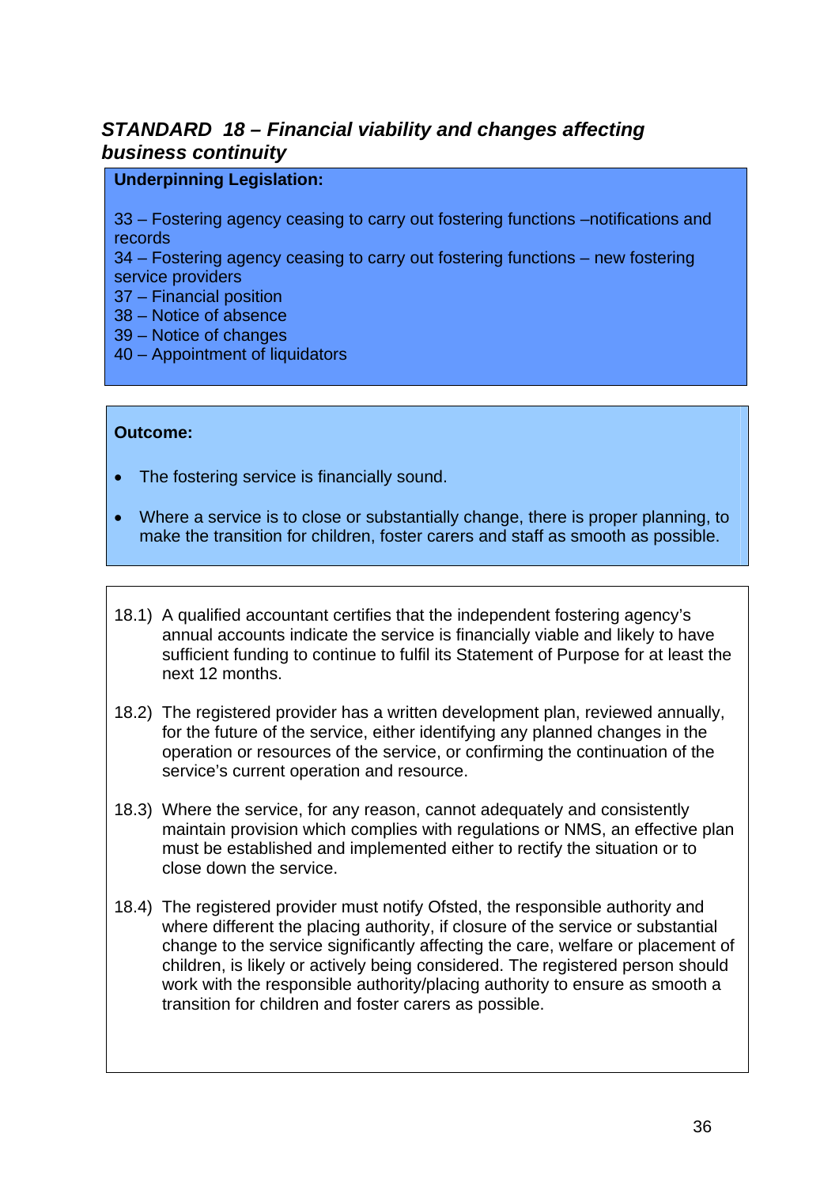## *STANDARD 18 – Financial viability and changes affecting business continuity*

**Underpinning Legislation:**

33 – Fostering agency ceasing to carry out fostering functions –notifications and records
34 – Fostering agency ceasing to carry out fostering functions – new fostering service providers
37 – Financial position
38 – Notice of absence
39 – Notice of changes
40 – Appointment of liquidators

**Outcome:**

- The fostering service is financially sound.
- Where a service is to close or substantially change, there is proper planning, to make the transition for children, foster carers and staff as smooth as possible.

18.1) A qualified accountant certifies that the independent fostering agency's annual accounts indicate the service is financially viable and likely to have sufficient funding to continue to fulfil its Statement of Purpose for at least the next 12 months.

18.2) The registered provider has a written development plan, reviewed annually, for the future of the service, either identifying any planned changes in the operation or resources of the service, or confirming the continuation of the service's current operation and resource.

18.3) Where the service, for any reason, cannot adequately and consistently maintain provision which complies with regulations or NMS, an effective plan must be established and implemented either to rectify the situation or to close down the service.

18.4) The registered provider must notify Ofsted, the responsible authority and where different the placing authority, if closure of the service or substantial change to the service significantly affecting the care, welfare or placement of children, is likely or actively being considered. The registered person should work with the responsible authority/placing authority to ensure as smooth a transition for children and foster carers as possible.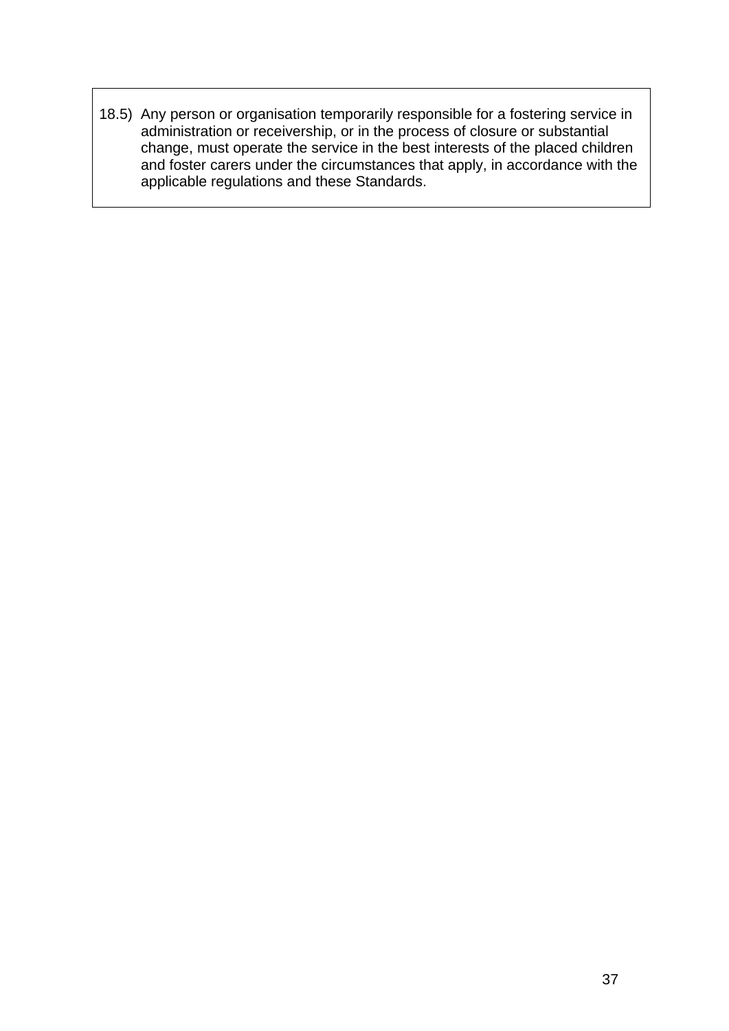18.5) Any person or organisation temporarily responsible for a fostering service in administration or receivership, or in the process of closure or substantial change, must operate the service in the best interests of the placed children and foster carers under the circumstances that apply, in accordance with the applicable regulations and these Standards.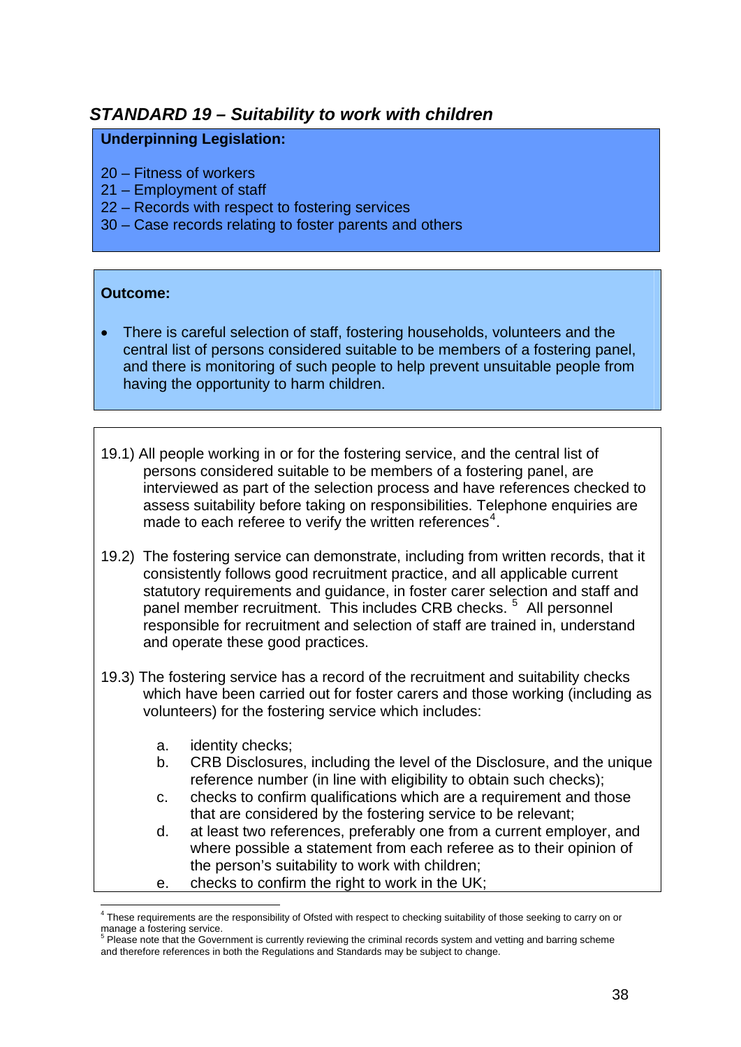## *STANDARD 19 – Suitability to work with children*

**Underpinning Legislation:**

20 – Fitness of workers
21 – Employment of staff
22 – Records with respect to fostering services
30 – Case records relating to foster parents and others

**Outcome:**

- There is careful selection of staff, fostering households, volunteers and the central list of persons considered suitable to be members of a fostering panel, and there is monitoring of such people to help prevent unsuitable people from having the opportunity to harm children.

19.1) All people working in or for the fostering service, and the central list of persons considered suitable to be members of a fostering panel, are interviewed as part of the selection process and have references checked to assess suitability before taking on responsibilities. Telephone enquiries are made to each referee to verify the written references[4].

19.2) The fostering service can demonstrate, including from written records, that it consistently follows good recruitment practice, and all applicable current statutory requirements and guidance, in foster carer selection and staff and panel member recruitment. This includes CRB checks. [5] All personnel responsible for recruitment and selection of staff are trained in, understand and operate these good practices.

19.3) The fostering service has a record of the recruitment and suitability checks which have been carried out for foster carers and those working (including as volunteers) for the fostering service which includes:

a. identity checks;
b. CRB Disclosures, including the level of the Disclosure, and the unique reference number (in line with eligibility to obtain such checks);
c. checks to confirm qualifications which are a requirement and those that are considered by the fostering service to be relevant;
d. at least two references, preferably one from a current employer, and where possible a statement from each referee as to their opinion of the person's suitability to work with children;
e. checks to confirm the right to work in the UK;

---

[4] These requirements are the responsibility of Ofsted with respect to checking suitability of those seeking to carry on or manage a fostering service.
[5] Please note that the Government is currently reviewing the criminal records system and vetting and barring scheme and therefore references in both the Regulations and Standards may be subject to change.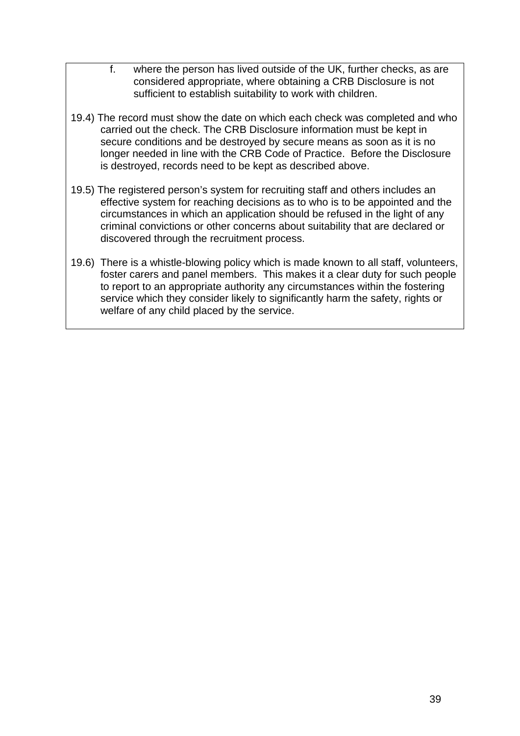f. where the person has lived outside of the UK, further checks, as are considered appropriate, where obtaining a CRB Disclosure is not sufficient to establish suitability to work with children.

19.4) The record must show the date on which each check was completed and who carried out the check. The CRB Disclosure information must be kept in secure conditions and be destroyed by secure means as soon as it is no longer needed in line with the CRB Code of Practice. Before the Disclosure is destroyed, records need to be kept as described above.

19.5) The registered person's system for recruiting staff and others includes an effective system for reaching decisions as to who is to be appointed and the circumstances in which an application should be refused in the light of any criminal convictions or other concerns about suitability that are declared or discovered through the recruitment process.

19.6) There is a whistle-blowing policy which is made known to all staff, volunteers, foster carers and panel members. This makes it a clear duty for such people to report to an appropriate authority any circumstances within the fostering service which they consider likely to significantly harm the safety, rights or welfare of any child placed by the service.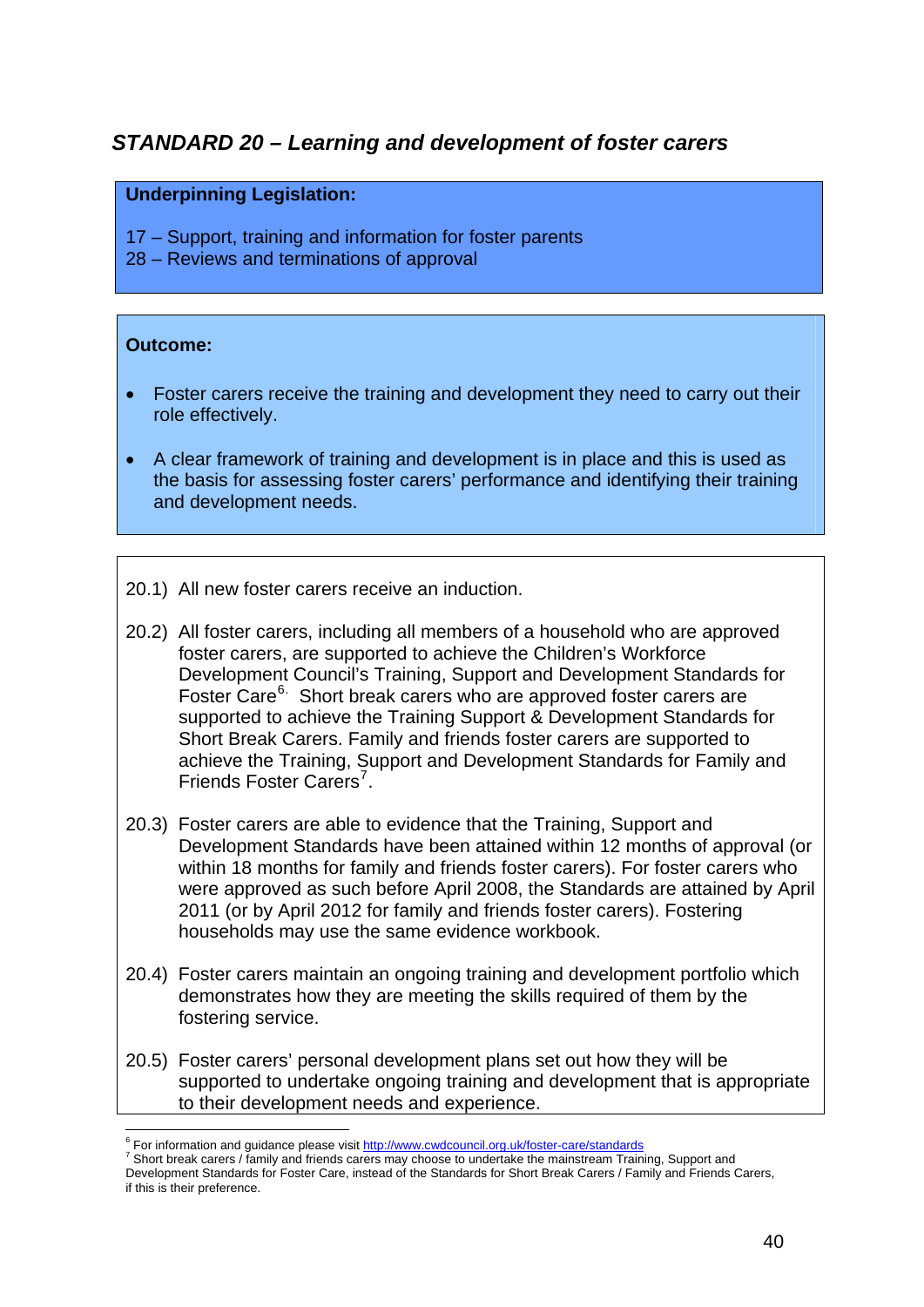## *STANDARD 20 – Learning and development of foster carers*

**Underpinning Legislation:**

17 – Support, training and information for foster parents
28 – Reviews and terminations of approval

**Outcome:**

- Foster carers receive the training and development they need to carry out their role effectively.
- A clear framework of training and development is in place and this is used as the basis for assessing foster carers' performance and identifying their training and development needs.

20.1) All new foster carers receive an induction.

20.2) All foster carers, including all members of a household who are approved foster carers, are supported to achieve the Children's Workforce Development Council's Training, Support and Development Standards for Foster Care[6]. Short break carers who are approved foster carers are supported to achieve the Training Support & Development Standards for Short Break Carers. Family and friends foster carers are supported to achieve the Training, Support and Development Standards for Family and Friends Foster Carers[7].

20.3) Foster carers are able to evidence that the Training, Support and Development Standards have been attained within 12 months of approval (or within 18 months for family and friends foster carers). For foster carers who were approved as such before April 2008, the Standards are attained by April 2011 (or by April 2012 for family and friends foster carers). Fostering households may use the same evidence workbook.

20.4) Foster carers maintain an ongoing training and development portfolio which demonstrates how they are meeting the skills required of them by the fostering service.

20.5) Foster carers' personal development plans set out how they will be supported to undertake ongoing training and development that is appropriate to their development needs and experience.

---

[6] For information and guidance please visit http://www.cwdcouncil.org.uk/foster-care/standards

[7] Short break carers / family and friends carers may choose to undertake the mainstream Training, Support and Development Standards for Foster Care, instead of the Standards for Short Break Carers / Family and Friends Carers, if this is their preference.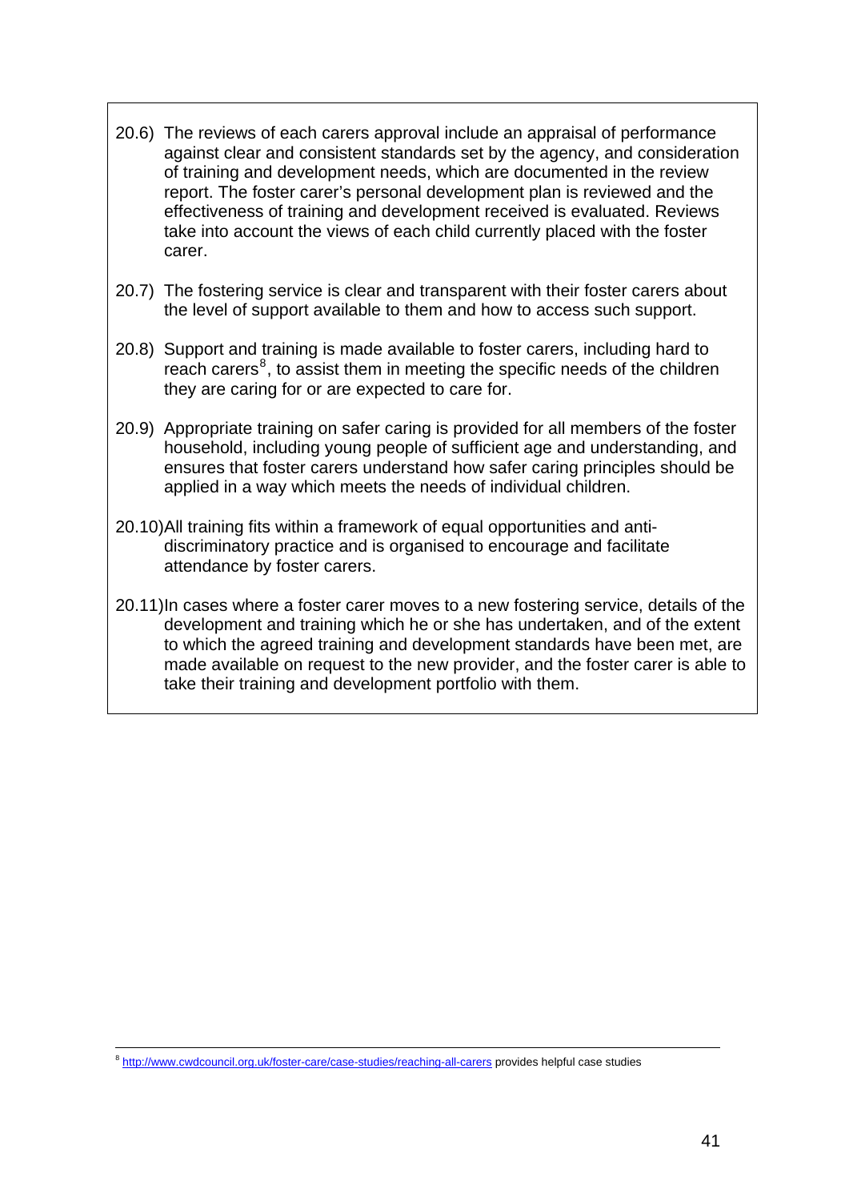20.6) The reviews of each carers approval include an appraisal of performance against clear and consistent standards set by the agency, and consideration of training and development needs, which are documented in the review report. The foster carer's personal development plan is reviewed and the effectiveness of training and development received is evaluated. Reviews take into account the views of each child currently placed with the foster carer.

20.7) The fostering service is clear and transparent with their foster carers about the level of support available to them and how to access such support.

20.8) Support and training is made available to foster carers, including hard to reach carers[8], to assist them in meeting the specific needs of the children they are caring for or are expected to care for.

20.9) Appropriate training on safer caring is provided for all members of the foster household, including young people of sufficient age and understanding, and ensures that foster carers understand how safer caring principles should be applied in a way which meets the needs of individual children.

20.10) All training fits within a framework of equal opportunities and anti-discriminatory practice and is organised to encourage and facilitate attendance by foster carers.

20.11) In cases where a foster carer moves to a new fostering service, details of the development and training which he or she has undertaken, and of the extent to which the agreed training and development standards have been met, are made available on request to the new provider, and the foster carer is able to take their training and development portfolio with them.

---

[8] http://www.cwdcouncil.org.uk/foster-care/case-studies/reaching-all-carers provides helpful case studies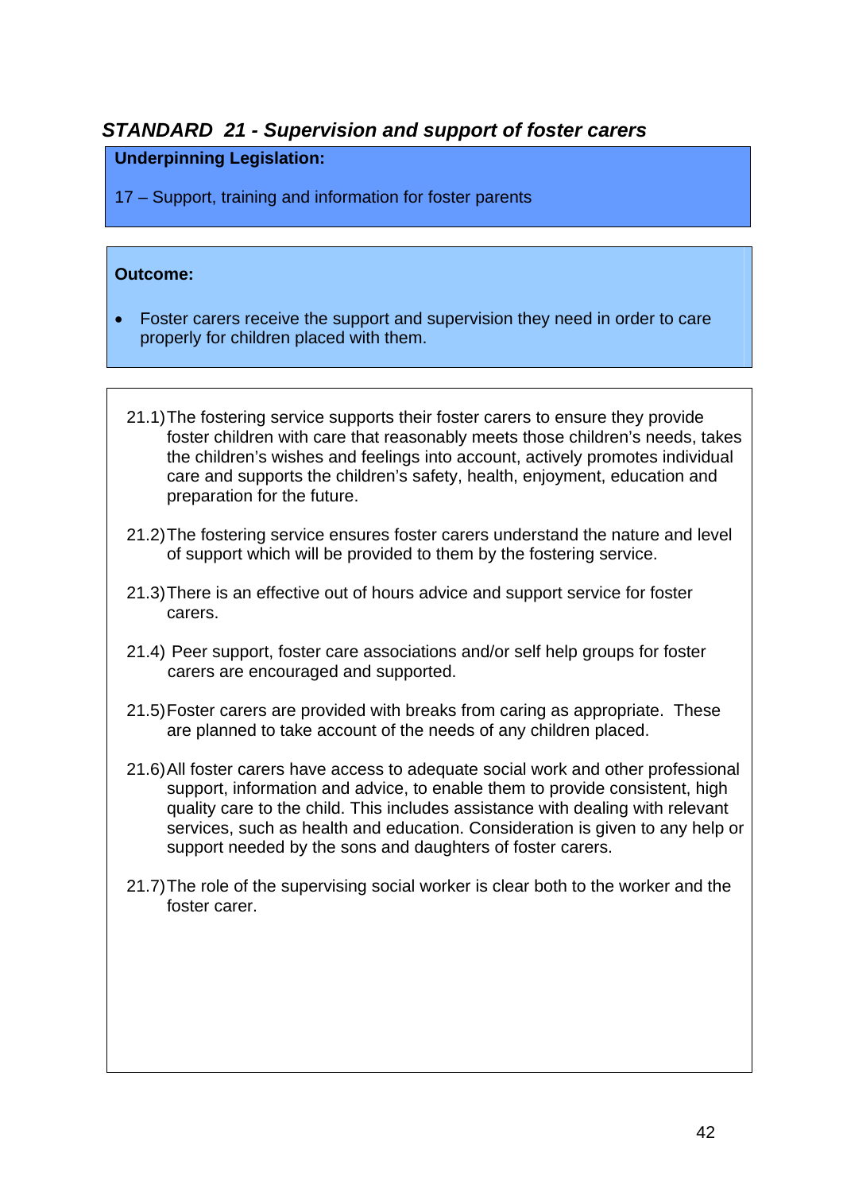## *STANDARD 21 - Supervision and support of foster carers*

**Underpinning Legislation:**

17 – Support, training and information for foster parents

**Outcome:**

- Foster carers receive the support and supervision they need in order to care properly for children placed with them.

21.1) The fostering service supports their foster carers to ensure they provide foster children with care that reasonably meets those children's needs, takes the children's wishes and feelings into account, actively promotes individual care and supports the children's safety, health, enjoyment, education and preparation for the future.

21.2) The fostering service ensures foster carers understand the nature and level of support which will be provided to them by the fostering service.

21.3) There is an effective out of hours advice and support service for foster carers.

21.4) Peer support, foster care associations and/or self help groups for foster carers are encouraged and supported.

21.5) Foster carers are provided with breaks from caring as appropriate. These are planned to take account of the needs of any children placed.

21.6) All foster carers have access to adequate social work and other professional support, information and advice, to enable them to provide consistent, high quality care to the child. This includes assistance with dealing with relevant services, such as health and education. Consideration is given to any help or support needed by the sons and daughters of foster carers.

21.7) The role of the supervising social worker is clear both to the worker and the foster carer.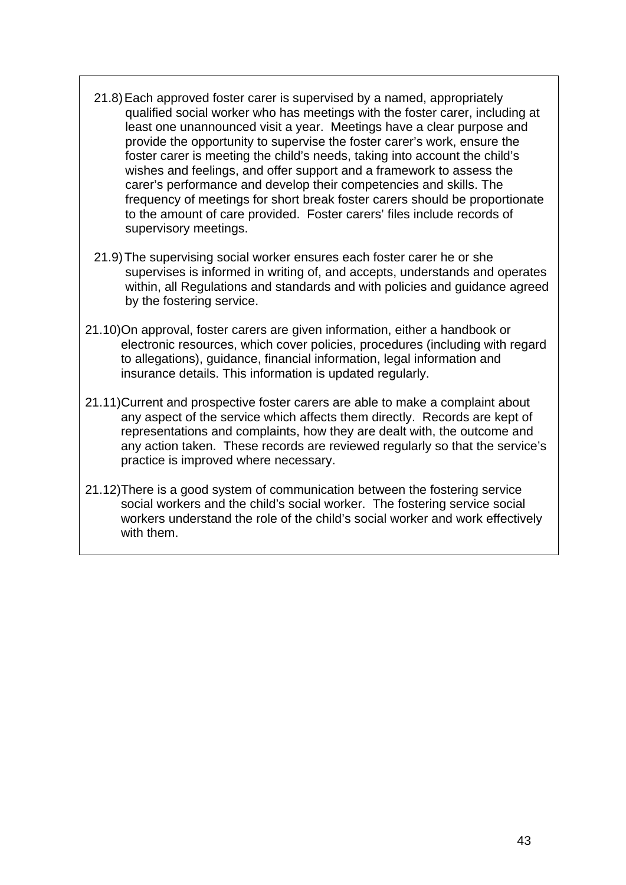21.8) Each approved foster carer is supervised by a named, appropriately qualified social worker who has meetings with the foster carer, including at least one unannounced visit a year. Meetings have a clear purpose and provide the opportunity to supervise the foster carer's work, ensure the foster carer is meeting the child's needs, taking into account the child's wishes and feelings, and offer support and a framework to assess the carer's performance and develop their competencies and skills. The frequency of meetings for short break foster carers should be proportionate to the amount of care provided. Foster carers' files include records of supervisory meetings.

21.9) The supervising social worker ensures each foster carer he or she supervises is informed in writing of, and accepts, understands and operates within, all Regulations and standards and with policies and guidance agreed by the fostering service.

21.10) On approval, foster carers are given information, either a handbook or electronic resources, which cover policies, procedures (including with regard to allegations), guidance, financial information, legal information and insurance details. This information is updated regularly.

21.11) Current and prospective foster carers are able to make a complaint about any aspect of the service which affects them directly. Records are kept of representations and complaints, how they are dealt with, the outcome and any action taken. These records are reviewed regularly so that the service's practice is improved where necessary.

21.12) There is a good system of communication between the fostering service social workers and the child's social worker. The fostering service social workers understand the role of the child's social worker and work effectively with them.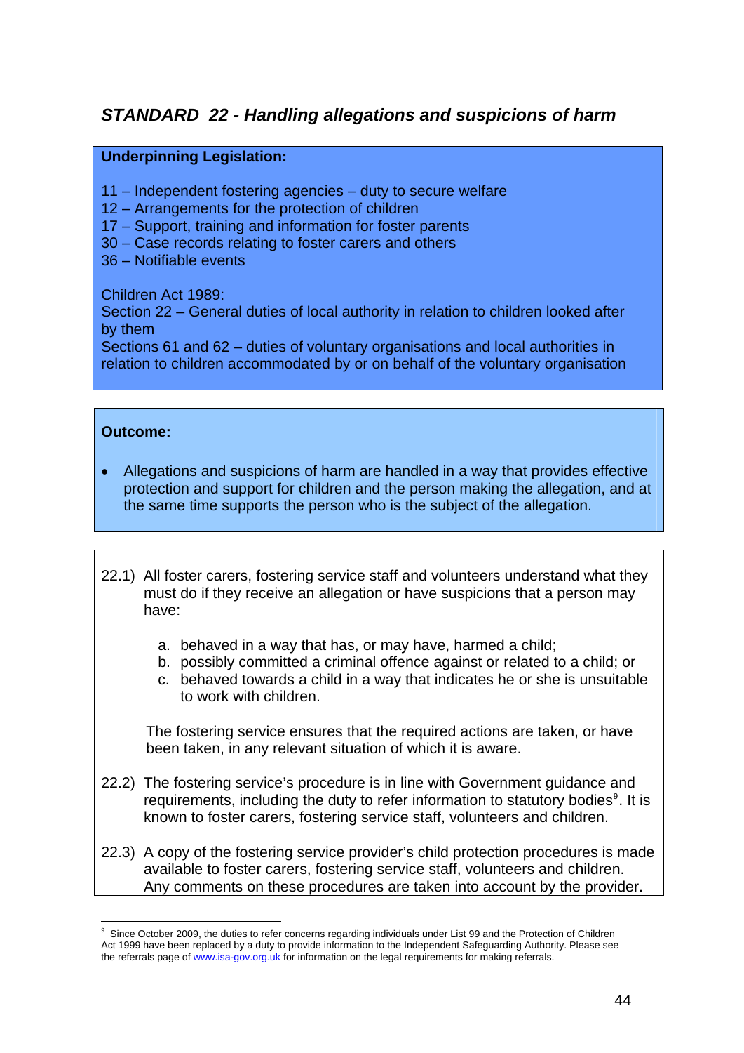## *STANDARD 22 - Handling allegations and suspicions of harm*

**Underpinning Legislation:**

11 – Independent fostering agencies – duty to secure welfare
12 – Arrangements for the protection of children
17 – Support, training and information for foster parents
30 – Case records relating to foster carers and others
36 – Notifiable events

Children Act 1989:
Section 22 – General duties of local authority in relation to children looked after by them
Sections 61 and 62 – duties of voluntary organisations and local authorities in relation to children accommodated by or on behalf of the voluntary organisation

**Outcome:**

- Allegations and suspicions of harm are handled in a way that provides effective protection and support for children and the person making the allegation, and at the same time supports the person who is the subject of the allegation.

22.1) All foster carers, fostering service staff and volunteers understand what they must do if they receive an allegation or have suspicions that a person may have:

a. behaved in a way that has, or may have, harmed a child;
b. possibly committed a criminal offence against or related to a child; or
c. behaved towards a child in a way that indicates he or she is unsuitable to work with children.

The fostering service ensures that the required actions are taken, or have been taken, in any relevant situation of which it is aware.

22.2) The fostering service's procedure is in line with Government guidance and requirements, including the duty to refer information to statutory bodies[9]. It is known to foster carers, fostering service staff, volunteers and children.

22.3) A copy of the fostering service provider's child protection procedures is made available to foster carers, fostering service staff, volunteers and children. Any comments on these procedures are taken into account by the provider.

[9] Since October 2009, the duties to refer concerns regarding individuals under List 99 and the Protection of Children Act 1999 have been replaced by a duty to provide information to the Independent Safeguarding Authority. Please see the referrals page of www.isa-gov.org.uk for information on the legal requirements for making referrals.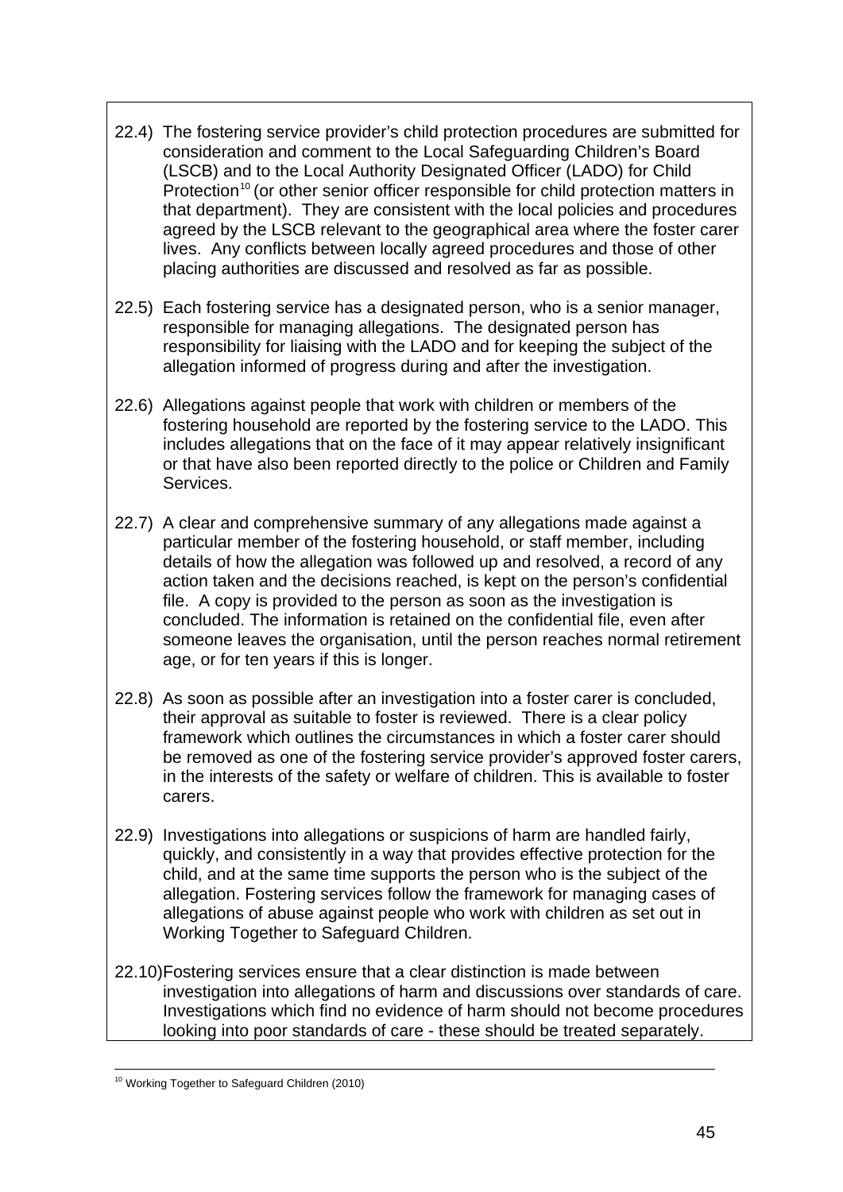22.4) The fostering service provider's child protection procedures are submitted for consideration and comment to the Local Safeguarding Children's Board (LSCB) and to the Local Authority Designated Officer (LADO) for Child Protection[10] (or other senior officer responsible for child protection matters in that department). They are consistent with the local policies and procedures agreed by the LSCB relevant to the geographical area where the foster carer lives. Any conflicts between locally agreed procedures and those of other placing authorities are discussed and resolved as far as possible.

22.5) Each fostering service has a designated person, who is a senior manager, responsible for managing allegations. The designated person has responsibility for liaising with the LADO and for keeping the subject of the allegation informed of progress during and after the investigation.

22.6) Allegations against people that work with children or members of the fostering household are reported by the fostering service to the LADO. This includes allegations that on the face of it may appear relatively insignificant or that have also been reported directly to the police or Children and Family Services.

22.7) A clear and comprehensive summary of any allegations made against a particular member of the fostering household, or staff member, including details of how the allegation was followed up and resolved, a record of any action taken and the decisions reached, is kept on the person's confidential file. A copy is provided to the person as soon as the investigation is concluded. The information is retained on the confidential file, even after someone leaves the organisation, until the person reaches normal retirement age, or for ten years if this is longer.

22.8) As soon as possible after an investigation into a foster carer is concluded, their approval as suitable to foster is reviewed. There is a clear policy framework which outlines the circumstances in which a foster carer should be removed as one of the fostering service provider's approved foster carers, in the interests of the safety or welfare of children. This is available to foster carers.

22.9) Investigations into allegations or suspicions of harm are handled fairly, quickly, and consistently in a way that provides effective protection for the child, and at the same time supports the person who is the subject of the allegation. Fostering services follow the framework for managing cases of allegations of abuse against people who work with children as set out in Working Together to Safeguard Children.

22.10) Fostering services ensure that a clear distinction is made between investigation into allegations of harm and discussions over standards of care. Investigations which find no evidence of harm should not become procedures looking into poor standards of care - these should be treated separately.

---

[10] Working Together to Safeguard Children (2010)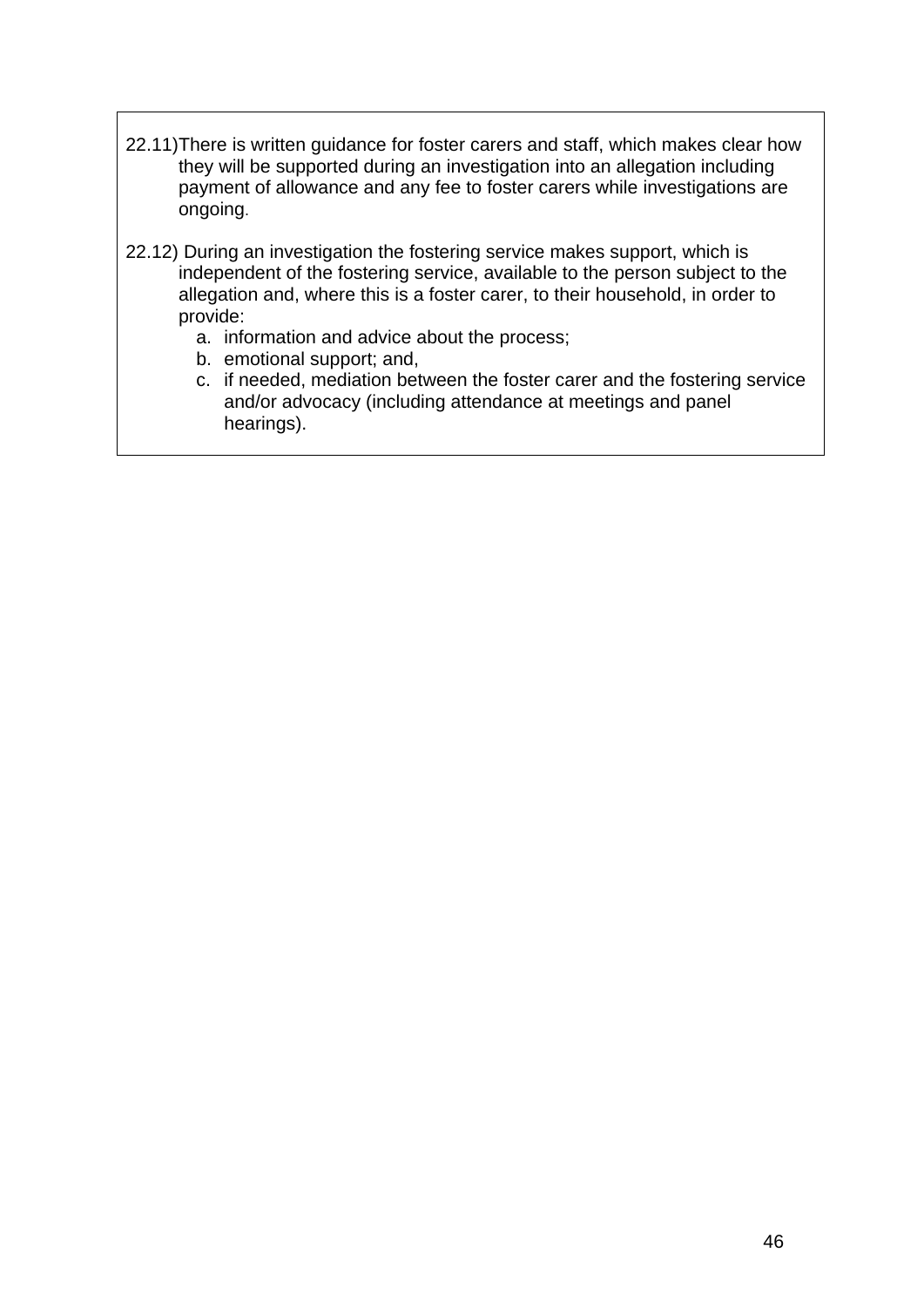22.11) There is written guidance for foster carers and staff, which makes clear how they will be supported during an investigation into an allegation including payment of allowance and any fee to foster carers while investigations are ongoing.

22.12) During an investigation the fostering service makes support, which is independent of the fostering service, available to the person subject to the allegation and, where this is a foster carer, to their household, in order to provide:

a. information and advice about the process;
b. emotional support; and,
c. if needed, mediation between the foster carer and the fostering service and/or advocacy (including attendance at meetings and panel hearings).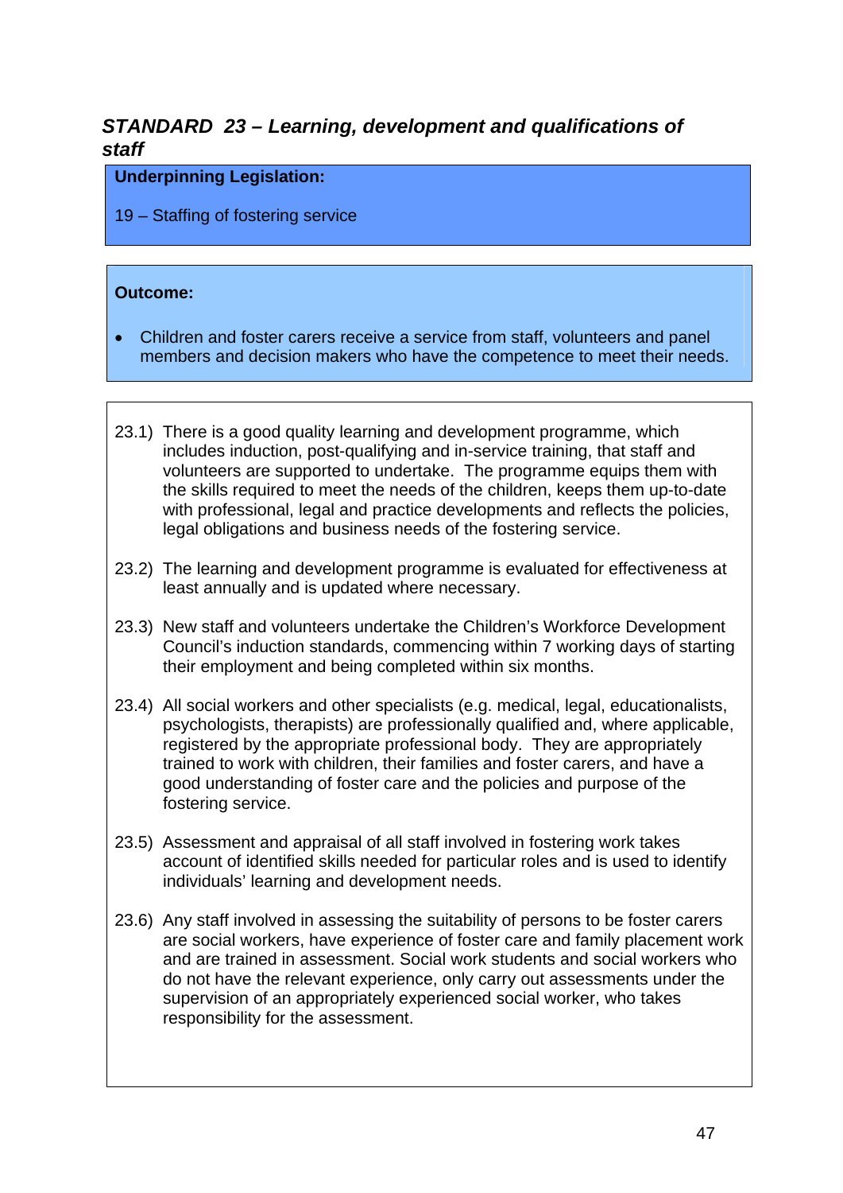## *STANDARD 23 – Learning, development and qualifications of staff*

**Underpinning Legislation:**

19 – Staffing of fostering service

**Outcome:**

- Children and foster carers receive a service from staff, volunteers and panel members and decision makers who have the competence to meet their needs.

23.1) There is a good quality learning and development programme, which includes induction, post-qualifying and in-service training, that staff and volunteers are supported to undertake. The programme equips them with the skills required to meet the needs of the children, keeps them up-to-date with professional, legal and practice developments and reflects the policies, legal obligations and business needs of the fostering service.

23.2) The learning and development programme is evaluated for effectiveness at least annually and is updated where necessary.

23.3) New staff and volunteers undertake the Children's Workforce Development Council's induction standards, commencing within 7 working days of starting their employment and being completed within six months.

23.4) All social workers and other specialists (e.g. medical, legal, educationalists, psychologists, therapists) are professionally qualified and, where applicable, registered by the appropriate professional body. They are appropriately trained to work with children, their families and foster carers, and have a good understanding of foster care and the policies and purpose of the fostering service.

23.5) Assessment and appraisal of all staff involved in fostering work takes account of identified skills needed for particular roles and is used to identify individuals' learning and development needs.

23.6) Any staff involved in assessing the suitability of persons to be foster carers are social workers, have experience of foster care and family placement work and are trained in assessment. Social work students and social workers who do not have the relevant experience, only carry out assessments under the supervision of an appropriately experienced social worker, who takes responsibility for the assessment.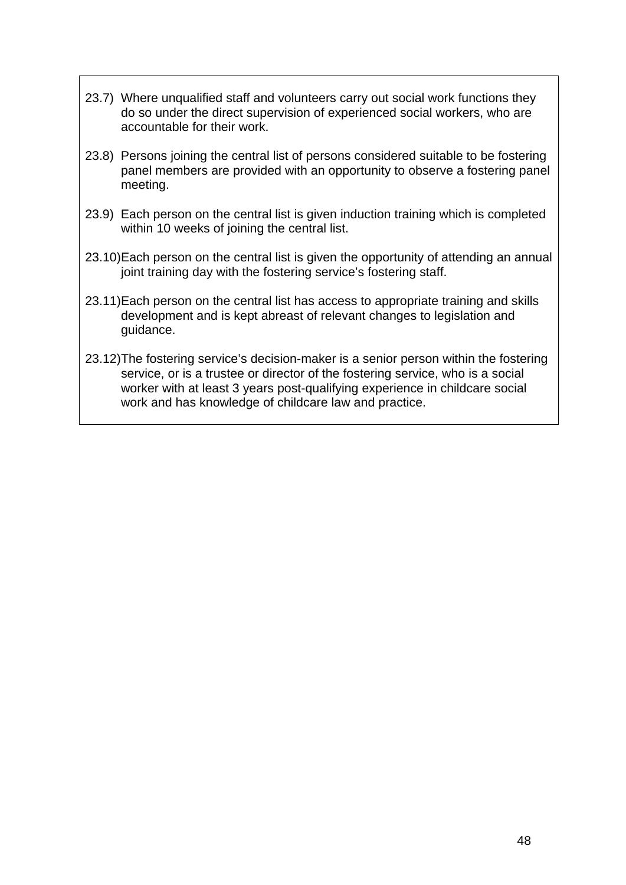23.7) Where unqualified staff and volunteers carry out social work functions they do so under the direct supervision of experienced social workers, who are accountable for their work.

23.8) Persons joining the central list of persons considered suitable to be fostering panel members are provided with an opportunity to observe a fostering panel meeting.

23.9) Each person on the central list is given induction training which is completed within 10 weeks of joining the central list.

23.10) Each person on the central list is given the opportunity of attending an annual joint training day with the fostering service's fostering staff.

23.11) Each person on the central list has access to appropriate training and skills development and is kept abreast of relevant changes to legislation and guidance.

23.12) The fostering service's decision-maker is a senior person within the fostering service, or is a trustee or director of the fostering service, who is a social worker with at least 3 years post-qualifying experience in childcare social work and has knowledge of childcare law and practice.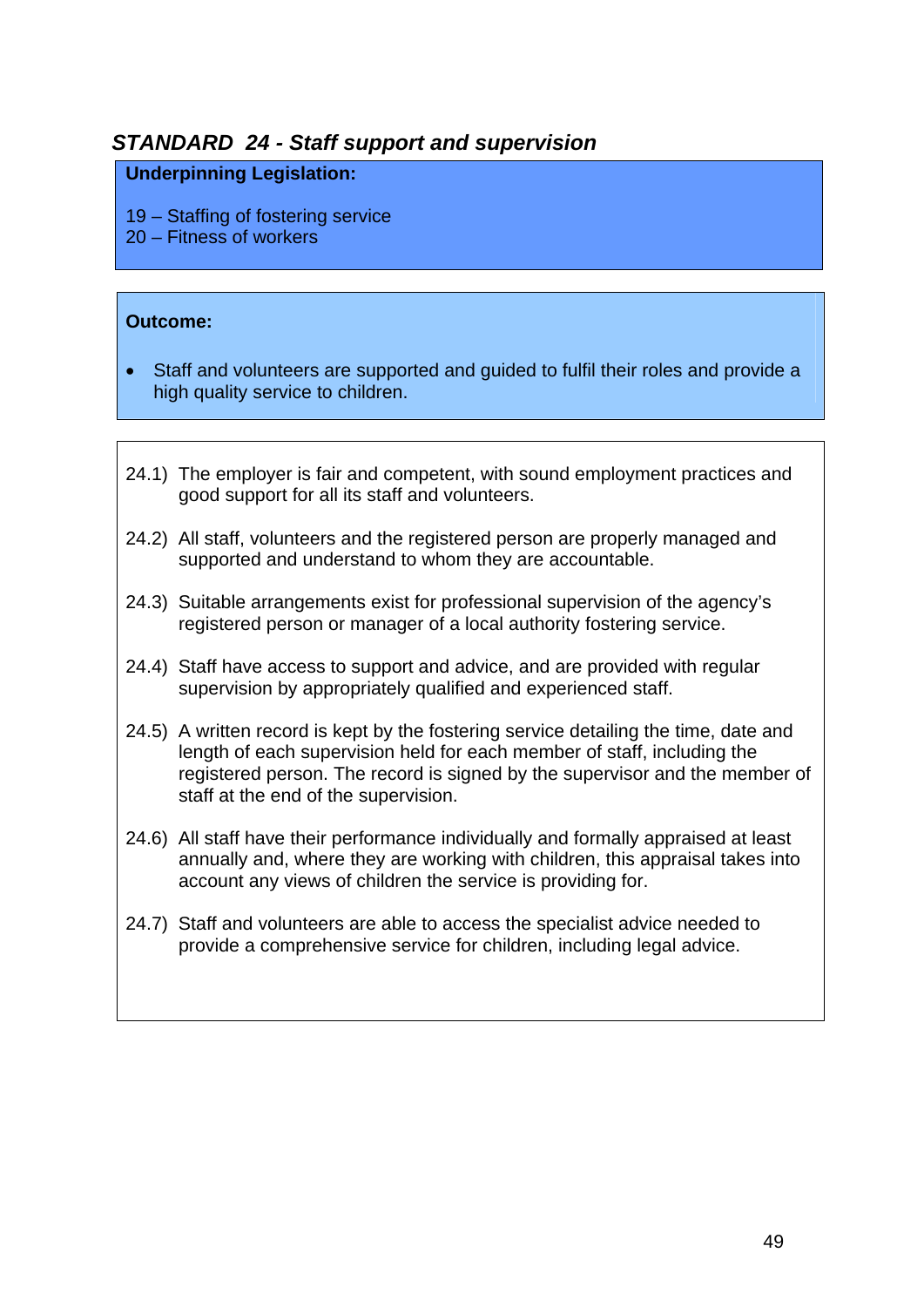## *STANDARD 24 - Staff support and supervision*

**Underpinning Legislation:**

19 – Staffing of fostering service
20 – Fitness of workers

**Outcome:**

- Staff and volunteers are supported and guided to fulfil their roles and provide a high quality service to children.

24.1) The employer is fair and competent, with sound employment practices and good support for all its staff and volunteers.

24.2) All staff, volunteers and the registered person are properly managed and supported and understand to whom they are accountable.

24.3) Suitable arrangements exist for professional supervision of the agency's registered person or manager of a local authority fostering service.

24.4) Staff have access to support and advice, and are provided with regular supervision by appropriately qualified and experienced staff.

24.5) A written record is kept by the fostering service detailing the time, date and length of each supervision held for each member of staff, including the registered person. The record is signed by the supervisor and the member of staff at the end of the supervision.

24.6) All staff have their performance individually and formally appraised at least annually and, where they are working with children, this appraisal takes into account any views of children the service is providing for.

24.7) Staff and volunteers are able to access the specialist advice needed to provide a comprehensive service for children, including legal advice.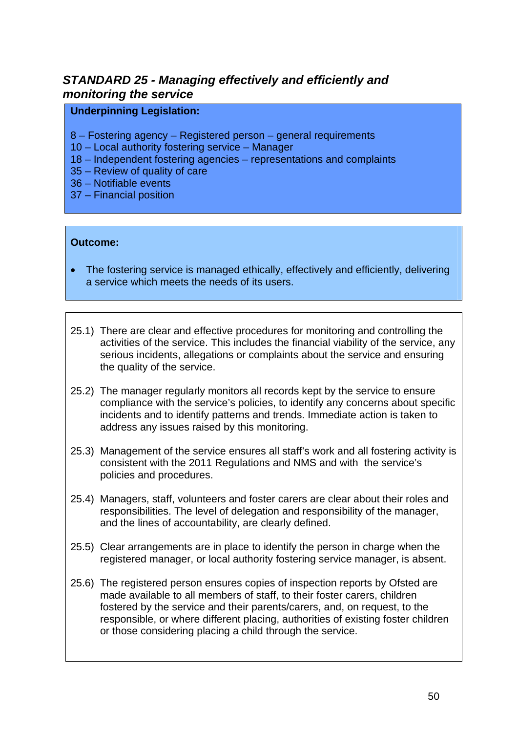## *STANDARD 25 - Managing effectively and efficiently and monitoring the service*

**Underpinning Legislation:**

8 – Fostering agency – Registered person – general requirements
10 – Local authority fostering service – Manager
18 – Independent fostering agencies – representations and complaints
35 – Review of quality of care
36 – Notifiable events
37 – Financial position

**Outcome:**

- The fostering service is managed ethically, effectively and efficiently, delivering a service which meets the needs of its users.

25.1) There are clear and effective procedures for monitoring and controlling the activities of the service. This includes the financial viability of the service, any serious incidents, allegations or complaints about the service and ensuring the quality of the service.

25.2) The manager regularly monitors all records kept by the service to ensure compliance with the service's policies, to identify any concerns about specific incidents and to identify patterns and trends. Immediate action is taken to address any issues raised by this monitoring.

25.3) Management of the service ensures all staff's work and all fostering activity is consistent with the 2011 Regulations and NMS and with the service's policies and procedures.

25.4) Managers, staff, volunteers and foster carers are clear about their roles and responsibilities. The level of delegation and responsibility of the manager, and the lines of accountability, are clearly defined.

25.5) Clear arrangements are in place to identify the person in charge when the registered manager, or local authority fostering service manager, is absent.

25.6) The registered person ensures copies of inspection reports by Ofsted are made available to all members of staff, to their foster carers, children fostered by the service and their parents/carers, and, on request, to the responsible, or where different placing, authorities of existing foster children or those considering placing a child through the service.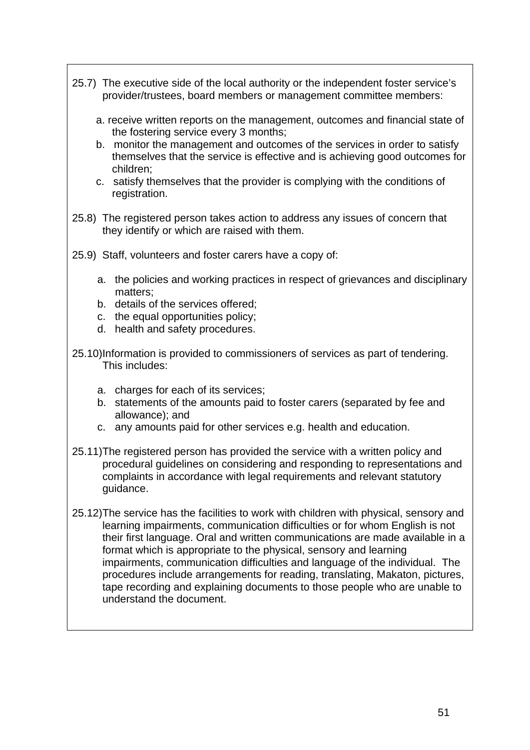25.7) The executive side of the local authority or the independent foster service's provider/trustees, board members or management committee members:

a. receive written reports on the management, outcomes and financial state of the fostering service every 3 months;
b. monitor the management and outcomes of the services in order to satisfy themselves that the service is effective and is achieving good outcomes for children;
c. satisfy themselves that the provider is complying with the conditions of registration.

25.8) The registered person takes action to address any issues of concern that they identify or which are raised with them.

25.9) Staff, volunteers and foster carers have a copy of:

a. the policies and working practices in respect of grievances and disciplinary matters;
b. details of the services offered;
c. the equal opportunities policy;
d. health and safety procedures.

25.10) Information is provided to commissioners of services as part of tendering. This includes:

a. charges for each of its services;
b. statements of the amounts paid to foster carers (separated by fee and allowance); and
c. any amounts paid for other services e.g. health and education.

25.11) The registered person has provided the service with a written policy and procedural guidelines on considering and responding to representations and complaints in accordance with legal requirements and relevant statutory guidance.

25.12) The service has the facilities to work with children with physical, sensory and learning impairments, communication difficulties or for whom English is not their first language. Oral and written communications are made available in a format which is appropriate to the physical, sensory and learning impairments, communication difficulties and language of the individual. The procedures include arrangements for reading, translating, Makaton, pictures, tape recording and explaining documents to those people who are unable to understand the document.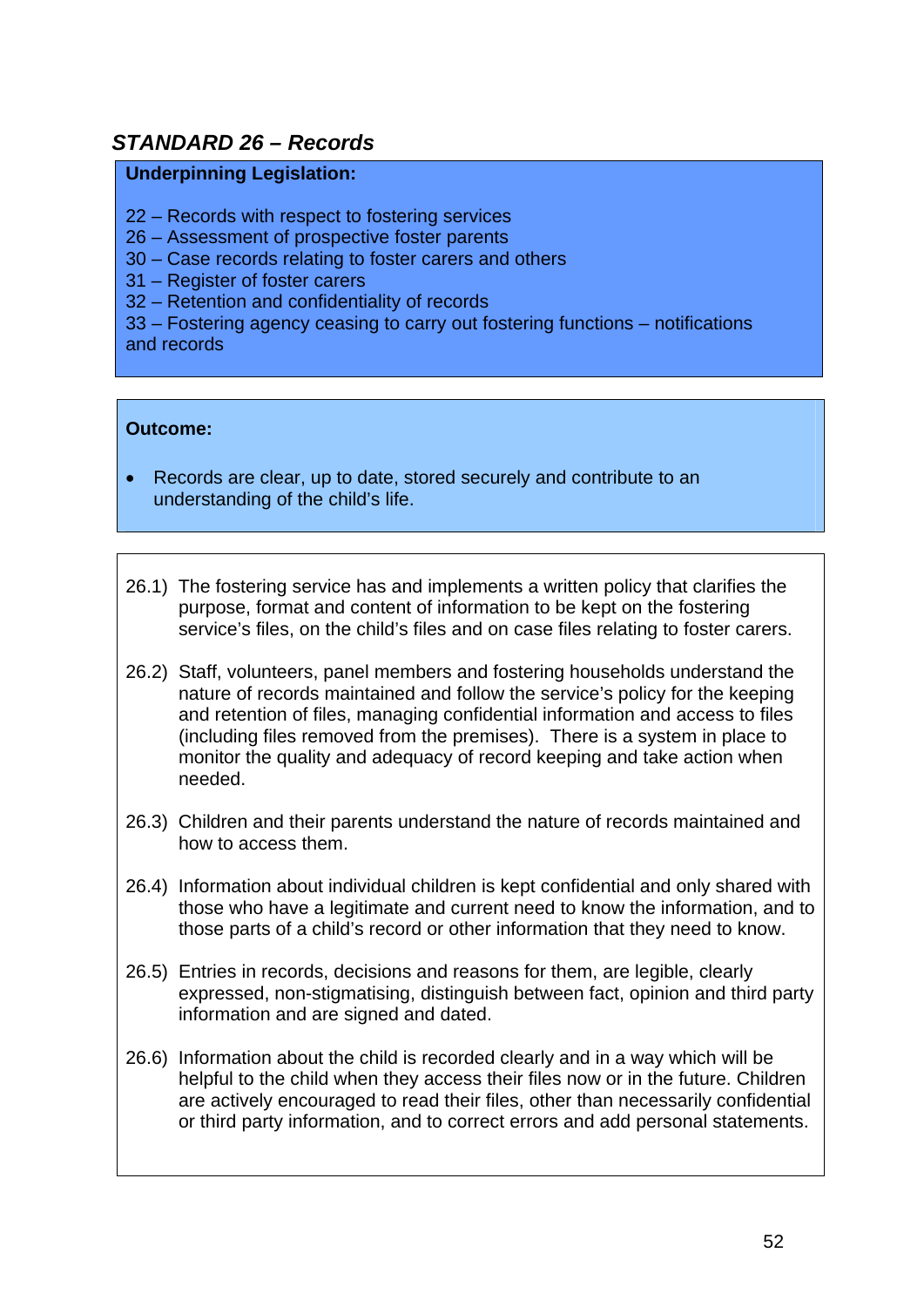## *STANDARD 26 – Records*

**Underpinning Legislation:**

22 – Records with respect to fostering services
26 – Assessment of prospective foster parents
30 – Case records relating to foster carers and others
31 – Register of foster carers
32 – Retention and confidentiality of records
33 – Fostering agency ceasing to carry out fostering functions – notifications and records

**Outcome:**

- Records are clear, up to date, stored securely and contribute to an understanding of the child's life.

26.1) The fostering service has and implements a written policy that clarifies the purpose, format and content of information to be kept on the fostering service's files, on the child's files and on case files relating to foster carers.

26.2) Staff, volunteers, panel members and fostering households understand the nature of records maintained and follow the service's policy for the keeping and retention of files, managing confidential information and access to files (including files removed from the premises). There is a system in place to monitor the quality and adequacy of record keeping and take action when needed.

26.3) Children and their parents understand the nature of records maintained and how to access them.

26.4) Information about individual children is kept confidential and only shared with those who have a legitimate and current need to know the information, and to those parts of a child's record or other information that they need to know.

26.5) Entries in records, decisions and reasons for them, are legible, clearly expressed, non-stigmatising, distinguish between fact, opinion and third party information and are signed and dated.

26.6) Information about the child is recorded clearly and in a way which will be helpful to the child when they access their files now or in the future. Children are actively encouraged to read their files, other than necessarily confidential or third party information, and to correct errors and add personal statements.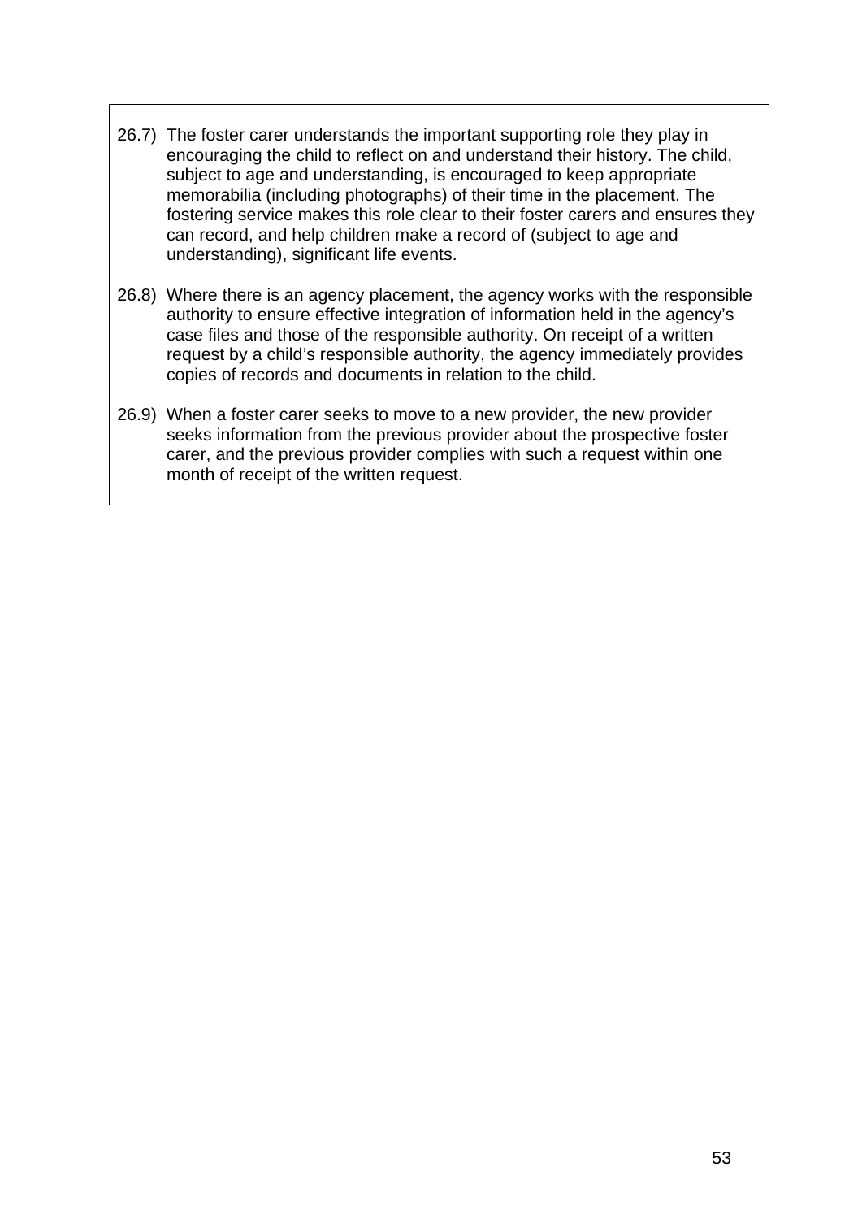26.7) The foster carer understands the important supporting role they play in encouraging the child to reflect on and understand their history. The child, subject to age and understanding, is encouraged to keep appropriate memorabilia (including photographs) of their time in the placement. The fostering service makes this role clear to their foster carers and ensures they can record, and help children make a record of (subject to age and understanding), significant life events.

26.8) Where there is an agency placement, the agency works with the responsible authority to ensure effective integration of information held in the agency's case files and those of the responsible authority. On receipt of a written request by a child's responsible authority, the agency immediately provides copies of records and documents in relation to the child.

26.9) When a foster carer seeks to move to a new provider, the new provider seeks information from the previous provider about the prospective foster carer, and the previous provider complies with such a request within one month of receipt of the written request.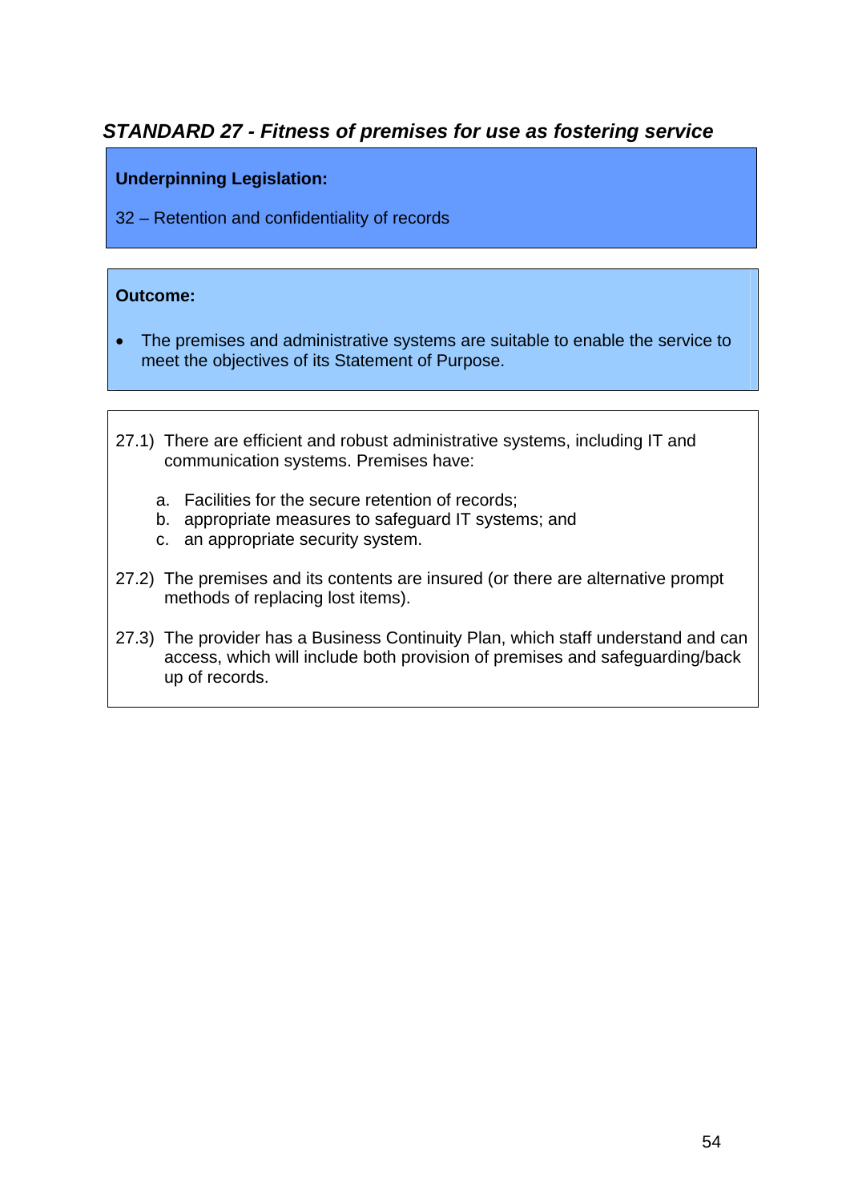## *STANDARD 27 - Fitness of premises for use as fostering service*

**Underpinning Legislation:**

32 – Retention and confidentiality of records

**Outcome:**

- The premises and administrative systems are suitable to enable the service to meet the objectives of its Statement of Purpose.

27.1) There are efficient and robust administrative systems, including IT and communication systems. Premises have:

   a. Facilities for the secure retention of records;
   b. appropriate measures to safeguard IT systems; and
   c. an appropriate security system.

27.2) The premises and its contents are insured (or there are alternative prompt methods of replacing lost items).

27.3) The provider has a Business Continuity Plan, which staff understand and can access, which will include both provision of premises and safeguarding/back up of records.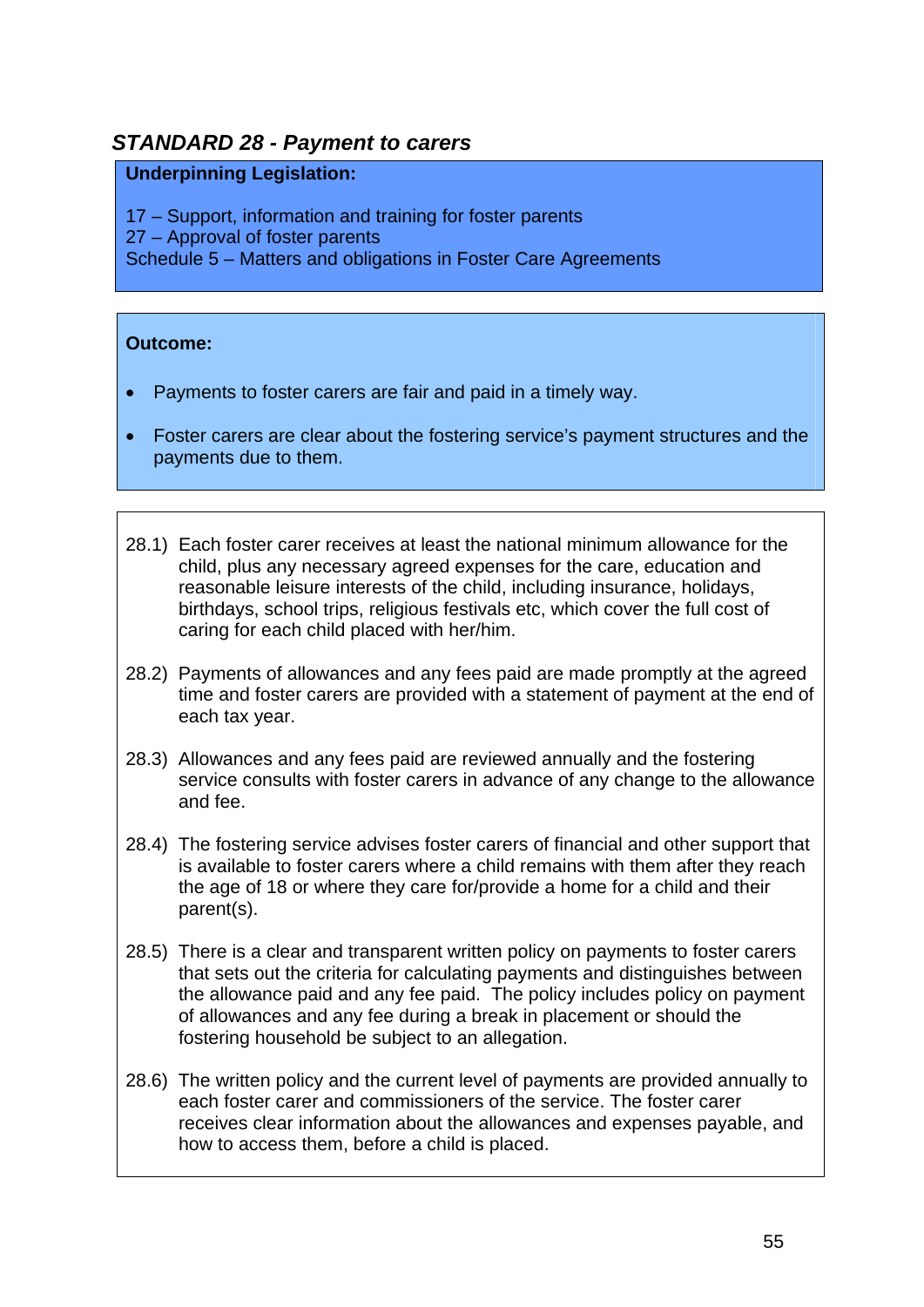## *STANDARD 28 - Payment to carers*

**Underpinning Legislation:**

17 – Support, information and training for foster parents
27 – Approval of foster parents
Schedule 5 – Matters and obligations in Foster Care Agreements

**Outcome:**

- Payments to foster carers are fair and paid in a timely way.
- Foster carers are clear about the fostering service's payment structures and the payments due to them.

28.1) Each foster carer receives at least the national minimum allowance for the child, plus any necessary agreed expenses for the care, education and reasonable leisure interests of the child, including insurance, holidays, birthdays, school trips, religious festivals etc, which cover the full cost of caring for each child placed with her/him.

28.2) Payments of allowances and any fees paid are made promptly at the agreed time and foster carers are provided with a statement of payment at the end of each tax year.

28.3) Allowances and any fees paid are reviewed annually and the fostering service consults with foster carers in advance of any change to the allowance and fee.

28.4) The fostering service advises foster carers of financial and other support that is available to foster carers where a child remains with them after they reach the age of 18 or where they care for/provide a home for a child and their parent(s).

28.5) There is a clear and transparent written policy on payments to foster carers that sets out the criteria for calculating payments and distinguishes between the allowance paid and any fee paid. The policy includes policy on payment of allowances and any fee during a break in placement or should the fostering household be subject to an allegation.

28.6) The written policy and the current level of payments are provided annually to each foster carer and commissioners of the service. The foster carer receives clear information about the allowances and expenses payable, and how to access them, before a child is placed.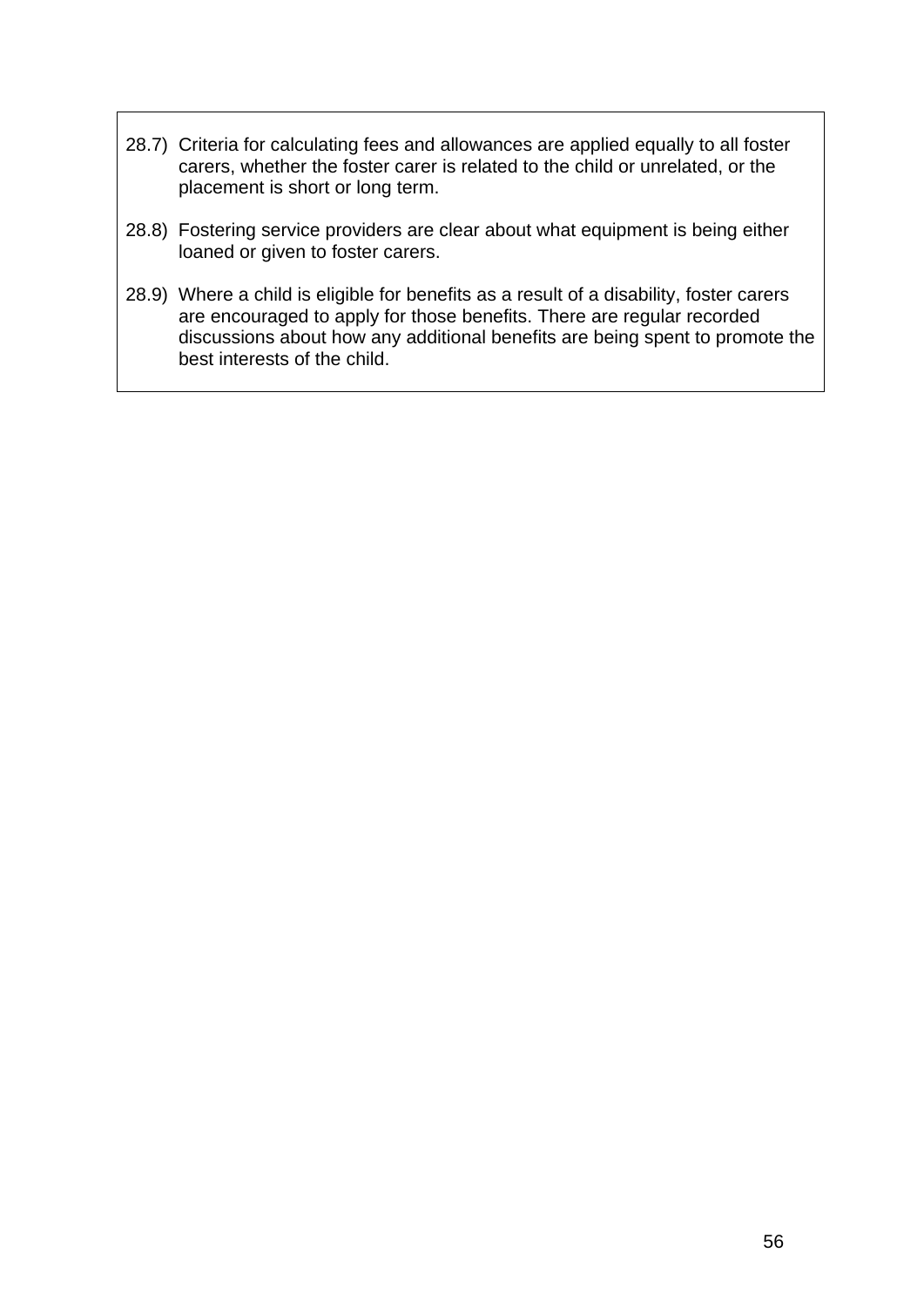28.7) Criteria for calculating fees and allowances are applied equally to all foster carers, whether the foster carer is related to the child or unrelated, or the placement is short or long term.

28.8) Fostering service providers are clear about what equipment is being either loaned or given to foster carers.

28.9) Where a child is eligible for benefits as a result of a disability, foster carers are encouraged to apply for those benefits. There are regular recorded discussions about how any additional benefits are being spent to promote the best interests of the child.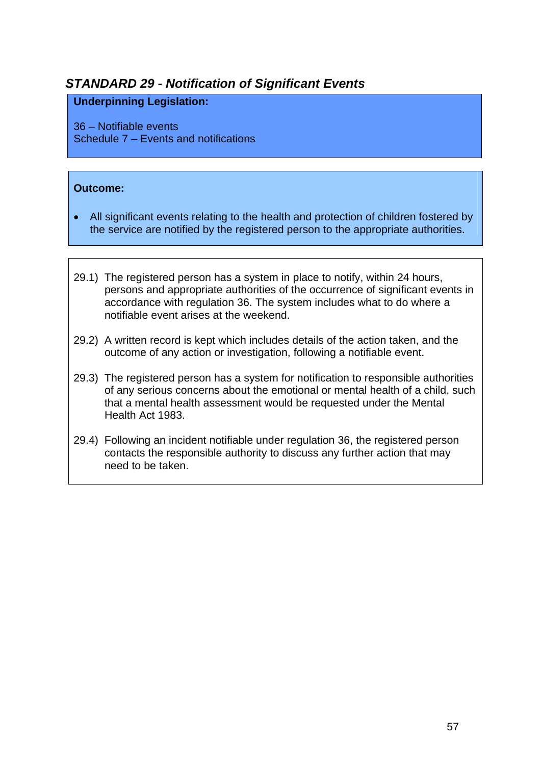## *STANDARD 29 - Notification of Significant Events*

**Underpinning Legislation:**

36 – Notifiable events
Schedule 7 – Events and notifications

**Outcome:**

- All significant events relating to the health and protection of children fostered by the service are notified by the registered person to the appropriate authorities.

29.1) The registered person has a system in place to notify, within 24 hours, persons and appropriate authorities of the occurrence of significant events in accordance with regulation 36. The system includes what to do where a notifiable event arises at the weekend.

29.2) A written record is kept which includes details of the action taken, and the outcome of any action or investigation, following a notifiable event.

29.3) The registered person has a system for notification to responsible authorities of any serious concerns about the emotional or mental health of a child, such that a mental health assessment would be requested under the Mental Health Act 1983.

29.4) Following an incident notifiable under regulation 36, the registered person contacts the responsible authority to discuss any further action that may need to be taken.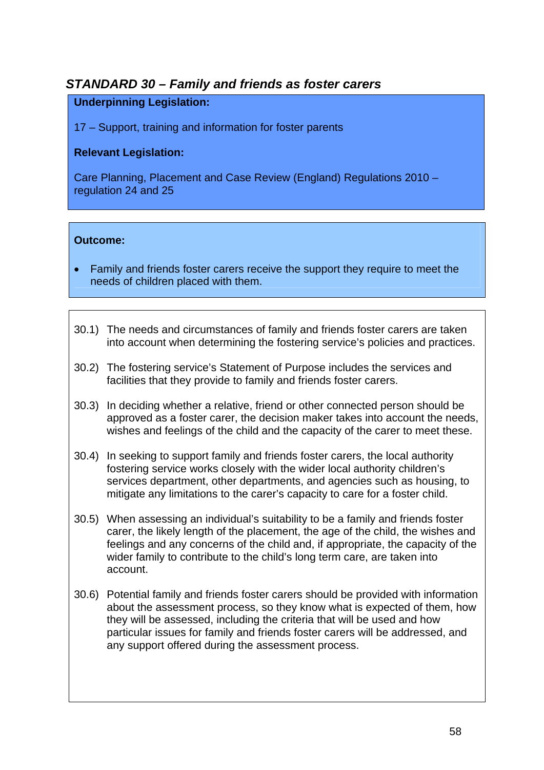## *STANDARD 30 – Family and friends as foster carers*

**Underpinning Legislation:**

17 – Support, training and information for foster parents

**Relevant Legislation:**

Care Planning, Placement and Case Review (England) Regulations 2010 – regulation 24 and 25

**Outcome:**

- Family and friends foster carers receive the support they require to meet the needs of children placed with them.

30.1) The needs and circumstances of family and friends foster carers are taken into account when determining the fostering service's policies and practices.

30.2) The fostering service's Statement of Purpose includes the services and facilities that they provide to family and friends foster carers.

30.3) In deciding whether a relative, friend or other connected person should be approved as a foster carer, the decision maker takes into account the needs, wishes and feelings of the child and the capacity of the carer to meet these.

30.4) In seeking to support family and friends foster carers, the local authority fostering service works closely with the wider local authority children's services department, other departments, and agencies such as housing, to mitigate any limitations to the carer's capacity to care for a foster child.

30.5) When assessing an individual's suitability to be a family and friends foster carer, the likely length of the placement, the age of the child, the wishes and feelings and any concerns of the child and, if appropriate, the capacity of the wider family to contribute to the child's long term care, are taken into account.

30.6) Potential family and friends foster carers should be provided with information about the assessment process, so they know what is expected of them, how they will be assessed, including the criteria that will be used and how particular issues for family and friends foster carers will be addressed, and any support offered during the assessment process.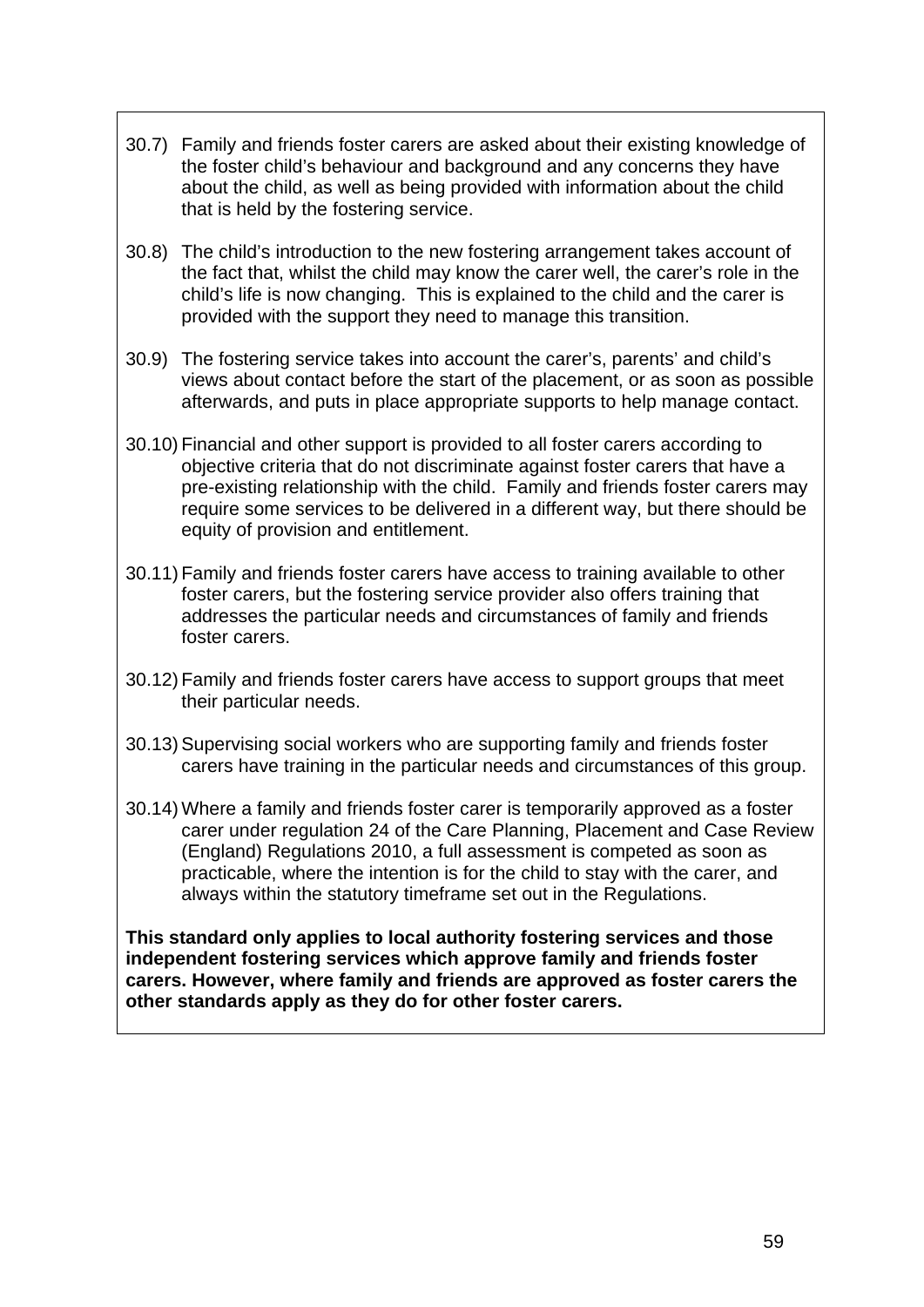30.7) Family and friends foster carers are asked about their existing knowledge of the foster child's behaviour and background and any concerns they have about the child, as well as being provided with information about the child that is held by the fostering service.

30.8) The child's introduction to the new fostering arrangement takes account of the fact that, whilst the child may know the carer well, the carer's role in the child's life is now changing. This is explained to the child and the carer is provided with the support they need to manage this transition.

30.9) The fostering service takes into account the carer's, parents' and child's views about contact before the start of the placement, or as soon as possible afterwards, and puts in place appropriate supports to help manage contact.

30.10) Financial and other support is provided to all foster carers according to objective criteria that do not discriminate against foster carers that have a pre-existing relationship with the child. Family and friends foster carers may require some services to be delivered in a different way, but there should be equity of provision and entitlement.

30.11) Family and friends foster carers have access to training available to other foster carers, but the fostering service provider also offers training that addresses the particular needs and circumstances of family and friends foster carers.

30.12) Family and friends foster carers have access to support groups that meet their particular needs.

30.13) Supervising social workers who are supporting family and friends foster carers have training in the particular needs and circumstances of this group.

30.14) Where a family and friends foster carer is temporarily approved as a foster carer under regulation 24 of the Care Planning, Placement and Case Review (England) Regulations 2010, a full assessment is competed as soon as practicable, where the intention is for the child to stay with the carer, and always within the statutory timeframe set out in the Regulations.

**This standard only applies to local authority fostering services and those independent fostering services which approve family and friends foster carers. However, where family and friends are approved as foster carers the other standards apply as they do for other foster carers.**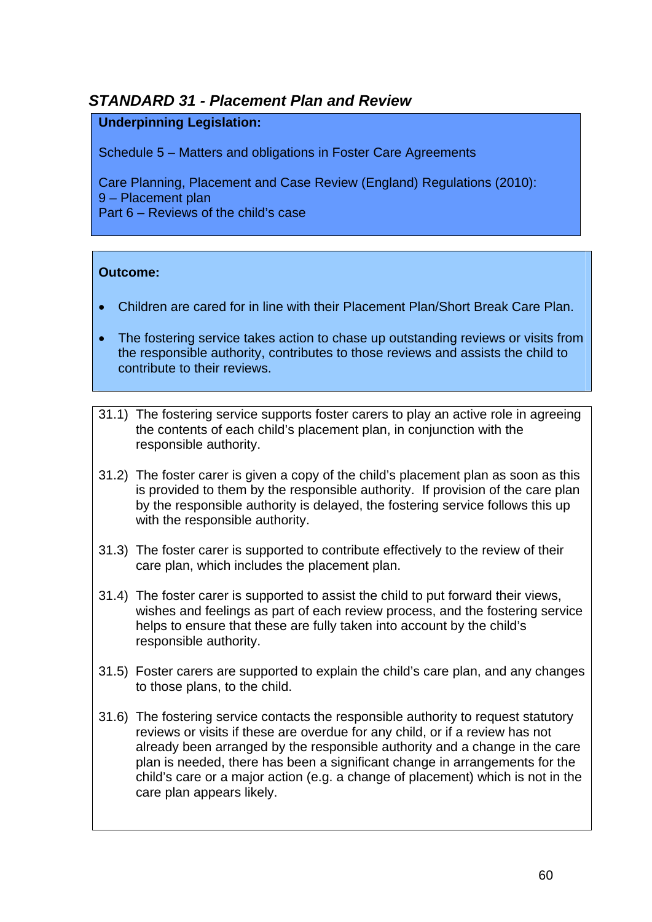### *STANDARD 31 - Placement Plan and Review*

**Underpinning Legislation:**

Schedule 5 – Matters and obligations in Foster Care Agreements

Care Planning, Placement and Case Review (England) Regulations (2010):
9 – Placement plan
Part 6 – Reviews of the child's case

**Outcome:**

- Children are cared for in line with their Placement Plan/Short Break Care Plan.
- The fostering service takes action to chase up outstanding reviews or visits from the responsible authority, contributes to those reviews and assists the child to contribute to their reviews.

31.1) The fostering service supports foster carers to play an active role in agreeing the contents of each child's placement plan, in conjunction with the responsible authority.

31.2) The foster carer is given a copy of the child's placement plan as soon as this is provided to them by the responsible authority. If provision of the care plan by the responsible authority is delayed, the fostering service follows this up with the responsible authority.

31.3) The foster carer is supported to contribute effectively to the review of their care plan, which includes the placement plan.

31.4) The foster carer is supported to assist the child to put forward their views, wishes and feelings as part of each review process, and the fostering service helps to ensure that these are fully taken into account by the child's responsible authority.

31.5) Foster carers are supported to explain the child's care plan, and any changes to those plans, to the child.

31.6) The fostering service contacts the responsible authority to request statutory reviews or visits if these are overdue for any child, or if a review has not already been arranged by the responsible authority and a change in the care plan is needed, there has been a significant change in arrangements for the child's care or a major action (e.g. a change of placement) which is not in the care plan appears likely.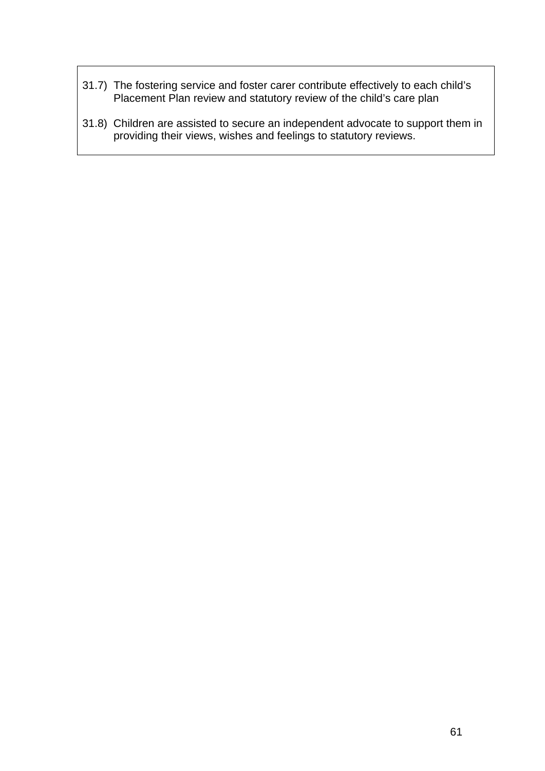31.7) The fostering service and foster carer contribute effectively to each child's Placement Plan review and statutory review of the child's care plan

31.8) Children are assisted to secure an independent advocate to support them in providing their views, wishes and feelings to statutory reviews.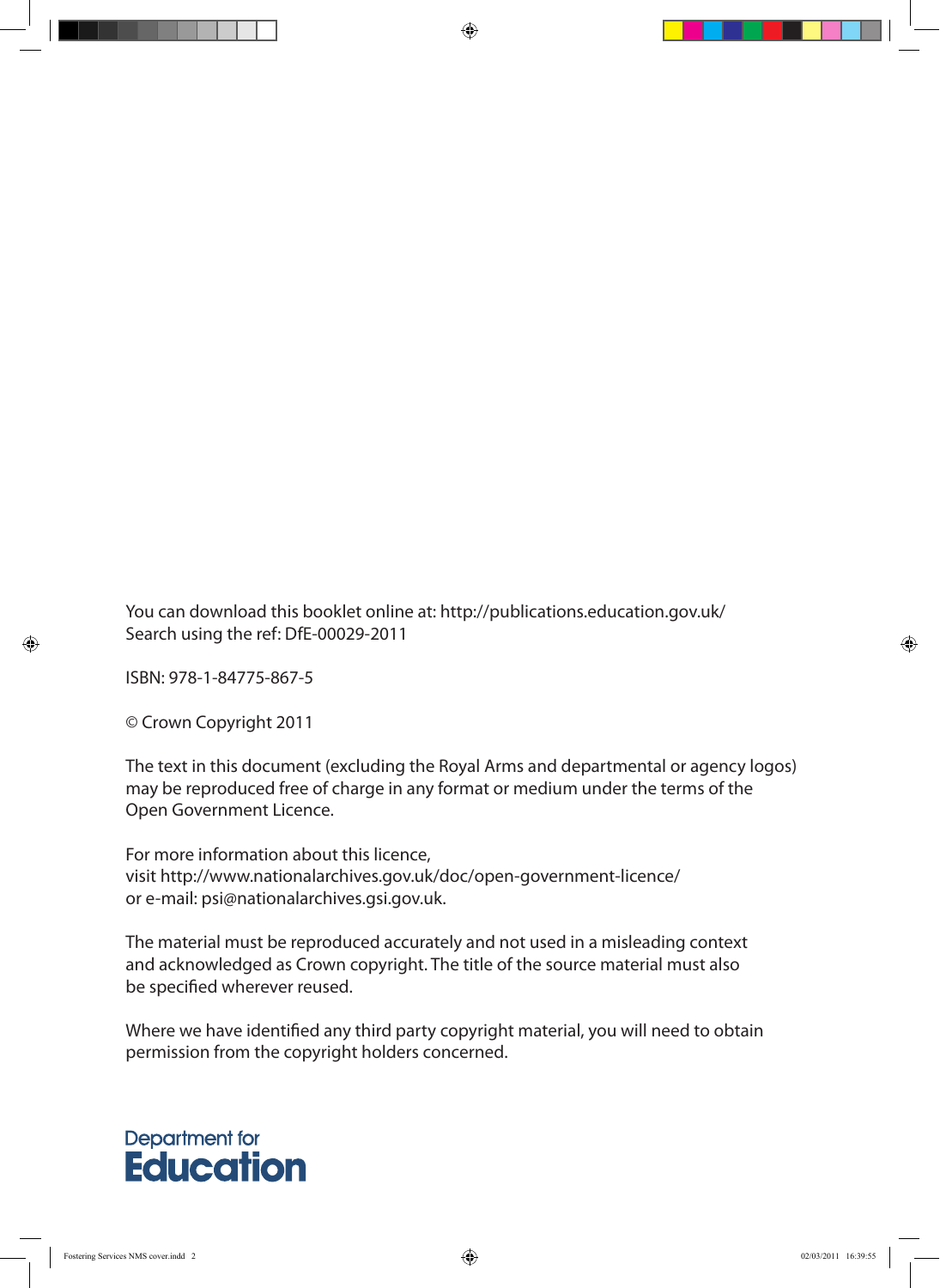You can download this booklet online at: http://publications.education.gov.uk/
Search using the ref: DfE-00029-2011

ISBN: 978-1-84775-867-5

© Crown Copyright 2011

The text in this document (excluding the Royal Arms and departmental or agency logos) may be reproduced free of charge in any format or medium under the terms of the Open Government Licence.

For more information about this licence,
visit http://www.nationalarchives.gov.uk/doc/open-government-licence/
or e-mail: psi@nationalarchives.gsi.gov.uk.

The material must be reproduced accurately and not used in a misleading context and acknowledged as Crown copyright. The title of the source material must also be specified wherever reused.

Where we have identified any third party copyright material, you will need to obtain permission from the copyright holders concerned.

Department for
Education